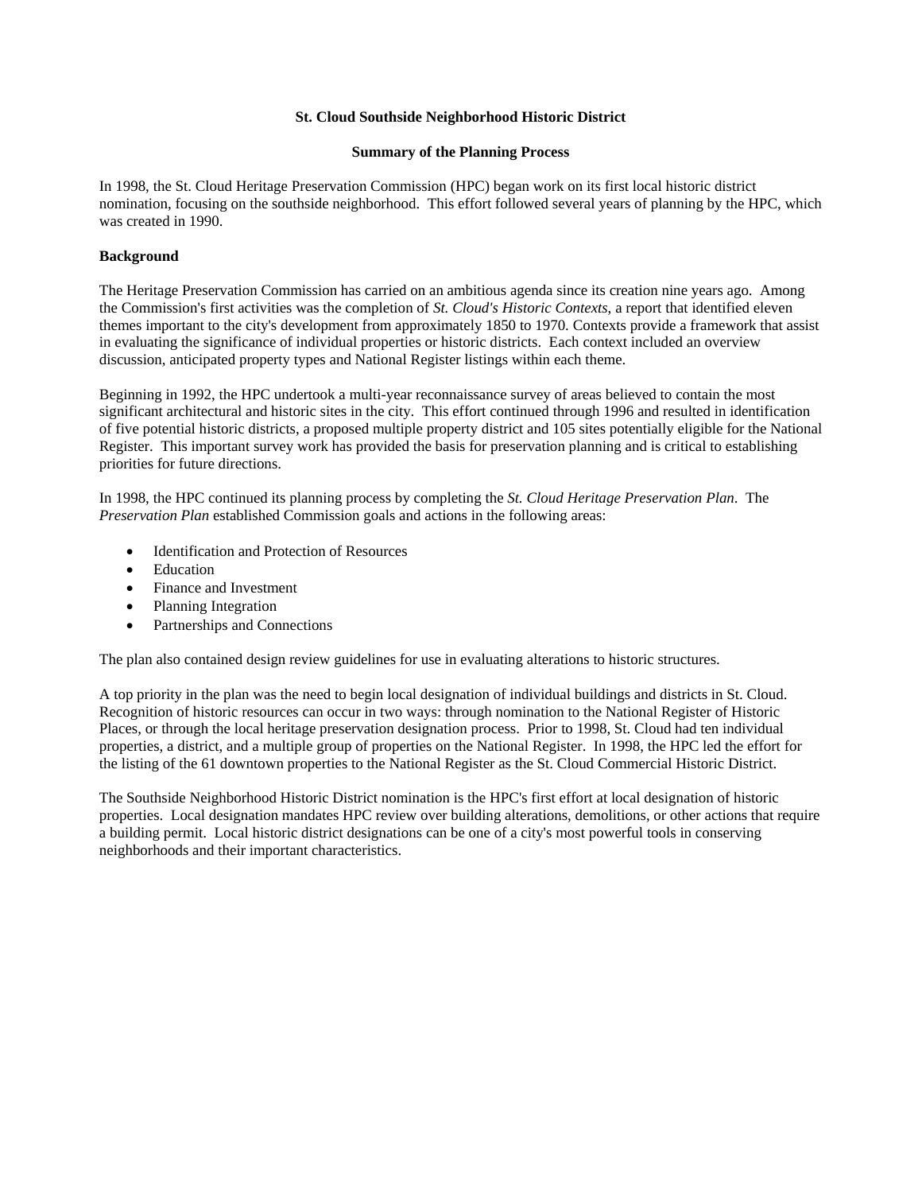# St. Cloud Southside Neighborhood Historic District

## Summary of the Planning Process

In 1998, the St. Cloud Heritage Preservation Commission (HPC) began work on its first local historic district nomination, focusing on the southside neighborhood. This effort followed several years of planning by the HPC, which was created in 1990.

### Background

The Heritage Preservation Commission has carried on an ambitious agenda since its creation nine years ago. Among the Commission's first activities was the completion of *St. Cloud's Historic Contexts*, a report that identified eleven themes important to the city's development from approximately 1850 to 1970. Contexts provide a framework that assist in evaluating the significance of individual properties or historic districts. Each context included an overview discussion, anticipated property types and National Register listings within each theme.

Beginning in 1992, the HPC undertook a multi-year reconnaissance survey of areas believed to contain the most significant architectural and historic sites in the city. This effort continued through 1996 and resulted in identification of five potential historic districts, a proposed multiple property district and 105 sites potentially eligible for the National Register. This important survey work has provided the basis for preservation planning and is critical to establishing priorities for future directions.

In 1998, the HPC continued its planning process by completing the *St. Cloud Heritage Preservation Plan*. The *Preservation Plan* established Commission goals and actions in the following areas:

- Identification and Protection of Resources
- Education
- Finance and Investment
- Planning Integration
- Partnerships and Connections

The plan also contained design review guidelines for use in evaluating alterations to historic structures.

A top priority in the plan was the need to begin local designation of individual buildings and districts in St. Cloud. Recognition of historic resources can occur in two ways: through nomination to the National Register of Historic Places, or through the local heritage preservation designation process. Prior to 1998, St. Cloud had ten individual properties, a district, and a multiple group of properties on the National Register. In 1998, the HPC led the effort for the listing of the 61 downtown properties to the National Register as the St. Cloud Commercial Historic District.

The Southside Neighborhood Historic District nomination is the HPC's first effort at local designation of historic properties. Local designation mandates HPC review over building alterations, demolitions, or other actions that require a building permit. Local historic district designations can be one of a city's most powerful tools in conserving neighborhoods and their important characteristics.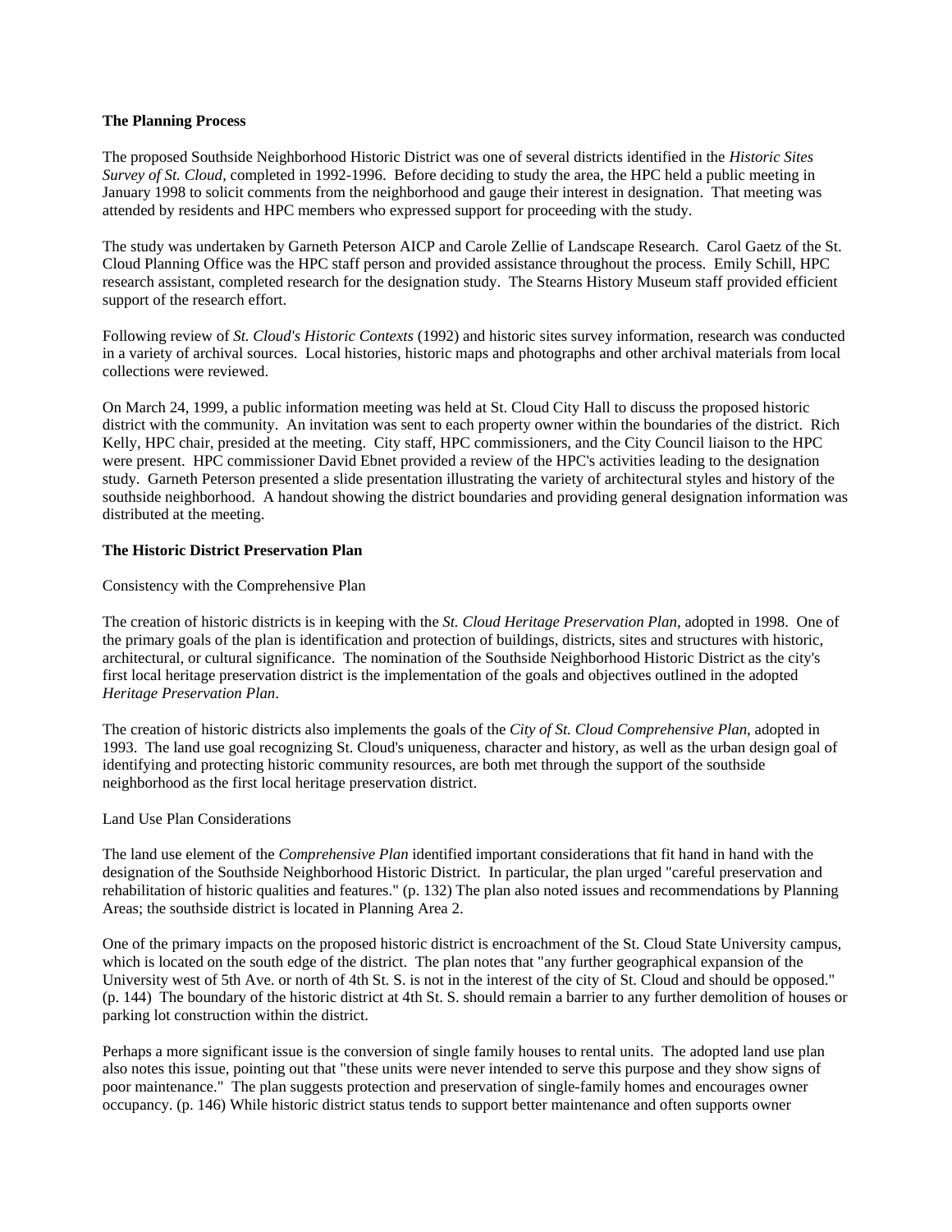**The Planning Process**

The proposed Southside Neighborhood Historic District was one of several districts identified in the *Historic Sites Survey of St. Cloud*, completed in 1992-1996. Before deciding to study the area, the HPC held a public meeting in January 1998 to solicit comments from the neighborhood and gauge their interest in designation. That meeting was attended by residents and HPC members who expressed support for proceeding with the study.

The study was undertaken by Garneth Peterson AICP and Carole Zellie of Landscape Research. Carol Gaetz of the St. Cloud Planning Office was the HPC staff person and provided assistance throughout the process. Emily Schill, HPC research assistant, completed research for the designation study. The Stearns History Museum staff provided efficient support of the research effort.

Following review of *St. Cloud's Historic Contexts* (1992) and historic sites survey information, research was conducted in a variety of archival sources. Local histories, historic maps and photographs and other archival materials from local collections were reviewed.

On March 24, 1999, a public information meeting was held at St. Cloud City Hall to discuss the proposed historic district with the community. An invitation was sent to each property owner within the boundaries of the district. Rich Kelly, HPC chair, presided at the meeting. City staff, HPC commissioners, and the City Council liaison to the HPC were present. HPC commissioner David Ebnet provided a review of the HPC's activities leading to the designation study. Garneth Peterson presented a slide presentation illustrating the variety of architectural styles and history of the southside neighborhood. A handout showing the district boundaries and providing general designation information was distributed at the meeting.

**The Historic District Preservation Plan**

Consistency with the Comprehensive Plan

The creation of historic districts is in keeping with the *St. Cloud Heritage Preservation Plan*, adopted in 1998. One of the primary goals of the plan is identification and protection of buildings, districts, sites and structures with historic, architectural, or cultural significance. The nomination of the Southside Neighborhood Historic District as the city's first local heritage preservation district is the implementation of the goals and objectives outlined in the adopted *Heritage Preservation Plan*.

The creation of historic districts also implements the goals of the *City of St. Cloud Comprehensive Plan*, adopted in 1993. The land use goal recognizing St. Cloud's uniqueness, character and history, as well as the urban design goal of identifying and protecting historic community resources, are both met through the support of the southside neighborhood as the first local heritage preservation district.

Land Use Plan Considerations

The land use element of the *Comprehensive Plan* identified important considerations that fit hand in hand with the designation of the Southside Neighborhood Historic District. In particular, the plan urged "careful preservation and rehabilitation of historic qualities and features." (p. 132) The plan also noted issues and recommendations by Planning Areas; the southside district is located in Planning Area 2.

One of the primary impacts on the proposed historic district is encroachment of the St. Cloud State University campus, which is located on the south edge of the district. The plan notes that "any further geographical expansion of the University west of 5th Ave. or north of 4th St. S. is not in the interest of the city of St. Cloud and should be opposed." (p. 144) The boundary of the historic district at 4th St. S. should remain a barrier to any further demolition of houses or parking lot construction within the district.

Perhaps a more significant issue is the conversion of single family houses to rental units. The adopted land use plan also notes this issue, pointing out that "these units were never intended to serve this purpose and they show signs of poor maintenance." The plan suggests protection and preservation of single-family homes and encourages owner occupancy. (p. 146) While historic district status tends to support better maintenance and often supports owner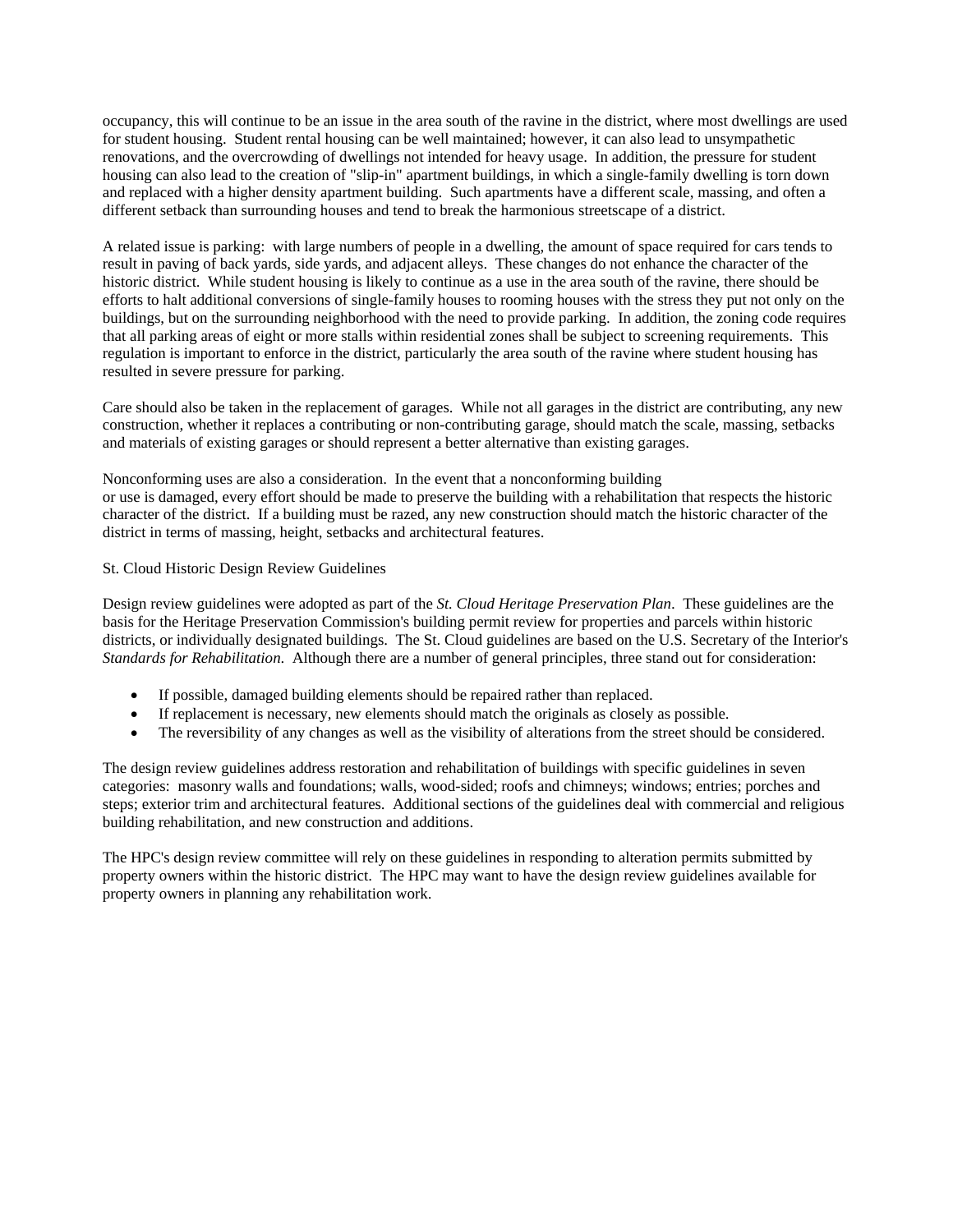occupancy, this will continue to be an issue in the area south of the ravine in the district, where most dwellings are used for student housing. Student rental housing can be well maintained; however, it can also lead to unsympathetic renovations, and the overcrowding of dwellings not intended for heavy usage. In addition, the pressure for student housing can also lead to the creation of "slip-in" apartment buildings, in which a single-family dwelling is torn down and replaced with a higher density apartment building. Such apartments have a different scale, massing, and often a different setback than surrounding houses and tend to break the harmonious streetscape of a district.

A related issue is parking: with large numbers of people in a dwelling, the amount of space required for cars tends to result in paving of back yards, side yards, and adjacent alleys. These changes do not enhance the character of the historic district. While student housing is likely to continue as a use in the area south of the ravine, there should be efforts to halt additional conversions of single-family houses to rooming houses with the stress they put not only on the buildings, but on the surrounding neighborhood with the need to provide parking. In addition, the zoning code requires that all parking areas of eight or more stalls within residential zones shall be subject to screening requirements. This regulation is important to enforce in the district, particularly the area south of the ravine where student housing has resulted in severe pressure for parking.

Care should also be taken in the replacement of garages. While not all garages in the district are contributing, any new construction, whether it replaces a contributing or non-contributing garage, should match the scale, massing, setbacks and materials of existing garages or should represent a better alternative than existing garages.

Nonconforming uses are also a consideration. In the event that a nonconforming building or use is damaged, every effort should be made to preserve the building with a rehabilitation that respects the historic character of the district. If a building must be razed, any new construction should match the historic character of the district in terms of massing, height, setbacks and architectural features.

St. Cloud Historic Design Review Guidelines

Design review guidelines were adopted as part of the *St. Cloud Heritage Preservation Plan*. These guidelines are the basis for the Heritage Preservation Commission's building permit review for properties and parcels within historic districts, or individually designated buildings. The St. Cloud guidelines are based on the U.S. Secretary of the Interior's *Standards for Rehabilitation*. Although there are a number of general principles, three stand out for consideration:

- If possible, damaged building elements should be repaired rather than replaced.
- If replacement is necessary, new elements should match the originals as closely as possible.
- The reversibility of any changes as well as the visibility of alterations from the street should be considered.

The design review guidelines address restoration and rehabilitation of buildings with specific guidelines in seven categories: masonry walls and foundations; walls, wood-sided; roofs and chimneys; windows; entries; porches and steps; exterior trim and architectural features. Additional sections of the guidelines deal with commercial and religious building rehabilitation, and new construction and additions.

The HPC's design review committee will rely on these guidelines in responding to alteration permits submitted by property owners within the historic district. The HPC may want to have the design review guidelines available for property owners in planning any rehabilitation work.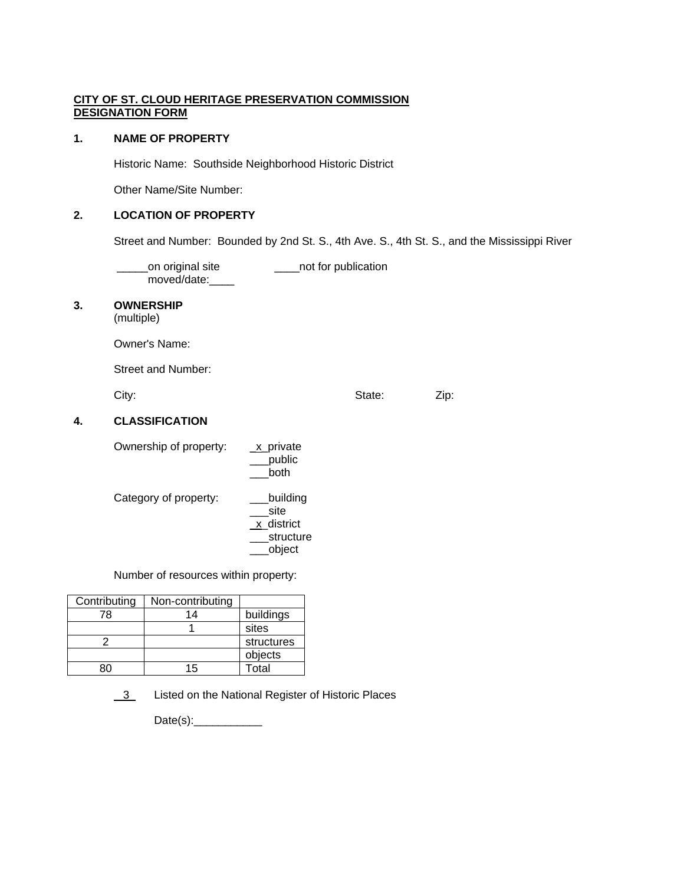**CITY OF ST. CLOUD HERITAGE PRESERVATION COMMISSION**
**DESIGNATION FORM**

## 1. NAME OF PROPERTY

Historic Name: Southside Neighborhood Historic District

Other Name/Site Number:

## 2. LOCATION OF PROPERTY

Street and Number: Bounded by 2nd St. S., 4th Ave. S., 4th St. S., and the Mississippi River

_____on original site ____not for publication
moved/date:____

## 3. OWNERSHIP

(multiple)

Owner's Name:

Street and Number:

City: State: Zip:

## 4. CLASSIFICATION

Ownership of property:
_x_private
___public
___both

Category of property:
___building
___site
_x_district
___structure
___object

Number of resources within property:

| Contributing | Non-contributing | |
|---|---|---|
| 78 | 14 | buildings |
| | 1 | sites |
| 2 | | structures |
| | | objects |
| 80 | 15 | Total |

__3__ Listed on the National Register of Historic Places

Date(s):___________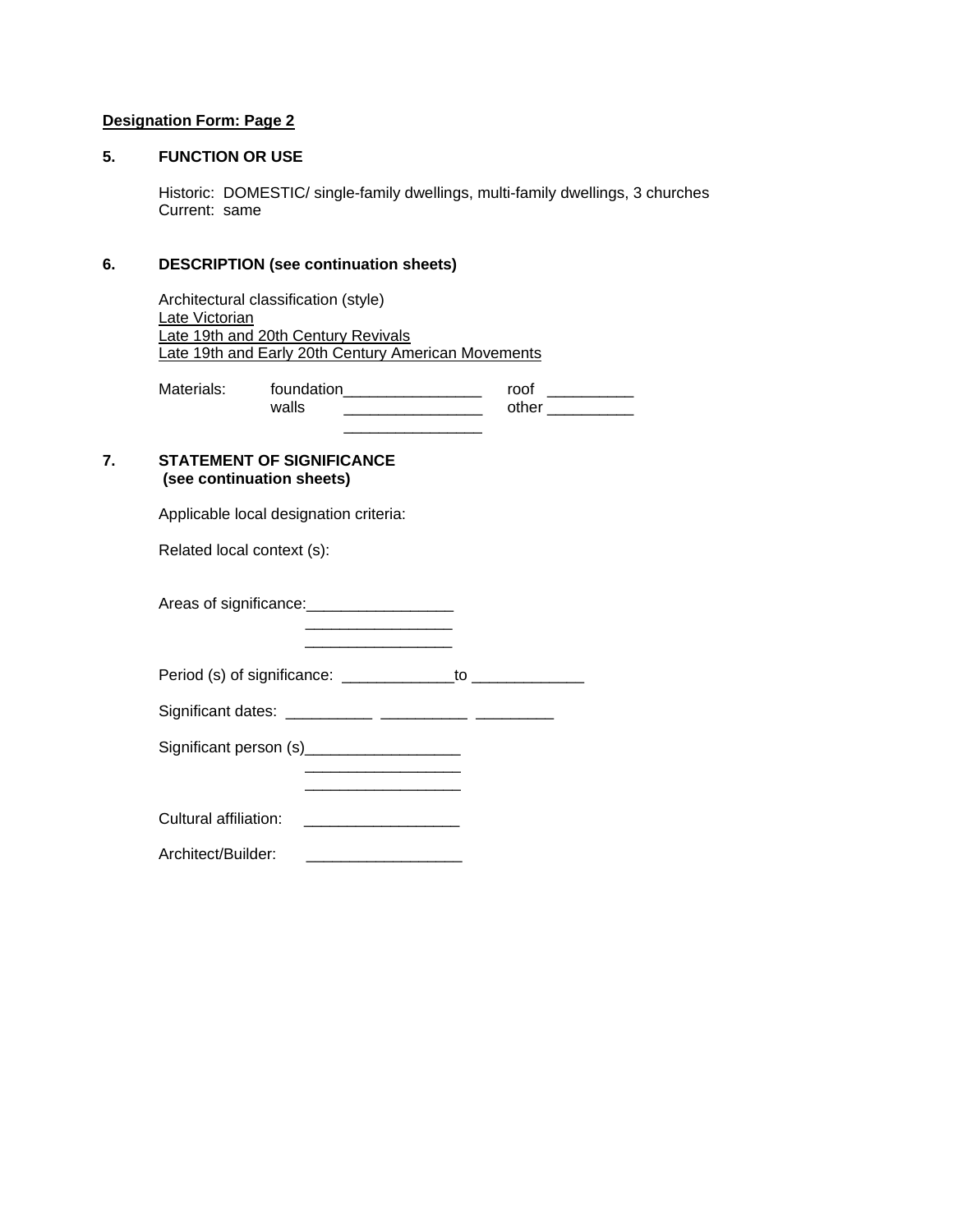**Designation Form: Page 2**

**5. FUNCTION OR USE**

Historic: DOMESTIC/ single-family dwellings, multi-family dwellings, 3 churches
Current: same

**6. DESCRIPTION (see continuation sheets)**

Architectural classification (style)
Late Victorian
Late 19th and 20th Century Revivals
Late 19th and Early 20th Century American Movements

Materials: foundation________________ roof __________
walls ________________ other __________
________________

**7. STATEMENT OF SIGNIFICANCE**
**(see continuation sheets)**

Applicable local designation criteria:

Related local context (s):

Areas of significance:_________________
_________________
_________________

Period (s) of significance: _____________to _____________

Significant dates: __________ __________ _________

Significant person (s)__________________
__________________
__________________

Cultural affiliation: __________________

Architect/Builder: __________________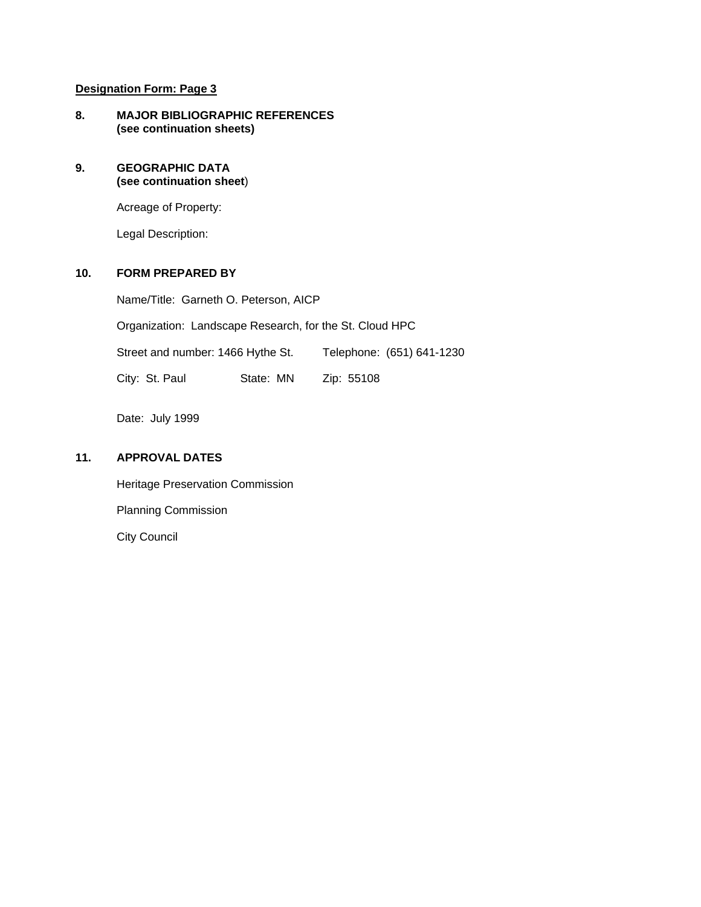**Designation Form: Page 3**

**8. MAJOR BIBLIOGRAPHIC REFERENCES**
**(see continuation sheets)**

**9. GEOGRAPHIC DATA**
**(see continuation sheet**)

Acreage of Property:

Legal Description:

**10. FORM PREPARED BY**

Name/Title: Garneth O. Peterson, AICP

Organization: Landscape Research, for the St. Cloud HPC

Street and number: 1466 Hythe St. Telephone: (651) 641-1230

City: St. Paul State: MN Zip: 55108

Date: July 1999

**11. APPROVAL DATES**

Heritage Preservation Commission

Planning Commission

City Council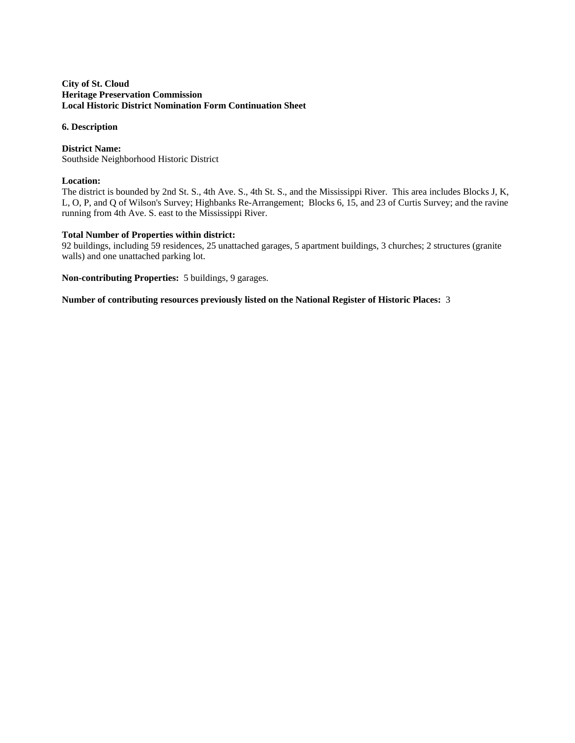**City of St. Cloud**
**Heritage Preservation Commission**
**Local Historic District Nomination Form Continuation Sheet**

**6. Description**

**District Name:**
Southside Neighborhood Historic District

**Location:**
The district is bounded by 2nd St. S., 4th Ave. S., 4th St. S., and the Mississippi River. This area includes Blocks J, K, L, O, P, and Q of Wilson's Survey; Highbanks Re-Arrangement; Blocks 6, 15, and 23 of Curtis Survey; and the ravine running from 4th Ave. S. east to the Mississippi River.

**Total Number of Properties within district:**
92 buildings, including 59 residences, 25 unattached garages, 5 apartment buildings, 3 churches; 2 structures (granite walls) and one unattached parking lot.

**Non-contributing Properties:** 5 buildings, 9 garages.

**Number of contributing resources previously listed on the National Register of Historic Places:** 3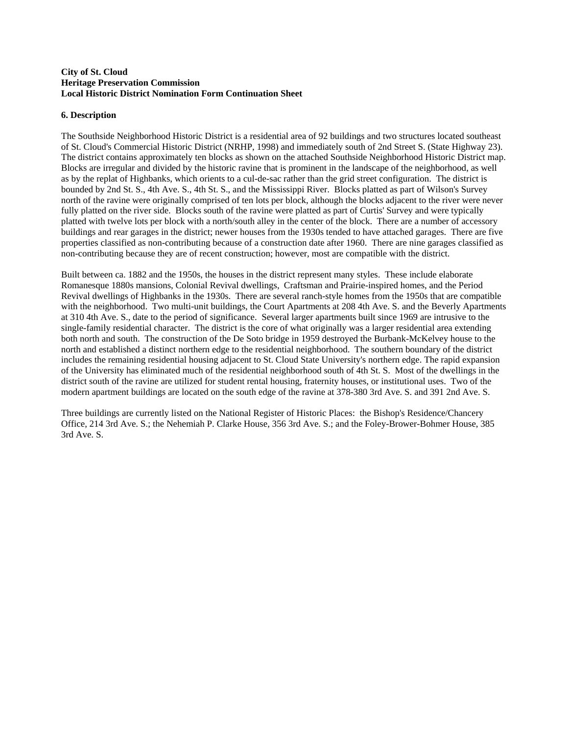**City of St. Cloud**
**Heritage Preservation Commission**
**Local Historic District Nomination Form Continuation Sheet**

**6. Description**

The Southside Neighborhood Historic District is a residential area of 92 buildings and two structures located southeast of St. Cloud's Commercial Historic District (NRHP, 1998) and immediately south of 2nd Street S. (State Highway 23). The district contains approximately ten blocks as shown on the attached Southside Neighborhood Historic District map. Blocks are irregular and divided by the historic ravine that is prominent in the landscape of the neighborhood, as well as by the replat of Highbanks, which orients to a cul-de-sac rather than the grid street configuration. The district is bounded by 2nd St. S., 4th Ave. S., 4th St. S., and the Mississippi River. Blocks platted as part of Wilson's Survey north of the ravine were originally comprised of ten lots per block, although the blocks adjacent to the river were never fully platted on the river side. Blocks south of the ravine were platted as part of Curtis' Survey and were typically platted with twelve lots per block with a north/south alley in the center of the block. There are a number of accessory buildings and rear garages in the district; newer houses from the 1930s tended to have attached garages. There are five properties classified as non-contributing because of a construction date after 1960. There are nine garages classified as non-contributing because they are of recent construction; however, most are compatible with the district.

Built between ca. 1882 and the 1950s, the houses in the district represent many styles. These include elaborate Romanesque 1880s mansions, Colonial Revival dwellings, Craftsman and Prairie-inspired homes, and the Period Revival dwellings of Highbanks in the 1930s. There are several ranch-style homes from the 1950s that are compatible with the neighborhood. Two multi-unit buildings, the Court Apartments at 208 4th Ave. S. and the Beverly Apartments at 310 4th Ave. S., date to the period of significance. Several larger apartments built since 1969 are intrusive to the single-family residential character. The district is the core of what originally was a larger residential area extending both north and south. The construction of the De Soto bridge in 1959 destroyed the Burbank-McKelvey house to the north and established a distinct northern edge to the residential neighborhood. The southern boundary of the district includes the remaining residential housing adjacent to St. Cloud State University's northern edge. The rapid expansion of the University has eliminated much of the residential neighborhood south of 4th St. S. Most of the dwellings in the district south of the ravine are utilized for student rental housing, fraternity houses, or institutional uses. Two of the modern apartment buildings are located on the south edge of the ravine at 378-380 3rd Ave. S. and 391 2nd Ave. S.

Three buildings are currently listed on the National Register of Historic Places: the Bishop's Residence/Chancery Office, 214 3rd Ave. S.; the Nehemiah P. Clarke House, 356 3rd Ave. S.; and the Foley-Brower-Bohmer House, 385 3rd Ave. S.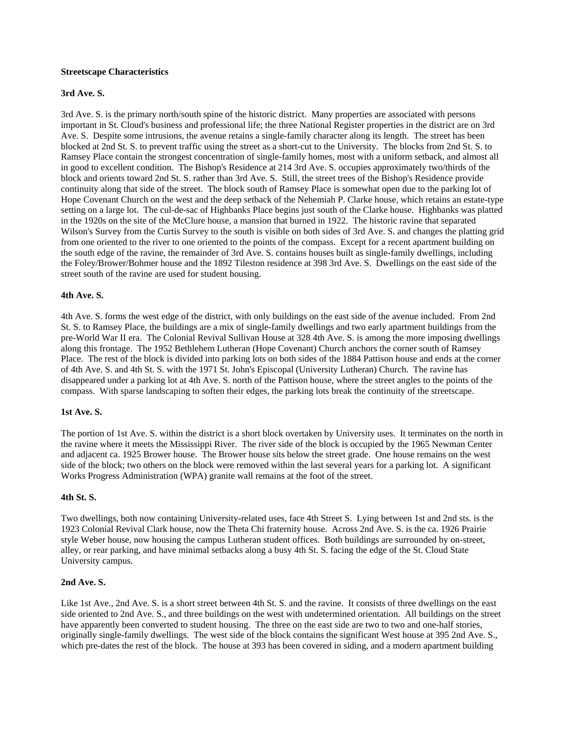**Streetscape Characteristics**

**3rd Ave. S.**

3rd Ave. S. is the primary north/south spine of the historic district. Many properties are associated with persons important in St. Cloud's business and professional life; the three National Register properties in the district are on 3rd Ave. S. Despite some intrusions, the avenue retains a single-family character along its length. The street has been blocked at 2nd St. S. to prevent traffic using the street as a short-cut to the University. The blocks from 2nd St. S. to Ramsey Place contain the strongest concentration of single-family homes, most with a uniform setback, and almost all in good to excellent condition. The Bishop's Residence at 214 3rd Ave. S. occupies approximately two/thirds of the block and orients toward 2nd St. S. rather than 3rd Ave. S. Still, the street trees of the Bishop's Residence provide continuity along that side of the street. The block south of Ramsey Place is somewhat open due to the parking lot of Hope Covenant Church on the west and the deep setback of the Nehemiah P. Clarke house, which retains an estate-type setting on a large lot. The cul-de-sac of Highbanks Place begins just south of the Clarke house. Highbanks was platted in the 1920s on the site of the McClure house, a mansion that burned in 1922. The historic ravine that separated Wilson's Survey from the Curtis Survey to the south is visible on both sides of 3rd Ave. S. and changes the platting grid from one oriented to the river to one oriented to the points of the compass. Except for a recent apartment building on the south edge of the ravine, the remainder of 3rd Ave. S. contains houses built as single-family dwellings, including the Foley/Brower/Bohmer house and the 1892 Tileston residence at 398 3rd Ave. S. Dwellings on the east side of the street south of the ravine are used for student housing.

**4th Ave. S.**

4th Ave. S. forms the west edge of the district, with only buildings on the east side of the avenue included. From 2nd St. S. to Ramsey Place, the buildings are a mix of single-family dwellings and two early apartment buildings from the pre-World War II era. The Colonial Revival Sullivan House at 328 4th Ave. S. is among the more imposing dwellings along this frontage. The 1952 Bethlehem Lutheran (Hope Covenant) Church anchors the corner south of Ramsey Place. The rest of the block is divided into parking lots on both sides of the 1884 Pattison house and ends at the corner of 4th Ave. S. and 4th St. S. with the 1971 St. John's Episcopal (University Lutheran) Church. The ravine has disappeared under a parking lot at 4th Ave. S. north of the Pattison house, where the street angles to the points of the compass. With sparse landscaping to soften their edges, the parking lots break the continuity of the streetscape.

**1st Ave. S.**

The portion of 1st Ave. S. within the district is a short block overtaken by University uses. It terminates on the north in the ravine where it meets the Mississippi River. The river side of the block is occupied by the 1965 Newman Center and adjacent ca. 1925 Brower house. The Brower house sits below the street grade. One house remains on the west side of the block; two others on the block were removed within the last several years for a parking lot. A significant Works Progress Administration (WPA) granite wall remains at the foot of the street.

**4th St. S.**

Two dwellings, both now containing University-related uses, face 4th Street S. Lying between 1st and 2nd sts. is the 1923 Colonial Revival Clark house, now the Theta Chi fraternity house. Across 2nd Ave. S. is the ca. 1926 Prairie style Weber house, now housing the campus Lutheran student offices. Both buildings are surrounded by on-street, alley, or rear parking, and have minimal setbacks along a busy 4th St. S. facing the edge of the St. Cloud State University campus.

**2nd Ave. S.**

Like 1st Ave., 2nd Ave. S. is a short street between 4th St. S. and the ravine. It consists of three dwellings on the east side oriented to 2nd Ave. S., and three buildings on the west with undetermined orientation. All buildings on the street have apparently been converted to student housing. The three on the east side are two to two and one-half stories, originally single-family dwellings. The west side of the block contains the significant West house at 395 2nd Ave. S., which pre-dates the rest of the block. The house at 393 has been covered in siding, and a modern apartment building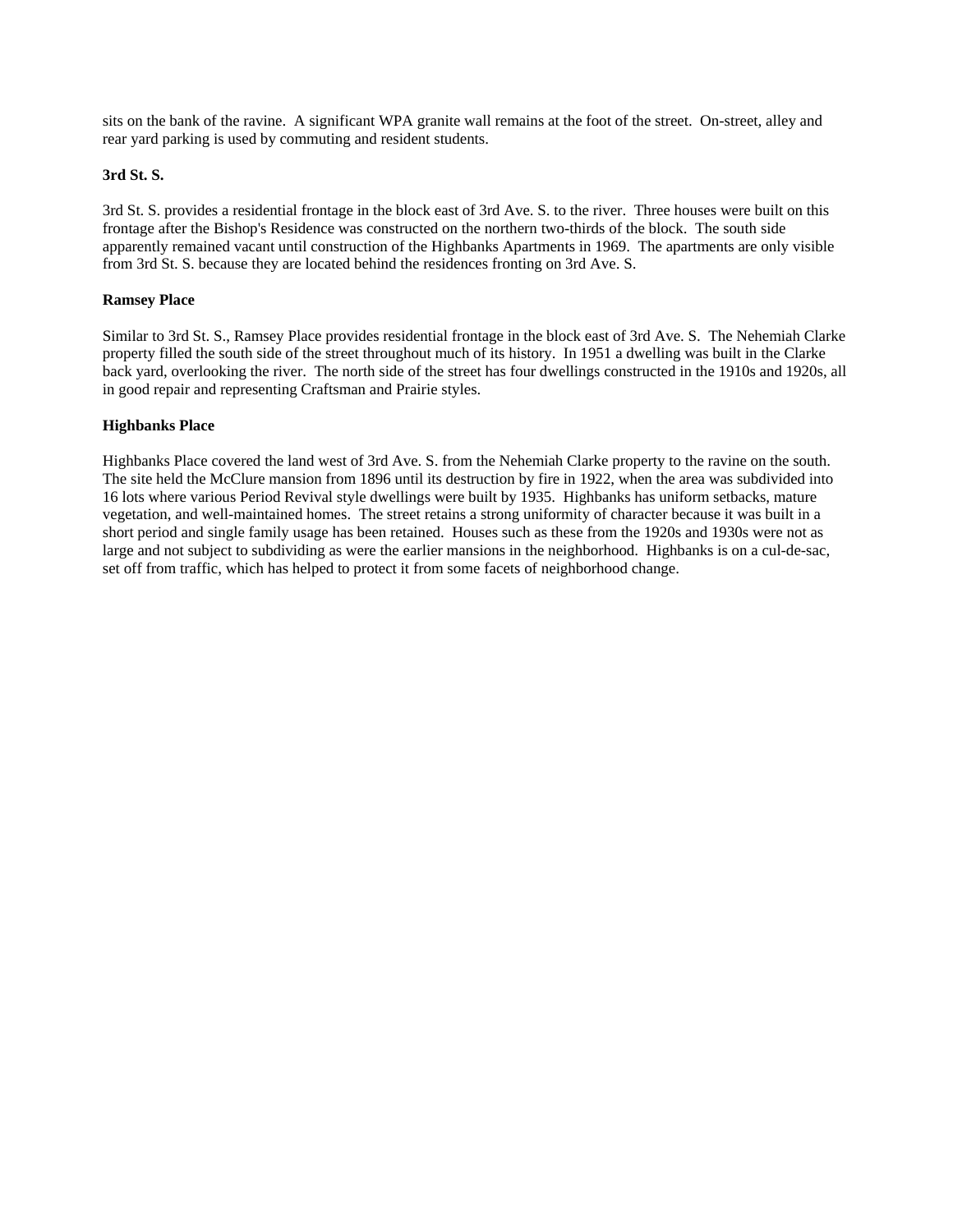sits on the bank of the ravine.  A significant WPA granite wall remains at the foot of the street.  On-street, alley and rear yard parking is used by commuting and resident students.

**3rd St. S.**

3rd St. S. provides a residential frontage in the block east of 3rd Ave. S. to the river.  Three houses were built on this frontage after the Bishop's Residence was constructed on the northern two-thirds of the block.  The south side apparently remained vacant until construction of the Highbanks Apartments in 1969.  The apartments are only visible from 3rd St. S. because they are located behind the residences fronting on 3rd Ave. S.

**Ramsey Place**

Similar to 3rd St. S., Ramsey Place provides residential frontage in the block east of 3rd Ave. S.  The Nehemiah Clarke property filled the south side of the street throughout much of its history.  In 1951 a dwelling was built in the Clarke back yard, overlooking the river.  The north side of the street has four dwellings constructed in the 1910s and 1920s, all in good repair and representing Craftsman and Prairie styles.

**Highbanks Place**

Highbanks Place covered the land west of 3rd Ave. S. from the Nehemiah Clarke property to the ravine on the south.  The site held the McClure mansion from 1896 until its destruction by fire in 1922, when the area was subdivided into 16 lots where various Period Revival style dwellings were built by 1935.  Highbanks has uniform setbacks, mature vegetation, and well-maintained homes.  The street retains a strong uniformity of character because it was built in a short period and single family usage has been retained.  Houses such as these from the 1920s and 1930s were not as large and not subject to subdividing as were the earlier mansions in the neighborhood.  Highbanks is on a cul-de-sac, set off from traffic, which has helped to protect it from some facets of neighborhood change.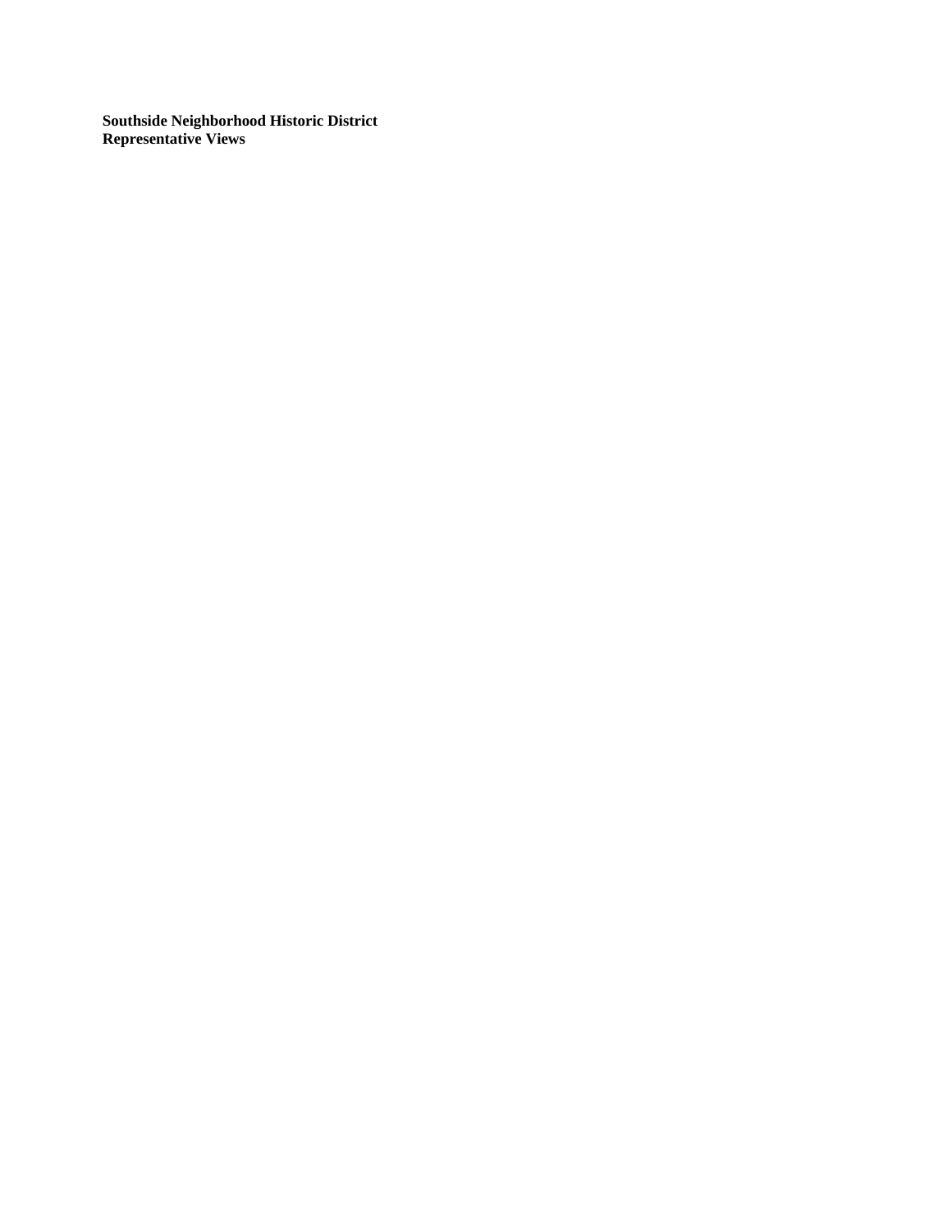**Southside Neighborhood Historic District**
**Representative Views**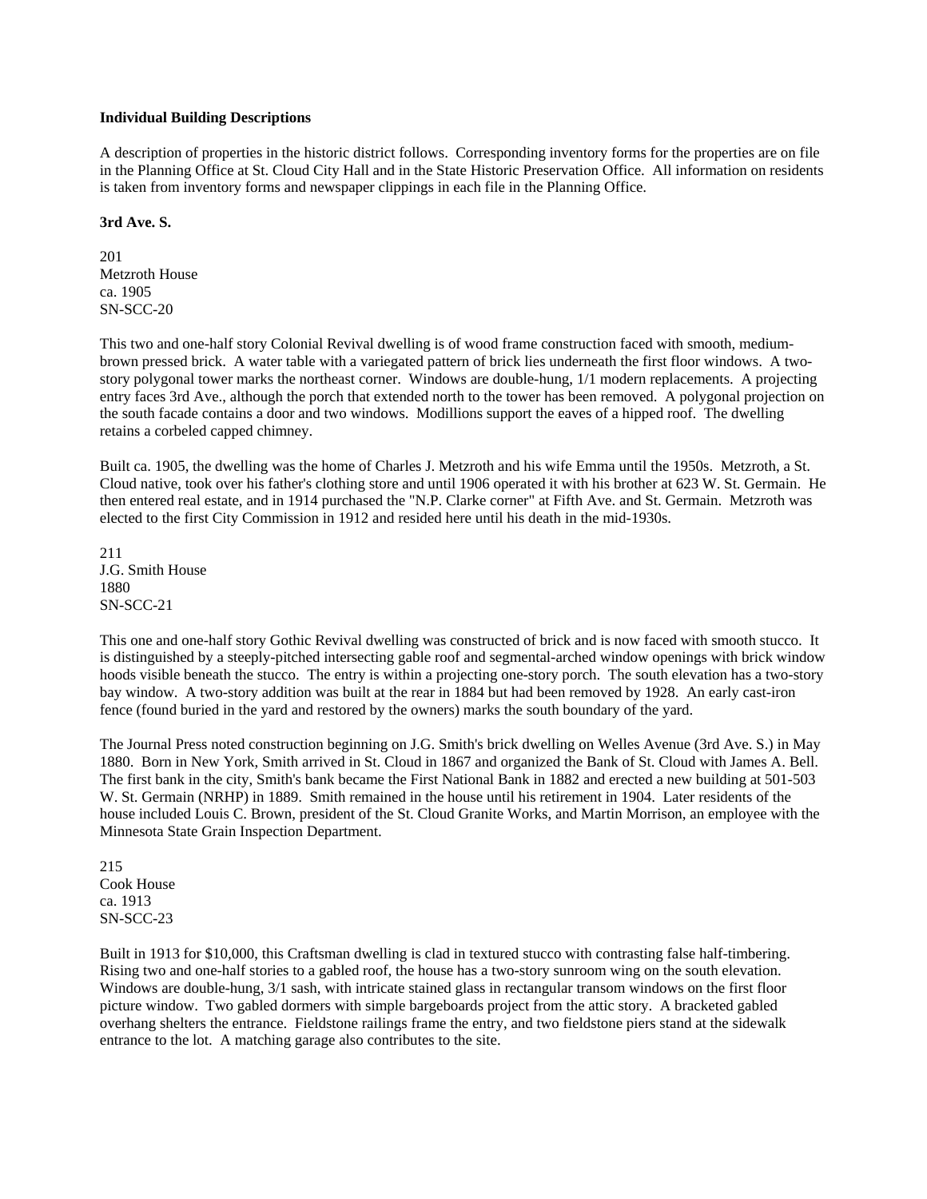**Individual Building Descriptions**

A description of properties in the historic district follows. Corresponding inventory forms for the properties are on file in the Planning Office at St. Cloud City Hall and in the State Historic Preservation Office. All information on residents is taken from inventory forms and newspaper clippings in each file in the Planning Office.

**3rd Ave. S.**

201
Metzroth House
ca. 1905
SN-SCC-20

This two and one-half story Colonial Revival dwelling is of wood frame construction faced with smooth, medium-brown pressed brick. A water table with a variegated pattern of brick lies underneath the first floor windows. A two-story polygonal tower marks the northeast corner. Windows are double-hung, 1/1 modern replacements. A projecting entry faces 3rd Ave., although the porch that extended north to the tower has been removed. A polygonal projection on the south facade contains a door and two windows. Modillions support the eaves of a hipped roof. The dwelling retains a corbeled capped chimney.

Built ca. 1905, the dwelling was the home of Charles J. Metzroth and his wife Emma until the 1950s. Metzroth, a St. Cloud native, took over his father's clothing store and until 1906 operated it with his brother at 623 W. St. Germain. He then entered real estate, and in 1914 purchased the "N.P. Clarke corner" at Fifth Ave. and St. Germain. Metzroth was elected to the first City Commission in 1912 and resided here until his death in the mid-1930s.

211
J.G. Smith House
1880
SN-SCC-21

This one and one-half story Gothic Revival dwelling was constructed of brick and is now faced with smooth stucco. It is distinguished by a steeply-pitched intersecting gable roof and segmental-arched window openings with brick window hoods visible beneath the stucco. The entry is within a projecting one-story porch. The south elevation has a two-story bay window. A two-story addition was built at the rear in 1884 but had been removed by 1928. An early cast-iron fence (found buried in the yard and restored by the owners) marks the south boundary of the yard.

The Journal Press noted construction beginning on J.G. Smith's brick dwelling on Welles Avenue (3rd Ave. S.) in May 1880. Born in New York, Smith arrived in St. Cloud in 1867 and organized the Bank of St. Cloud with James A. Bell. The first bank in the city, Smith's bank became the First National Bank in 1882 and erected a new building at 501-503 W. St. Germain (NRHP) in 1889. Smith remained in the house until his retirement in 1904. Later residents of the house included Louis C. Brown, president of the St. Cloud Granite Works, and Martin Morrison, an employee with the Minnesota State Grain Inspection Department.

215
Cook House
ca. 1913
SN-SCC-23

Built in 1913 for $10,000, this Craftsman dwelling is clad in textured stucco with contrasting false half-timbering. Rising two and one-half stories to a gabled roof, the house has a two-story sunroom wing on the south elevation. Windows are double-hung, 3/1 sash, with intricate stained glass in rectangular transom windows on the first floor picture window. Two gabled dormers with simple bargeboards project from the attic story. A bracketed gabled overhang shelters the entrance. Fieldstone railings frame the entry, and two fieldstone piers stand at the sidewalk entrance to the lot. A matching garage also contributes to the site.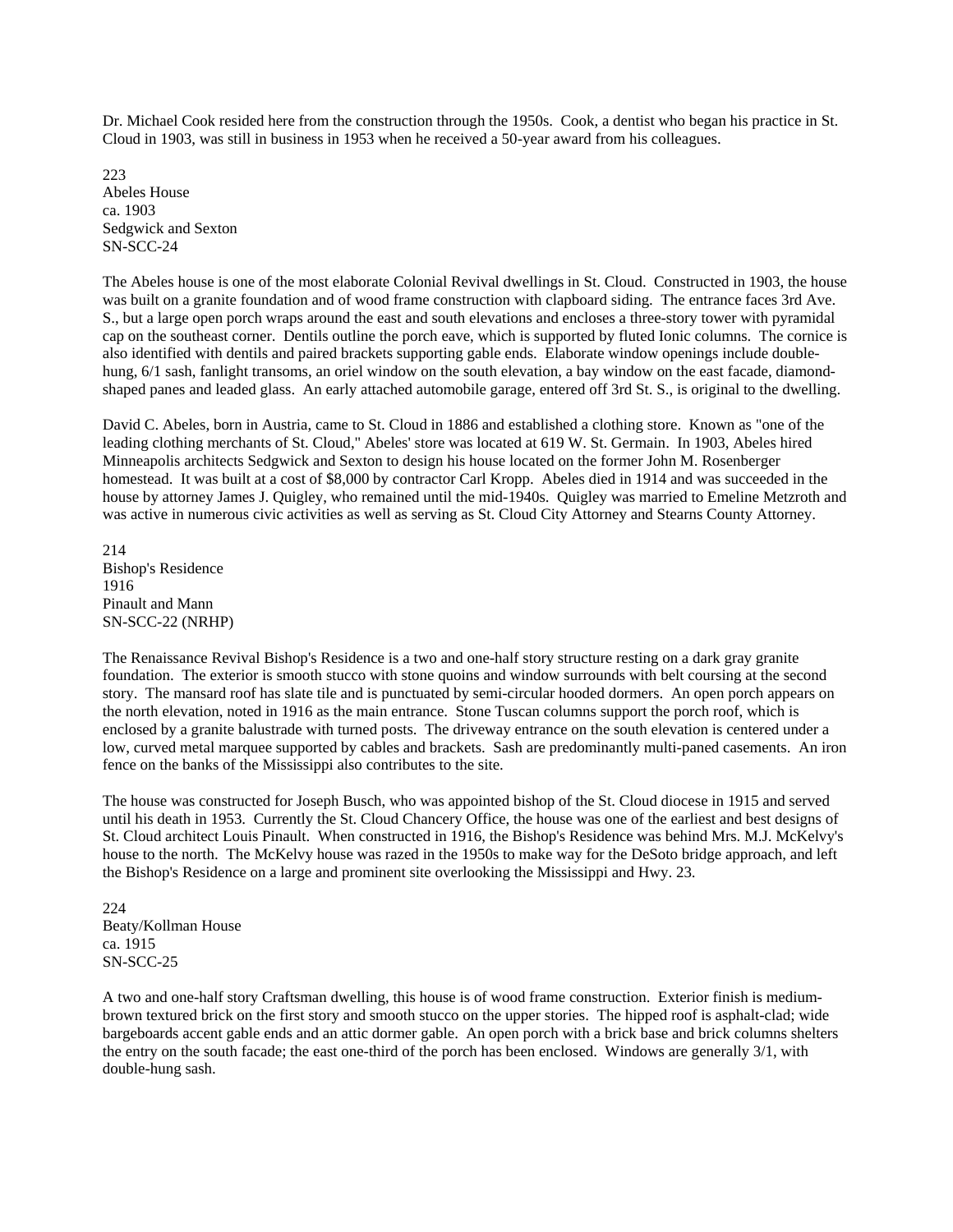Dr. Michael Cook resided here from the construction through the 1950s. Cook, a dentist who began his practice in St. Cloud in 1903, was still in business in 1953 when he received a 50-year award from his colleagues.

223
Abeles House
ca. 1903
Sedgwick and Sexton
SN-SCC-24

The Abeles house is one of the most elaborate Colonial Revival dwellings in St. Cloud. Constructed in 1903, the house was built on a granite foundation and of wood frame construction with clapboard siding. The entrance faces 3rd Ave. S., but a large open porch wraps around the east and south elevations and encloses a three-story tower with pyramidal cap on the southeast corner. Dentils outline the porch eave, which is supported by fluted Ionic columns. The cornice is also identified with dentils and paired brackets supporting gable ends. Elaborate window openings include double-hung, 6/1 sash, fanlight transoms, an oriel window on the south elevation, a bay window on the east facade, diamond-shaped panes and leaded glass. An early attached automobile garage, entered off 3rd St. S., is original to the dwelling.

David C. Abeles, born in Austria, came to St. Cloud in 1886 and established a clothing store. Known as "one of the leading clothing merchants of St. Cloud," Abeles' store was located at 619 W. St. Germain. In 1903, Abeles hired Minneapolis architects Sedgwick and Sexton to design his house located on the former John M. Rosenberger homestead. It was built at a cost of $8,000 by contractor Carl Kropp. Abeles died in 1914 and was succeeded in the house by attorney James J. Quigley, who remained until the mid-1940s. Quigley was married to Emeline Metzroth and was active in numerous civic activities as well as serving as St. Cloud City Attorney and Stearns County Attorney.

214
Bishop's Residence
1916
Pinault and Mann
SN-SCC-22 (NRHP)

The Renaissance Revival Bishop's Residence is a two and one-half story structure resting on a dark gray granite foundation. The exterior is smooth stucco with stone quoins and window surrounds with belt coursing at the second story. The mansard roof has slate tile and is punctuated by semi-circular hooded dormers. An open porch appears on the north elevation, noted in 1916 as the main entrance. Stone Tuscan columns support the porch roof, which is enclosed by a granite balustrade with turned posts. The driveway entrance on the south elevation is centered under a low, curved metal marquee supported by cables and brackets. Sash are predominantly multi-paned casements. An iron fence on the banks of the Mississippi also contributes to the site.

The house was constructed for Joseph Busch, who was appointed bishop of the St. Cloud diocese in 1915 and served until his death in 1953. Currently the St. Cloud Chancery Office, the house was one of the earliest and best designs of St. Cloud architect Louis Pinault. When constructed in 1916, the Bishop's Residence was behind Mrs. M.J. McKelvy's house to the north. The McKelvy house was razed in the 1950s to make way for the DeSoto bridge approach, and left the Bishop's Residence on a large and prominent site overlooking the Mississippi and Hwy. 23.

224
Beaty/Kollman House
ca. 1915
SN-SCC-25

A two and one-half story Craftsman dwelling, this house is of wood frame construction. Exterior finish is medium-brown textured brick on the first story and smooth stucco on the upper stories. The hipped roof is asphalt-clad; wide bargeboards accent gable ends and an attic dormer gable. An open porch with a brick base and brick columns shelters the entry on the south facade; the east one-third of the porch has been enclosed. Windows are generally 3/1, with double-hung sash.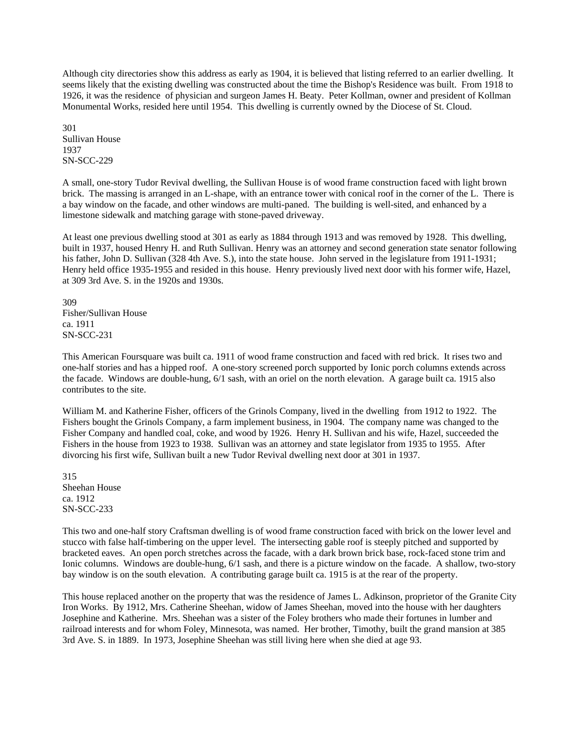Although city directories show this address as early as 1904, it is believed that listing referred to an earlier dwelling. It seems likely that the existing dwelling was constructed about the time the Bishop's Residence was built. From 1918 to 1926, it was the residence of physician and surgeon James H. Beaty. Peter Kollman, owner and president of Kollman Monumental Works, resided here until 1954. This dwelling is currently owned by the Diocese of St. Cloud.

301
Sullivan House
1937
SN-SCC-229

A small, one-story Tudor Revival dwelling, the Sullivan House is of wood frame construction faced with light brown brick. The massing is arranged in an L-shape, with an entrance tower with conical roof in the corner of the L. There is a bay window on the facade, and other windows are multi-paned. The building is well-sited, and enhanced by a limestone sidewalk and matching garage with stone-paved driveway.

At least one previous dwelling stood at 301 as early as 1884 through 1913 and was removed by 1928. This dwelling, built in 1937, housed Henry H. and Ruth Sullivan. Henry was an attorney and second generation state senator following his father, John D. Sullivan (328 4th Ave. S.), into the state house. John served in the legislature from 1911-1931; Henry held office 1935-1955 and resided in this house. Henry previously lived next door with his former wife, Hazel, at 309 3rd Ave. S. in the 1920s and 1930s.

309
Fisher/Sullivan House
ca. 1911
SN-SCC-231

This American Foursquare was built ca. 1911 of wood frame construction and faced with red brick. It rises two and one-half stories and has a hipped roof. A one-story screened porch supported by Ionic porch columns extends across the facade. Windows are double-hung, 6/1 sash, with an oriel on the north elevation. A garage built ca. 1915 also contributes to the site.

William M. and Katherine Fisher, officers of the Grinols Company, lived in the dwelling from 1912 to 1922. The Fishers bought the Grinols Company, a farm implement business, in 1904. The company name was changed to the Fisher Company and handled coal, coke, and wood by 1926. Henry H. Sullivan and his wife, Hazel, succeeded the Fishers in the house from 1923 to 1938. Sullivan was an attorney and state legislator from 1935 to 1955. After divorcing his first wife, Sullivan built a new Tudor Revival dwelling next door at 301 in 1937.

315
Sheehan House
ca. 1912
SN-SCC-233

This two and one-half story Craftsman dwelling is of wood frame construction faced with brick on the lower level and stucco with false half-timbering on the upper level. The intersecting gable roof is steeply pitched and supported by bracketed eaves. An open porch stretches across the facade, with a dark brown brick base, rock-faced stone trim and Ionic columns. Windows are double-hung, 6/1 sash, and there is a picture window on the facade. A shallow, two-story bay window is on the south elevation. A contributing garage built ca. 1915 is at the rear of the property.

This house replaced another on the property that was the residence of James L. Adkinson, proprietor of the Granite City Iron Works. By 1912, Mrs. Catherine Sheehan, widow of James Sheehan, moved into the house with her daughters Josephine and Katherine. Mrs. Sheehan was a sister of the Foley brothers who made their fortunes in lumber and railroad interests and for whom Foley, Minnesota, was named. Her brother, Timothy, built the grand mansion at 385 3rd Ave. S. in 1889. In 1973, Josephine Sheehan was still living here when she died at age 93.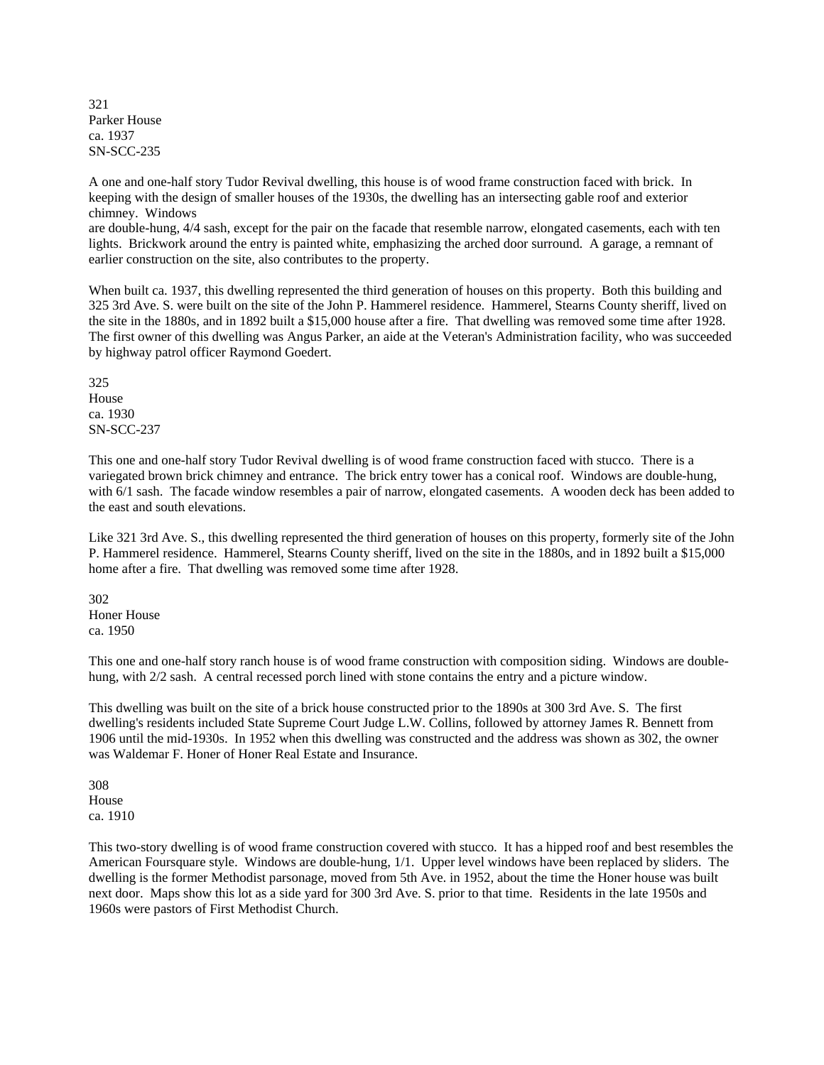321
Parker House
ca. 1937
SN-SCC-235

A one and one-half story Tudor Revival dwelling, this house is of wood frame construction faced with brick. In keeping with the design of smaller houses of the 1930s, the dwelling has an intersecting gable roof and exterior chimney. Windows are double-hung, 4/4 sash, except for the pair on the facade that resemble narrow, elongated casements, each with ten lights. Brickwork around the entry is painted white, emphasizing the arched door surround. A garage, a remnant of earlier construction on the site, also contributes to the property.

When built ca. 1937, this dwelling represented the third generation of houses on this property. Both this building and 325 3rd Ave. S. were built on the site of the John P. Hammerel residence. Hammerel, Stearns County sheriff, lived on the site in the 1880s, and in 1892 built a $15,000 house after a fire. That dwelling was removed some time after 1928. The first owner of this dwelling was Angus Parker, an aide at the Veteran's Administration facility, who was succeeded by highway patrol officer Raymond Goedert.

325
House
ca. 1930
SN-SCC-237

This one and one-half story Tudor Revival dwelling is of wood frame construction faced with stucco. There is a variegated brown brick chimney and entrance. The brick entry tower has a conical roof. Windows are double-hung, with 6/1 sash. The facade window resembles a pair of narrow, elongated casements. A wooden deck has been added to the east and south elevations.

Like 321 3rd Ave. S., this dwelling represented the third generation of houses on this property, formerly site of the John P. Hammerel residence. Hammerel, Stearns County sheriff, lived on the site in the 1880s, and in 1892 built a $15,000 home after a fire. That dwelling was removed some time after 1928.

302
Honer House
ca. 1950

This one and one-half story ranch house is of wood frame construction with composition siding. Windows are double-hung, with 2/2 sash. A central recessed porch lined with stone contains the entry and a picture window.

This dwelling was built on the site of a brick house constructed prior to the 1890s at 300 3rd Ave. S. The first dwelling's residents included State Supreme Court Judge L.W. Collins, followed by attorney James R. Bennett from 1906 until the mid-1930s. In 1952 when this dwelling was constructed and the address was shown as 302, the owner was Waldemar F. Honer of Honer Real Estate and Insurance.

308
House
ca. 1910

This two-story dwelling is of wood frame construction covered with stucco. It has a hipped roof and best resembles the American Foursquare style. Windows are double-hung, 1/1. Upper level windows have been replaced by sliders. The dwelling is the former Methodist parsonage, moved from 5th Ave. in 1952, about the time the Honer house was built next door. Maps show this lot as a side yard for 300 3rd Ave. S. prior to that time. Residents in the late 1950s and 1960s were pastors of First Methodist Church.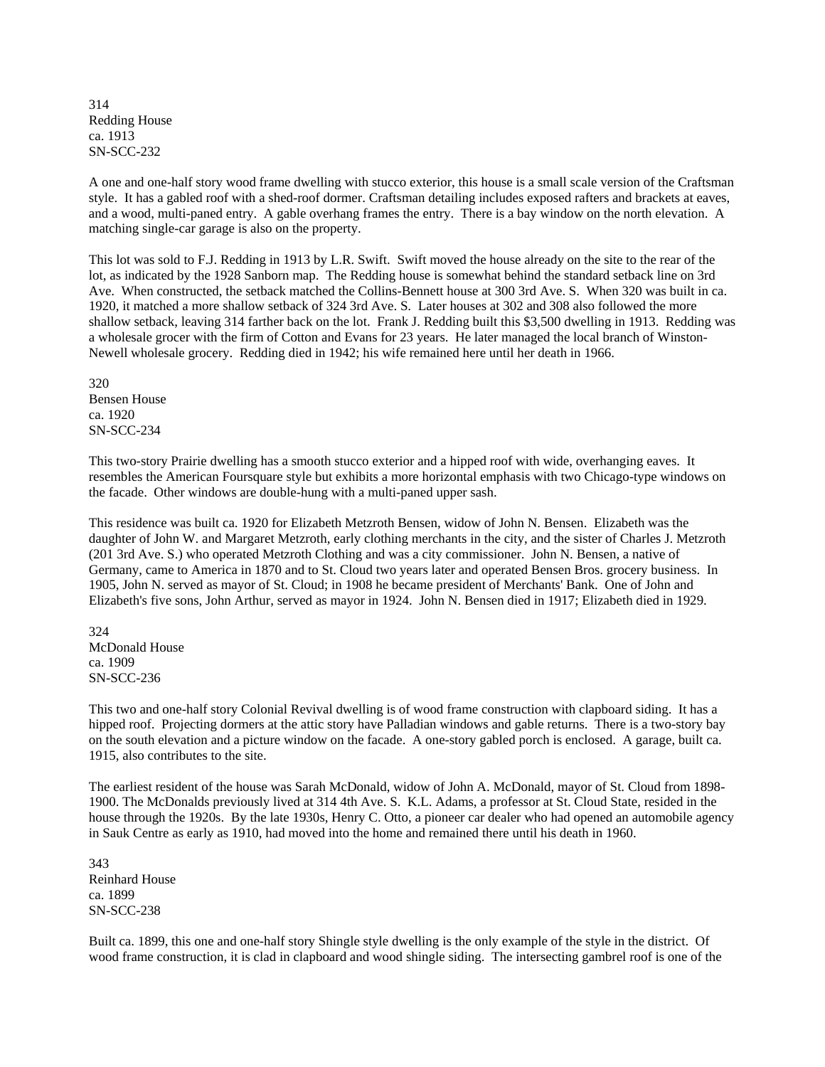314
Redding House
ca. 1913
SN-SCC-232

A one and one-half story wood frame dwelling with stucco exterior, this house is a small scale version of the Craftsman style. It has a gabled roof with a shed-roof dormer. Craftsman detailing includes exposed rafters and brackets at eaves, and a wood, multi-paned entry. A gable overhang frames the entry. There is a bay window on the north elevation. A matching single-car garage is also on the property.

This lot was sold to F.J. Redding in 1913 by L.R. Swift. Swift moved the house already on the site to the rear of the lot, as indicated by the 1928 Sanborn map. The Redding house is somewhat behind the standard setback line on 3rd Ave. When constructed, the setback matched the Collins-Bennett house at 300 3rd Ave. S. When 320 was built in ca. 1920, it matched a more shallow setback of 324 3rd Ave. S. Later houses at 302 and 308 also followed the more shallow setback, leaving 314 farther back on the lot. Frank J. Redding built this $3,500 dwelling in 1913. Redding was a wholesale grocer with the firm of Cotton and Evans for 23 years. He later managed the local branch of Winston-Newell wholesale grocery. Redding died in 1942; his wife remained here until her death in 1966.

320
Bensen House
ca. 1920
SN-SCC-234

This two-story Prairie dwelling has a smooth stucco exterior and a hipped roof with wide, overhanging eaves. It resembles the American Foursquare style but exhibits a more horizontal emphasis with two Chicago-type windows on the facade. Other windows are double-hung with a multi-paned upper sash.

This residence was built ca. 1920 for Elizabeth Metzroth Bensen, widow of John N. Bensen. Elizabeth was the daughter of John W. and Margaret Metzroth, early clothing merchants in the city, and the sister of Charles J. Metzroth (201 3rd Ave. S.) who operated Metzroth Clothing and was a city commissioner. John N. Bensen, a native of Germany, came to America in 1870 and to St. Cloud two years later and operated Bensen Bros. grocery business. In 1905, John N. served as mayor of St. Cloud; in 1908 he became president of Merchants' Bank. One of John and Elizabeth's five sons, John Arthur, served as mayor in 1924. John N. Bensen died in 1917; Elizabeth died in 1929.

324
McDonald House
ca. 1909
SN-SCC-236

This two and one-half story Colonial Revival dwelling is of wood frame construction with clapboard siding. It has a hipped roof. Projecting dormers at the attic story have Palladian windows and gable returns. There is a two-story bay on the south elevation and a picture window on the facade. A one-story gabled porch is enclosed. A garage, built ca. 1915, also contributes to the site.

The earliest resident of the house was Sarah McDonald, widow of John A. McDonald, mayor of St. Cloud from 1898-1900. The McDonalds previously lived at 314 4th Ave. S. K.L. Adams, a professor at St. Cloud State, resided in the house through the 1920s. By the late 1930s, Henry C. Otto, a pioneer car dealer who had opened an automobile agency in Sauk Centre as early as 1910, had moved into the home and remained there until his death in 1960.

343
Reinhard House
ca. 1899
SN-SCC-238

Built ca. 1899, this one and one-half story Shingle style dwelling is the only example of the style in the district. Of wood frame construction, it is clad in clapboard and wood shingle siding. The intersecting gambrel roof is one of the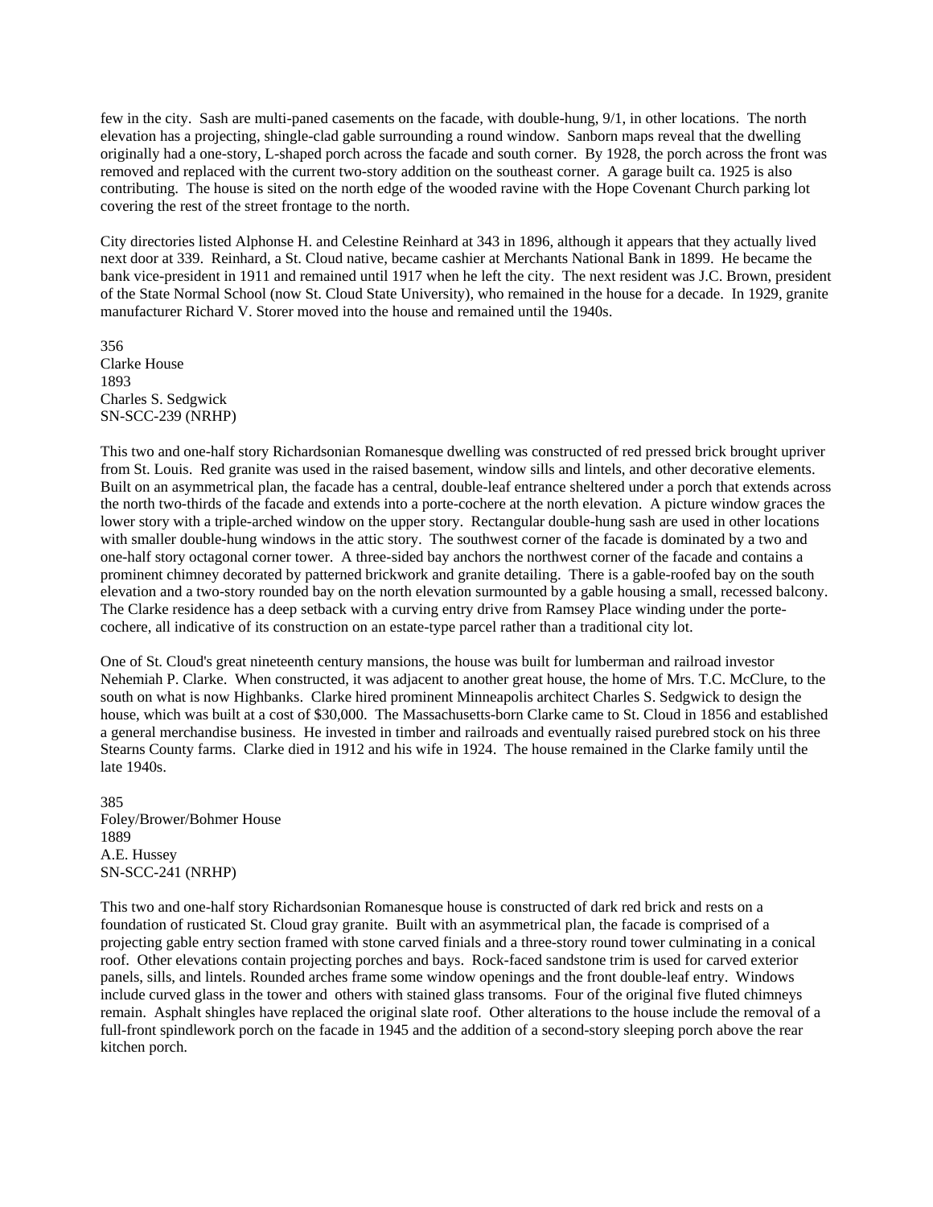few in the city. Sash are multi-paned casements on the facade, with double-hung, 9/1, in other locations. The north elevation has a projecting, shingle-clad gable surrounding a round window. Sanborn maps reveal that the dwelling originally had a one-story, L-shaped porch across the facade and south corner. By 1928, the porch across the front was removed and replaced with the current two-story addition on the southeast corner. A garage built ca. 1925 is also contributing. The house is sited on the north edge of the wooded ravine with the Hope Covenant Church parking lot covering the rest of the street frontage to the north.

City directories listed Alphonse H. and Celestine Reinhard at 343 in 1896, although it appears that they actually lived next door at 339. Reinhard, a St. Cloud native, became cashier at Merchants National Bank in 1899. He became the bank vice-president in 1911 and remained until 1917 when he left the city. The next resident was J.C. Brown, president of the State Normal School (now St. Cloud State University), who remained in the house for a decade. In 1929, granite manufacturer Richard V. Storer moved into the house and remained until the 1940s.

356
Clarke House
1893
Charles S. Sedgwick
SN-SCC-239 (NRHP)

This two and one-half story Richardsonian Romanesque dwelling was constructed of red pressed brick brought upriver from St. Louis. Red granite was used in the raised basement, window sills and lintels, and other decorative elements. Built on an asymmetrical plan, the facade has a central, double-leaf entrance sheltered under a porch that extends across the north two-thirds of the facade and extends into a porte-cochere at the north elevation. A picture window graces the lower story with a triple-arched window on the upper story. Rectangular double-hung sash are used in other locations with smaller double-hung windows in the attic story. The southwest corner of the facade is dominated by a two and one-half story octagonal corner tower. A three-sided bay anchors the northwest corner of the facade and contains a prominent chimney decorated by patterned brickwork and granite detailing. There is a gable-roofed bay on the south elevation and a two-story rounded bay on the north elevation surmounted by a gable housing a small, recessed balcony. The Clarke residence has a deep setback with a curving entry drive from Ramsey Place winding under the porte-cochere, all indicative of its construction on an estate-type parcel rather than a traditional city lot.

One of St. Cloud's great nineteenth century mansions, the house was built for lumberman and railroad investor Nehemiah P. Clarke. When constructed, it was adjacent to another great house, the home of Mrs. T.C. McClure, to the south on what is now Highbanks. Clarke hired prominent Minneapolis architect Charles S. Sedgwick to design the house, which was built at a cost of $30,000. The Massachusetts-born Clarke came to St. Cloud in 1856 and established a general merchandise business. He invested in timber and railroads and eventually raised purebred stock on his three Stearns County farms. Clarke died in 1912 and his wife in 1924. The house remained in the Clarke family until the late 1940s.

385
Foley/Brower/Bohmer House
1889
A.E. Hussey
SN-SCC-241 (NRHP)

This two and one-half story Richardsonian Romanesque house is constructed of dark red brick and rests on a foundation of rusticated St. Cloud gray granite. Built with an asymmetrical plan, the facade is comprised of a projecting gable entry section framed with stone carved finials and a three-story round tower culminating in a conical roof. Other elevations contain projecting porches and bays. Rock-faced sandstone trim is used for carved exterior panels, sills, and lintels. Rounded arches frame some window openings and the front double-leaf entry. Windows include curved glass in the tower and others with stained glass transoms. Four of the original five fluted chimneys remain. Asphalt shingles have replaced the original slate roof. Other alterations to the house include the removal of a full-front spindlework porch on the facade in 1945 and the addition of a second-story sleeping porch above the rear kitchen porch.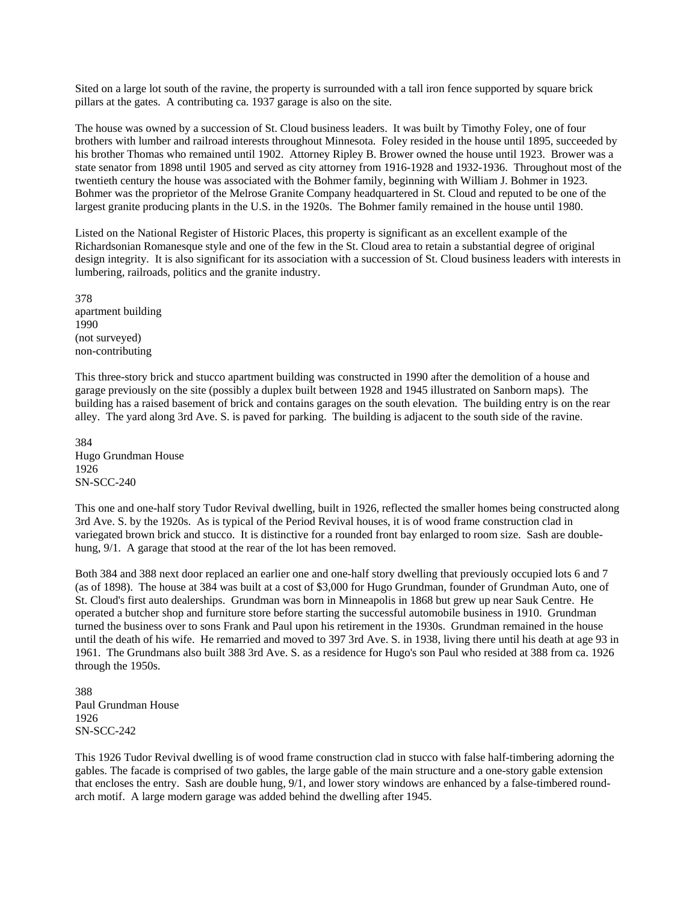Sited on a large lot south of the ravine, the property is surrounded with a tall iron fence supported by square brick pillars at the gates. A contributing ca. 1937 garage is also on the site.

The house was owned by a succession of St. Cloud business leaders. It was built by Timothy Foley, one of four brothers with lumber and railroad interests throughout Minnesota. Foley resided in the house until 1895, succeeded by his brother Thomas who remained until 1902. Attorney Ripley B. Brower owned the house until 1923. Brower was a state senator from 1898 until 1905 and served as city attorney from 1916-1928 and 1932-1936. Throughout most of the twentieth century the house was associated with the Bohmer family, beginning with William J. Bohmer in 1923. Bohmer was the proprietor of the Melrose Granite Company headquartered in St. Cloud and reputed to be one of the largest granite producing plants in the U.S. in the 1920s. The Bohmer family remained in the house until 1980.

Listed on the National Register of Historic Places, this property is significant as an excellent example of the Richardsonian Romanesque style and one of the few in the St. Cloud area to retain a substantial degree of original design integrity. It is also significant for its association with a succession of St. Cloud business leaders with interests in lumbering, railroads, politics and the granite industry.

378
apartment building
1990
(not surveyed)
non-contributing

This three-story brick and stucco apartment building was constructed in 1990 after the demolition of a house and garage previously on the site (possibly a duplex built between 1928 and 1945 illustrated on Sanborn maps). The building has a raised basement of brick and contains garages on the south elevation. The building entry is on the rear alley. The yard along 3rd Ave. S. is paved for parking. The building is adjacent to the south side of the ravine.

384
Hugo Grundman House
1926
SN-SCC-240

This one and one-half story Tudor Revival dwelling, built in 1926, reflected the smaller homes being constructed along 3rd Ave. S. by the 1920s. As is typical of the Period Revival houses, it is of wood frame construction clad in variegated brown brick and stucco. It is distinctive for a rounded front bay enlarged to room size. Sash are double-hung, 9/1. A garage that stood at the rear of the lot has been removed.

Both 384 and 388 next door replaced an earlier one and one-half story dwelling that previously occupied lots 6 and 7 (as of 1898). The house at 384 was built at a cost of $3,000 for Hugo Grundman, founder of Grundman Auto, one of St. Cloud's first auto dealerships. Grundman was born in Minneapolis in 1868 but grew up near Sauk Centre. He operated a butcher shop and furniture store before starting the successful automobile business in 1910. Grundman turned the business over to sons Frank and Paul upon his retirement in the 1930s. Grundman remained in the house until the death of his wife. He remarried and moved to 397 3rd Ave. S. in 1938, living there until his death at age 93 in 1961. The Grundmans also built 388 3rd Ave. S. as a residence for Hugo's son Paul who resided at 388 from ca. 1926 through the 1950s.

388
Paul Grundman House
1926
SN-SCC-242

This 1926 Tudor Revival dwelling is of wood frame construction clad in stucco with false half-timbering adorning the gables. The facade is comprised of two gables, the large gable of the main structure and a one-story gable extension that encloses the entry. Sash are double hung, 9/1, and lower story windows are enhanced by a false-timbered round-arch motif. A large modern garage was added behind the dwelling after 1945.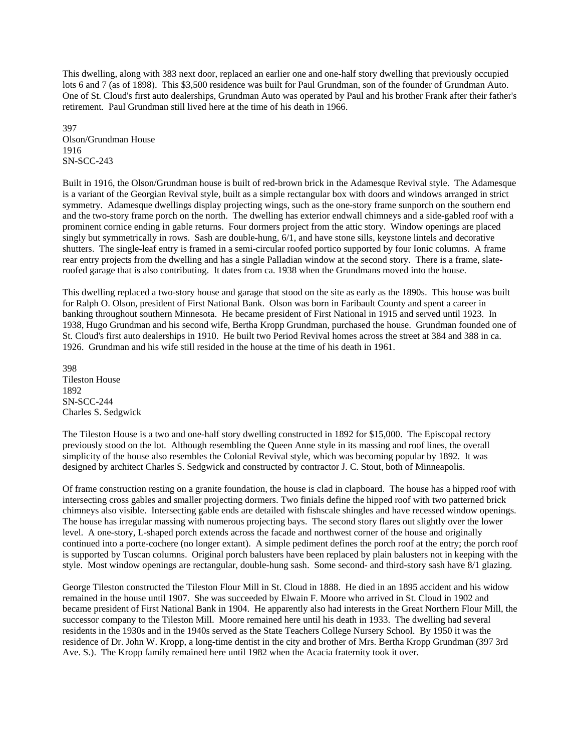This dwelling, along with 383 next door, replaced an earlier one and one-half story dwelling that previously occupied lots 6 and 7 (as of 1898). This $3,500 residence was built for Paul Grundman, son of the founder of Grundman Auto. One of St. Cloud's first auto dealerships, Grundman Auto was operated by Paul and his brother Frank after their father's retirement. Paul Grundman still lived here at the time of his death in 1966.

397
Olson/Grundman House
1916
SN-SCC-243

Built in 1916, the Olson/Grundman house is built of red-brown brick in the Adamesque Revival style. The Adamesque is a variant of the Georgian Revival style, built as a simple rectangular box with doors and windows arranged in strict symmetry. Adamesque dwellings display projecting wings, such as the one-story frame sunporch on the southern end and the two-story frame porch on the north. The dwelling has exterior endwall chimneys and a side-gabled roof with a prominent cornice ending in gable returns. Four dormers project from the attic story. Window openings are placed singly but symmetrically in rows. Sash are double-hung, 6/1, and have stone sills, keystone lintels and decorative shutters. The single-leaf entry is framed in a semi-circular roofed portico supported by four Ionic columns. A frame rear entry projects from the dwelling and has a single Palladian window at the second story. There is a frame, slate-roofed garage that is also contributing. It dates from ca. 1938 when the Grundmans moved into the house.

This dwelling replaced a two-story house and garage that stood on the site as early as the 1890s. This house was built for Ralph O. Olson, president of First National Bank. Olson was born in Faribault County and spent a career in banking throughout southern Minnesota. He became president of First National in 1915 and served until 1923. In 1938, Hugo Grundman and his second wife, Bertha Kropp Grundman, purchased the house. Grundman founded one of St. Cloud's first auto dealerships in 1910. He built two Period Revival homes across the street at 384 and 388 in ca. 1926. Grundman and his wife still resided in the house at the time of his death in 1961.

398
Tileston House
1892
SN-SCC-244
Charles S. Sedgwick

The Tileston House is a two and one-half story dwelling constructed in 1892 for $15,000. The Episcopal rectory previously stood on the lot. Although resembling the Queen Anne style in its massing and roof lines, the overall simplicity of the house also resembles the Colonial Revival style, which was becoming popular by 1892. It was designed by architect Charles S. Sedgwick and constructed by contractor J. C. Stout, both of Minneapolis.

Of frame construction resting on a granite foundation, the house is clad in clapboard. The house has a hipped roof with intersecting cross gables and smaller projecting dormers. Two finials define the hipped roof with two patterned brick chimneys also visible. Intersecting gable ends are detailed with fishscale shingles and have recessed window openings. The house has irregular massing with numerous projecting bays. The second story flares out slightly over the lower level. A one-story, L-shaped porch extends across the facade and northwest corner of the house and originally continued into a porte-cochere (no longer extant). A simple pediment defines the porch roof at the entry; the porch roof is supported by Tuscan columns. Original porch balusters have been replaced by plain balusters not in keeping with the style. Most window openings are rectangular, double-hung sash. Some second- and third-story sash have 8/1 glazing.

George Tileston constructed the Tileston Flour Mill in St. Cloud in 1888. He died in an 1895 accident and his widow remained in the house until 1907. She was succeeded by Elwain F. Moore who arrived in St. Cloud in 1902 and became president of First National Bank in 1904. He apparently also had interests in the Great Northern Flour Mill, the successor company to the Tileston Mill. Moore remained here until his death in 1933. The dwelling had several residents in the 1930s and in the 1940s served as the State Teachers College Nursery School. By 1950 it was the residence of Dr. John W. Kropp, a long-time dentist in the city and brother of Mrs. Bertha Kropp Grundman (397 3rd Ave. S.). The Kropp family remained here until 1982 when the Acacia fraternity took it over.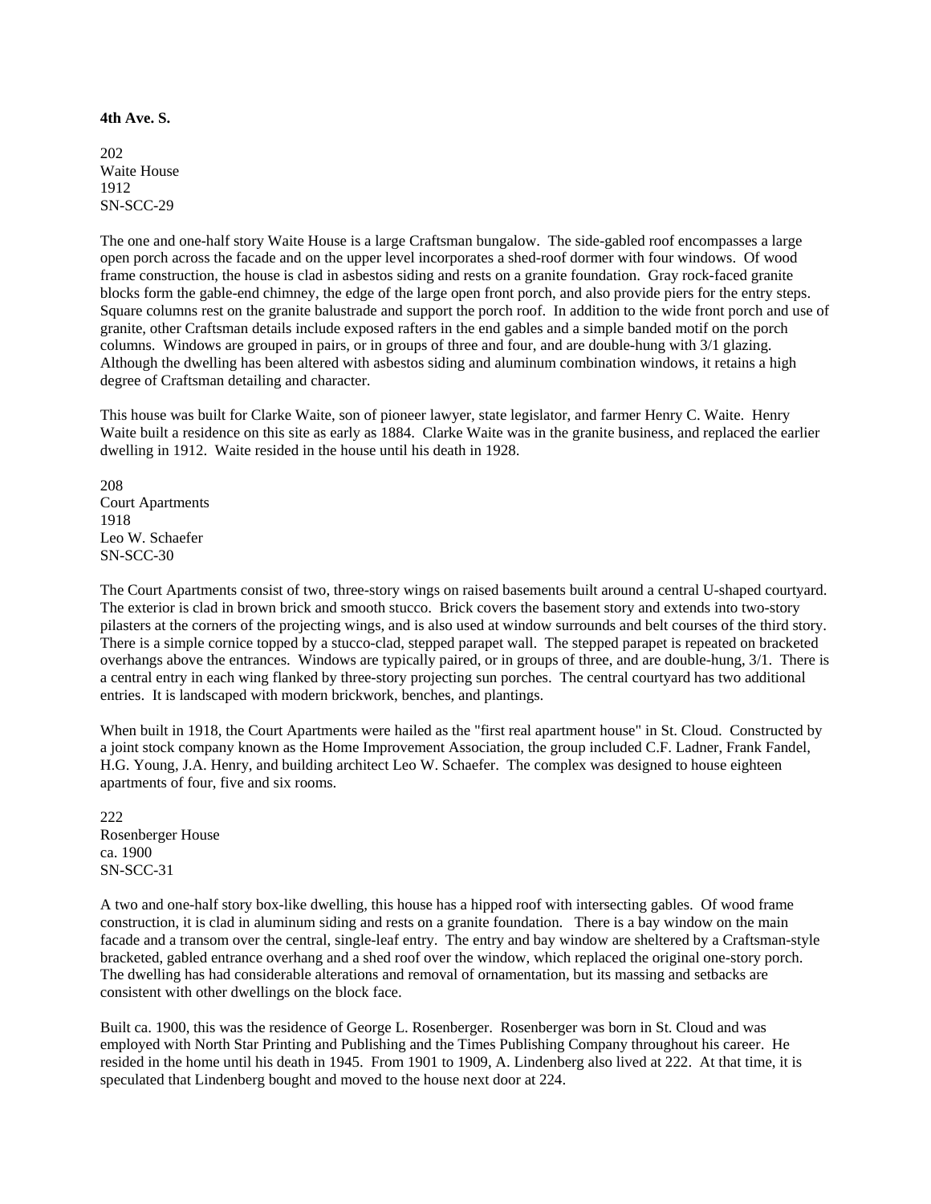**4th Ave. S.**

202
Waite House
1912
SN-SCC-29

The one and one-half story Waite House is a large Craftsman bungalow. The side-gabled roof encompasses a large open porch across the facade and on the upper level incorporates a shed-roof dormer with four windows. Of wood frame construction, the house is clad in asbestos siding and rests on a granite foundation. Gray rock-faced granite blocks form the gable-end chimney, the edge of the large open front porch, and also provide piers for the entry steps. Square columns rest on the granite balustrade and support the porch roof. In addition to the wide front porch and use of granite, other Craftsman details include exposed rafters in the end gables and a simple banded motif on the porch columns. Windows are grouped in pairs, or in groups of three and four, and are double-hung with 3/1 glazing. Although the dwelling has been altered with asbestos siding and aluminum combination windows, it retains a high degree of Craftsman detailing and character.

This house was built for Clarke Waite, son of pioneer lawyer, state legislator, and farmer Henry C. Waite. Henry Waite built a residence on this site as early as 1884. Clarke Waite was in the granite business, and replaced the earlier dwelling in 1912. Waite resided in the house until his death in 1928.

208
Court Apartments
1918
Leo W. Schaefer
SN-SCC-30

The Court Apartments consist of two, three-story wings on raised basements built around a central U-shaped courtyard. The exterior is clad in brown brick and smooth stucco. Brick covers the basement story and extends into two-story pilasters at the corners of the projecting wings, and is also used at window surrounds and belt courses of the third story. There is a simple cornice topped by a stucco-clad, stepped parapet wall. The stepped parapet is repeated on bracketed overhangs above the entrances. Windows are typically paired, or in groups of three, and are double-hung, 3/1. There is a central entry in each wing flanked by three-story projecting sun porches. The central courtyard has two additional entries. It is landscaped with modern brickwork, benches, and plantings.

When built in 1918, the Court Apartments were hailed as the "first real apartment house" in St. Cloud. Constructed by a joint stock company known as the Home Improvement Association, the group included C.F. Ladner, Frank Fandel, H.G. Young, J.A. Henry, and building architect Leo W. Schaefer. The complex was designed to house eighteen apartments of four, five and six rooms.

222
Rosenberger House
ca. 1900
SN-SCC-31

A two and one-half story box-like dwelling, this house has a hipped roof with intersecting gables. Of wood frame construction, it is clad in aluminum siding and rests on a granite foundation. There is a bay window on the main facade and a transom over the central, single-leaf entry. The entry and bay window are sheltered by a Craftsman-style bracketed, gabled entrance overhang and a shed roof over the window, which replaced the original one-story porch. The dwelling has had considerable alterations and removal of ornamentation, but its massing and setbacks are consistent with other dwellings on the block face.

Built ca. 1900, this was the residence of George L. Rosenberger. Rosenberger was born in St. Cloud and was employed with North Star Printing and Publishing and the Times Publishing Company throughout his career. He resided in the home until his death in 1945. From 1901 to 1909, A. Lindenberg also lived at 222. At that time, it is speculated that Lindenberg bought and moved to the house next door at 224.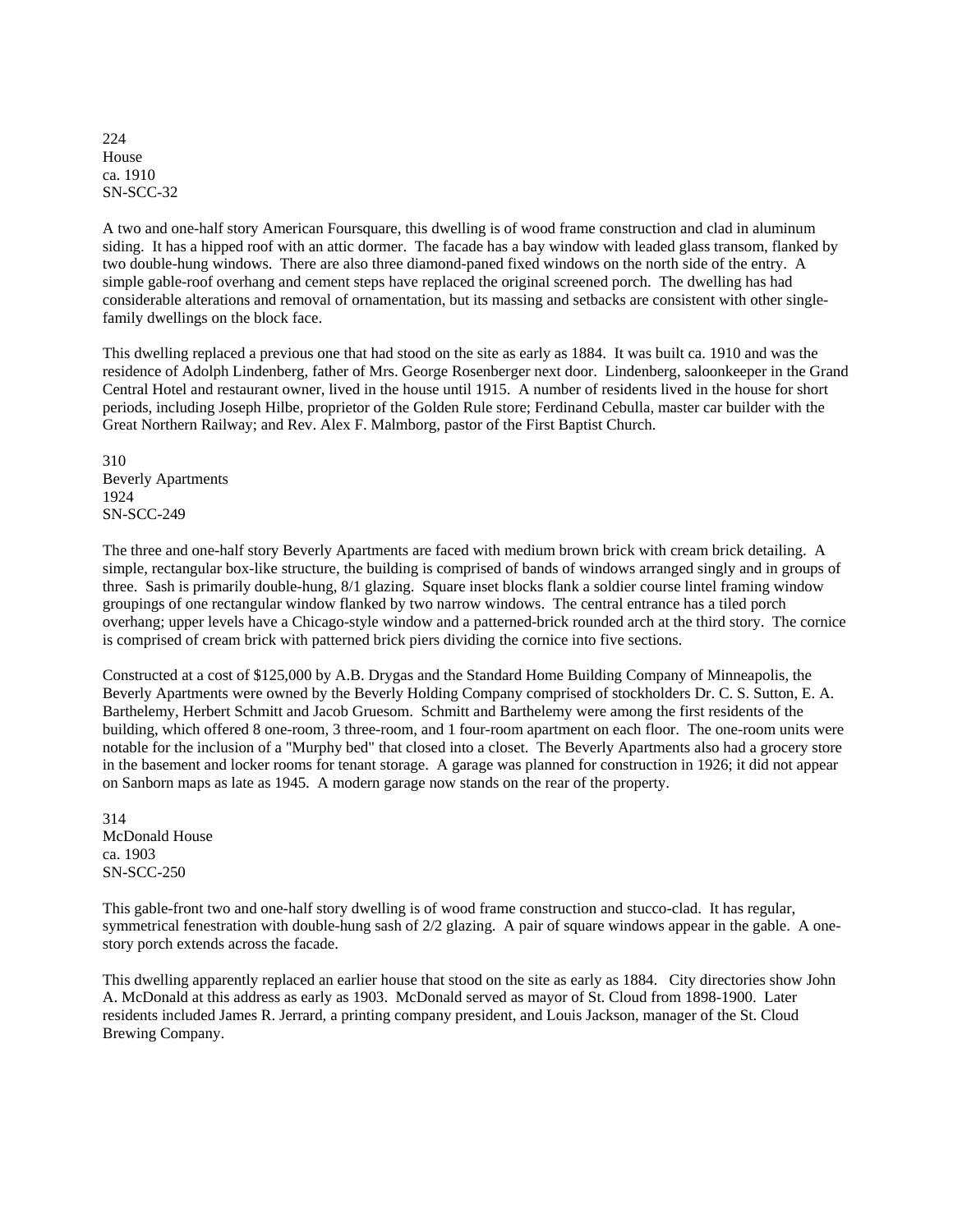224
House
ca. 1910
SN-SCC-32

A two and one-half story American Foursquare, this dwelling is of wood frame construction and clad in aluminum siding. It has a hipped roof with an attic dormer. The facade has a bay window with leaded glass transom, flanked by two double-hung windows. There are also three diamond-paned fixed windows on the north side of the entry. A simple gable-roof overhang and cement steps have replaced the original screened porch. The dwelling has had considerable alterations and removal of ornamentation, but its massing and setbacks are consistent with other single-family dwellings on the block face.

This dwelling replaced a previous one that had stood on the site as early as 1884. It was built ca. 1910 and was the residence of Adolph Lindenberg, father of Mrs. George Rosenberger next door. Lindenberg, saloonkeeper in the Grand Central Hotel and restaurant owner, lived in the house until 1915. A number of residents lived in the house for short periods, including Joseph Hilbe, proprietor of the Golden Rule store; Ferdinand Cebulla, master car builder with the Great Northern Railway; and Rev. Alex F. Malmborg, pastor of the First Baptist Church.

310
Beverly Apartments
1924
SN-SCC-249

The three and one-half story Beverly Apartments are faced with medium brown brick with cream brick detailing. A simple, rectangular box-like structure, the building is comprised of bands of windows arranged singly and in groups of three. Sash is primarily double-hung, 8/1 glazing. Square inset blocks flank a soldier course lintel framing window groupings of one rectangular window flanked by two narrow windows. The central entrance has a tiled porch overhang; upper levels have a Chicago-style window and a patterned-brick rounded arch at the third story. The cornice is comprised of cream brick with patterned brick piers dividing the cornice into five sections.

Constructed at a cost of $125,000 by A.B. Drygas and the Standard Home Building Company of Minneapolis, the Beverly Apartments were owned by the Beverly Holding Company comprised of stockholders Dr. C. S. Sutton, E. A. Barthelemy, Herbert Schmitt and Jacob Gruesom. Schmitt and Barthelemy were among the first residents of the building, which offered 8 one-room, 3 three-room, and 1 four-room apartment on each floor. The one-room units were notable for the inclusion of a "Murphy bed" that closed into a closet. The Beverly Apartments also had a grocery store in the basement and locker rooms for tenant storage. A garage was planned for construction in 1926; it did not appear on Sanborn maps as late as 1945. A modern garage now stands on the rear of the property.

314
McDonald House
ca. 1903
SN-SCC-250

This gable-front two and one-half story dwelling is of wood frame construction and stucco-clad. It has regular, symmetrical fenestration with double-hung sash of 2/2 glazing. A pair of square windows appear in the gable. A one-story porch extends across the facade.

This dwelling apparently replaced an earlier house that stood on the site as early as 1884. City directories show John A. McDonald at this address as early as 1903. McDonald served as mayor of St. Cloud from 1898-1900. Later residents included James R. Jerrard, a printing company president, and Louis Jackson, manager of the St. Cloud Brewing Company.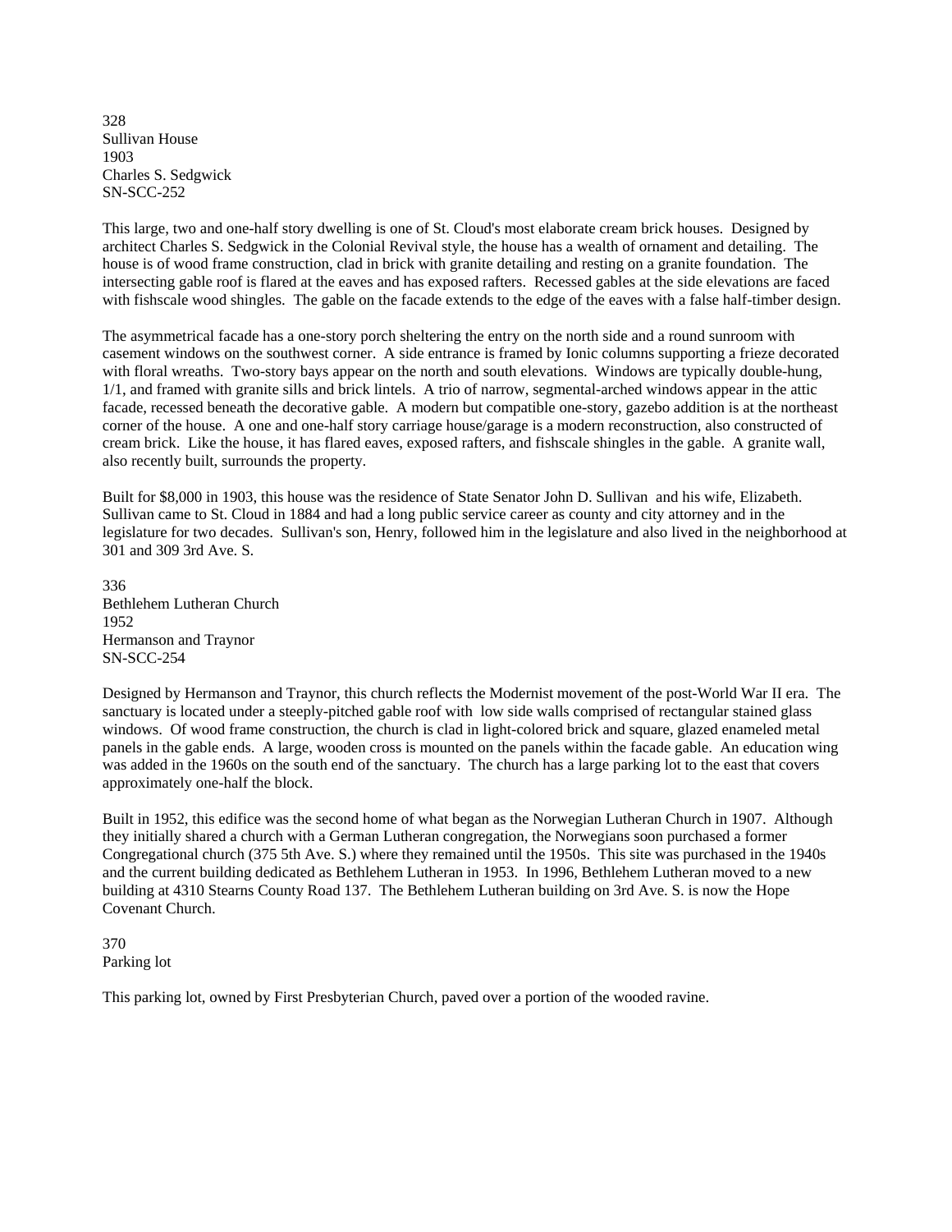328
Sullivan House
1903
Charles S. Sedgwick
SN-SCC-252

This large, two and one-half story dwelling is one of St. Cloud's most elaborate cream brick houses. Designed by architect Charles S. Sedgwick in the Colonial Revival style, the house has a wealth of ornament and detailing. The house is of wood frame construction, clad in brick with granite detailing and resting on a granite foundation. The intersecting gable roof is flared at the eaves and has exposed rafters. Recessed gables at the side elevations are faced with fishscale wood shingles. The gable on the facade extends to the edge of the eaves with a false half-timber design.

The asymmetrical facade has a one-story porch sheltering the entry on the north side and a round sunroom with casement windows on the southwest corner. A side entrance is framed by Ionic columns supporting a frieze decorated with floral wreaths. Two-story bays appear on the north and south elevations. Windows are typically double-hung, 1/1, and framed with granite sills and brick lintels. A trio of narrow, segmental-arched windows appear in the attic facade, recessed beneath the decorative gable. A modern but compatible one-story, gazebo addition is at the northeast corner of the house. A one and one-half story carriage house/garage is a modern reconstruction, also constructed of cream brick. Like the house, it has flared eaves, exposed rafters, and fishscale shingles in the gable. A granite wall, also recently built, surrounds the property.

Built for $8,000 in 1903, this house was the residence of State Senator John D. Sullivan and his wife, Elizabeth. Sullivan came to St. Cloud in 1884 and had a long public service career as county and city attorney and in the legislature for two decades. Sullivan's son, Henry, followed him in the legislature and also lived in the neighborhood at 301 and 309 3rd Ave. S.

336
Bethlehem Lutheran Church
1952
Hermanson and Traynor
SN-SCC-254

Designed by Hermanson and Traynor, this church reflects the Modernist movement of the post-World War II era. The sanctuary is located under a steeply-pitched gable roof with low side walls comprised of rectangular stained glass windows. Of wood frame construction, the church is clad in light-colored brick and square, glazed enameled metal panels in the gable ends. A large, wooden cross is mounted on the panels within the facade gable. An education wing was added in the 1960s on the south end of the sanctuary. The church has a large parking lot to the east that covers approximately one-half the block.

Built in 1952, this edifice was the second home of what began as the Norwegian Lutheran Church in 1907. Although they initially shared a church with a German Lutheran congregation, the Norwegians soon purchased a former Congregational church (375 5th Ave. S.) where they remained until the 1950s. This site was purchased in the 1940s and the current building dedicated as Bethlehem Lutheran in 1953. In 1996, Bethlehem Lutheran moved to a new building at 4310 Stearns County Road 137. The Bethlehem Lutheran building on 3rd Ave. S. is now the Hope Covenant Church.

370
Parking lot

This parking lot, owned by First Presbyterian Church, paved over a portion of the wooded ravine.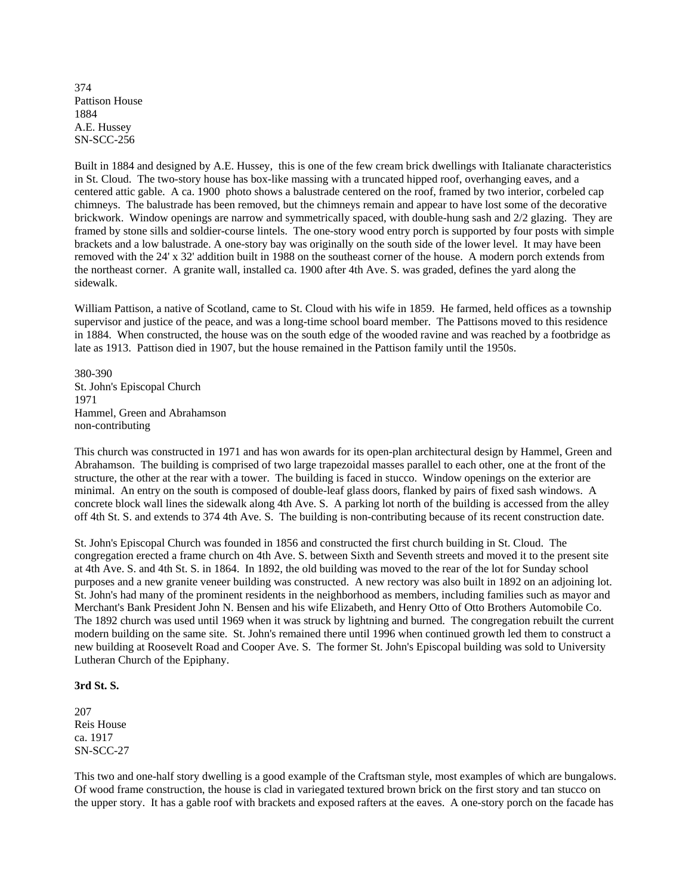374
Pattison House
1884
A.E. Hussey
SN-SCC-256

Built in 1884 and designed by A.E. Hussey, this is one of the few cream brick dwellings with Italianate characteristics in St. Cloud. The two-story house has box-like massing with a truncated hipped roof, overhanging eaves, and a centered attic gable. A ca. 1900 photo shows a balustrade centered on the roof, framed by two interior, corbeled cap chimneys. The balustrade has been removed, but the chimneys remain and appear to have lost some of the decorative brickwork. Window openings are narrow and symmetrically spaced, with double-hung sash and 2/2 glazing. They are framed by stone sills and soldier-course lintels. The one-story wood entry porch is supported by four posts with simple brackets and a low balustrade. A one-story bay was originally on the south side of the lower level. It may have been removed with the 24' x 32' addition built in 1988 on the southeast corner of the house. A modern porch extends from the northeast corner. A granite wall, installed ca. 1900 after 4th Ave. S. was graded, defines the yard along the sidewalk.

William Pattison, a native of Scotland, came to St. Cloud with his wife in 1859. He farmed, held offices as a township supervisor and justice of the peace, and was a long-time school board member. The Pattisons moved to this residence in 1884. When constructed, the house was on the south edge of the wooded ravine and was reached by a footbridge as late as 1913. Pattison died in 1907, but the house remained in the Pattison family until the 1950s.

380-390
St. John's Episcopal Church
1971
Hammel, Green and Abrahamson
non-contributing

This church was constructed in 1971 and has won awards for its open-plan architectural design by Hammel, Green and Abrahamson. The building is comprised of two large trapezoidal masses parallel to each other, one at the front of the structure, the other at the rear with a tower. The building is faced in stucco. Window openings on the exterior are minimal. An entry on the south is composed of double-leaf glass doors, flanked by pairs of fixed sash windows. A concrete block wall lines the sidewalk along 4th Ave. S. A parking lot north of the building is accessed from the alley off 4th St. S. and extends to 374 4th Ave. S. The building is non-contributing because of its recent construction date.

St. John's Episcopal Church was founded in 1856 and constructed the first church building in St. Cloud. The congregation erected a frame church on 4th Ave. S. between Sixth and Seventh streets and moved it to the present site at 4th Ave. S. and 4th St. S. in 1864. In 1892, the old building was moved to the rear of the lot for Sunday school purposes and a new granite veneer building was constructed. A new rectory was also built in 1892 on an adjoining lot. St. John's had many of the prominent residents in the neighborhood as members, including families such as mayor and Merchant's Bank President John N. Bensen and his wife Elizabeth, and Henry Otto of Otto Brothers Automobile Co. The 1892 church was used until 1969 when it was struck by lightning and burned. The congregation rebuilt the current modern building on the same site. St. John's remained there until 1996 when continued growth led them to construct a new building at Roosevelt Road and Cooper Ave. S. The former St. John's Episcopal building was sold to University Lutheran Church of the Epiphany.

**3rd St. S.**

207
Reis House
ca. 1917
SN-SCC-27

This two and one-half story dwelling is a good example of the Craftsman style, most examples of which are bungalows. Of wood frame construction, the house is clad in variegated textured brown brick on the first story and tan stucco on the upper story. It has a gable roof with brackets and exposed rafters at the eaves. A one-story porch on the facade has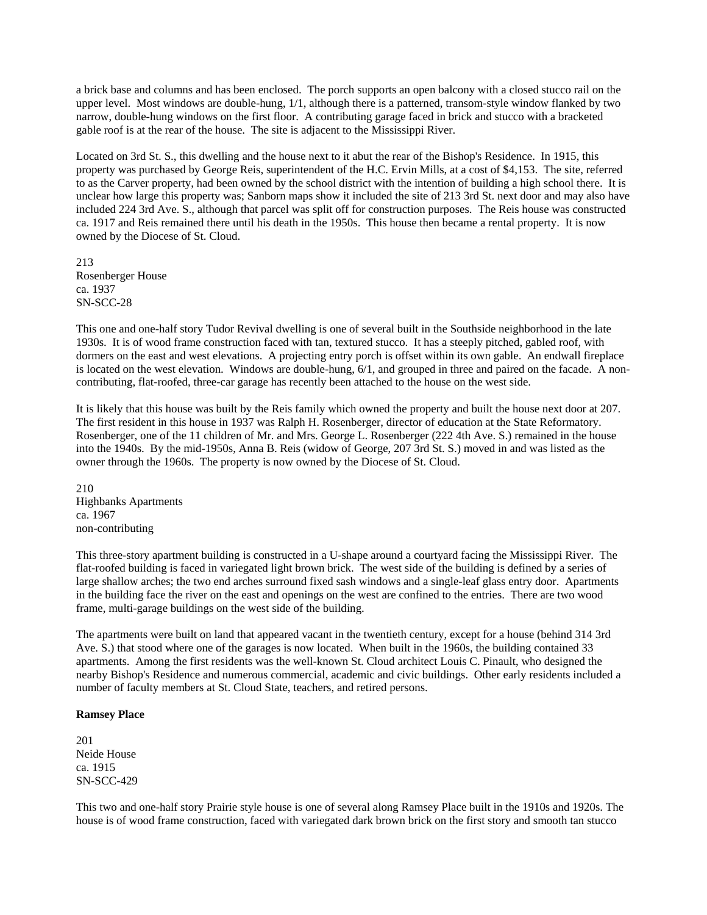a brick base and columns and has been enclosed. The porch supports an open balcony with a closed stucco rail on the upper level. Most windows are double-hung, 1/1, although there is a patterned, transom-style window flanked by two narrow, double-hung windows on the first floor. A contributing garage faced in brick and stucco with a bracketed gable roof is at the rear of the house. The site is adjacent to the Mississippi River.

Located on 3rd St. S., this dwelling and the house next to it abut the rear of the Bishop's Residence. In 1915, this property was purchased by George Reis, superintendent of the H.C. Ervin Mills, at a cost of $4,153. The site, referred to as the Carver property, had been owned by the school district with the intention of building a high school there. It is unclear how large this property was; Sanborn maps show it included the site of 213 3rd St. next door and may also have included 224 3rd Ave. S., although that parcel was split off for construction purposes. The Reis house was constructed ca. 1917 and Reis remained there until his death in the 1950s. This house then became a rental property. It is now owned by the Diocese of St. Cloud.

213
Rosenberger House
ca. 1937
SN-SCC-28

This one and one-half story Tudor Revival dwelling is one of several built in the Southside neighborhood in the late 1930s. It is of wood frame construction faced with tan, textured stucco. It has a steeply pitched, gabled roof, with dormers on the east and west elevations. A projecting entry porch is offset within its own gable. An endwall fireplace is located on the west elevation. Windows are double-hung, 6/1, and grouped in three and paired on the facade. A non-contributing, flat-roofed, three-car garage has recently been attached to the house on the west side.

It is likely that this house was built by the Reis family which owned the property and built the house next door at 207. The first resident in this house in 1937 was Ralph H. Rosenberger, director of education at the State Reformatory. Rosenberger, one of the 11 children of Mr. and Mrs. George L. Rosenberger (222 4th Ave. S.) remained in the house into the 1940s. By the mid-1950s, Anna B. Reis (widow of George, 207 3rd St. S.) moved in and was listed as the owner through the 1960s. The property is now owned by the Diocese of St. Cloud.

210
Highbanks Apartments
ca. 1967
non-contributing

This three-story apartment building is constructed in a U-shape around a courtyard facing the Mississippi River. The flat-roofed building is faced in variegated light brown brick. The west side of the building is defined by a series of large shallow arches; the two end arches surround fixed sash windows and a single-leaf glass entry door. Apartments in the building face the river on the east and openings on the west are confined to the entries. There are two wood frame, multi-garage buildings on the west side of the building.

The apartments were built on land that appeared vacant in the twentieth century, except for a house (behind 314 3rd Ave. S.) that stood where one of the garages is now located. When built in the 1960s, the building contained 33 apartments. Among the first residents was the well-known St. Cloud architect Louis C. Pinault, who designed the nearby Bishop's Residence and numerous commercial, academic and civic buildings. Other early residents included a number of faculty members at St. Cloud State, teachers, and retired persons.

**Ramsey Place**

201
Neide House
ca. 1915
SN-SCC-429

This two and one-half story Prairie style house is one of several along Ramsey Place built in the 1910s and 1920s. The house is of wood frame construction, faced with variegated dark brown brick on the first story and smooth tan stucco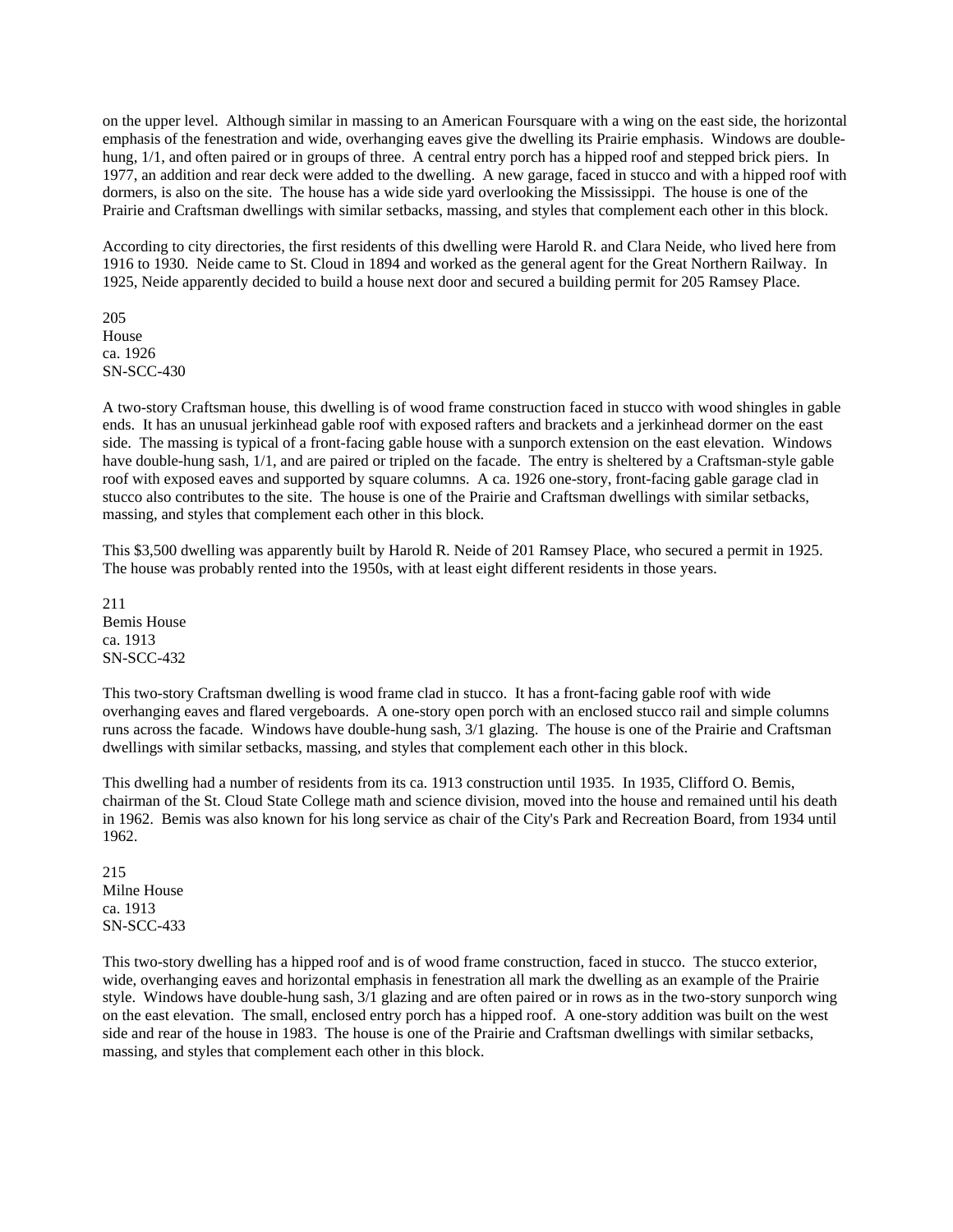on the upper level. Although similar in massing to an American Foursquare with a wing on the east side, the horizontal emphasis of the fenestration and wide, overhanging eaves give the dwelling its Prairie emphasis. Windows are double-hung, 1/1, and often paired or in groups of three. A central entry porch has a hipped roof and stepped brick piers. In 1977, an addition and rear deck were added to the dwelling. A new garage, faced in stucco and with a hipped roof with dormers, is also on the site. The house has a wide side yard overlooking the Mississippi. The house is one of the Prairie and Craftsman dwellings with similar setbacks, massing, and styles that complement each other in this block.

According to city directories, the first residents of this dwelling were Harold R. and Clara Neide, who lived here from 1916 to 1930. Neide came to St. Cloud in 1894 and worked as the general agent for the Great Northern Railway. In 1925, Neide apparently decided to build a house next door and secured a building permit for 205 Ramsey Place.

205
House
ca. 1926
SN-SCC-430

A two-story Craftsman house, this dwelling is of wood frame construction faced in stucco with wood shingles in gable ends. It has an unusual jerkinhead gable roof with exposed rafters and brackets and a jerkinhead dormer on the east side. The massing is typical of a front-facing gable house with a sunporch extension on the east elevation. Windows have double-hung sash, 1/1, and are paired or tripled on the facade. The entry is sheltered by a Craftsman-style gable roof with exposed eaves and supported by square columns. A ca. 1926 one-story, front-facing gable garage clad in stucco also contributes to the site. The house is one of the Prairie and Craftsman dwellings with similar setbacks, massing, and styles that complement each other in this block.

This $3,500 dwelling was apparently built by Harold R. Neide of 201 Ramsey Place, who secured a permit in 1925. The house was probably rented into the 1950s, with at least eight different residents in those years.

211
Bemis House
ca. 1913
SN-SCC-432

This two-story Craftsman dwelling is wood frame clad in stucco. It has a front-facing gable roof with wide overhanging eaves and flared vergeboards. A one-story open porch with an enclosed stucco rail and simple columns runs across the facade. Windows have double-hung sash, 3/1 glazing. The house is one of the Prairie and Craftsman dwellings with similar setbacks, massing, and styles that complement each other in this block.

This dwelling had a number of residents from its ca. 1913 construction until 1935. In 1935, Clifford O. Bemis, chairman of the St. Cloud State College math and science division, moved into the house and remained until his death in 1962. Bemis was also known for his long service as chair of the City's Park and Recreation Board, from 1934 until 1962.

215
Milne House
ca. 1913
SN-SCC-433

This two-story dwelling has a hipped roof and is of wood frame construction, faced in stucco. The stucco exterior, wide, overhanging eaves and horizontal emphasis in fenestration all mark the dwelling as an example of the Prairie style. Windows have double-hung sash, 3/1 glazing and are often paired or in rows as in the two-story sunporch wing on the east elevation. The small, enclosed entry porch has a hipped roof. A one-story addition was built on the west side and rear of the house in 1983. The house is one of the Prairie and Craftsman dwellings with similar setbacks, massing, and styles that complement each other in this block.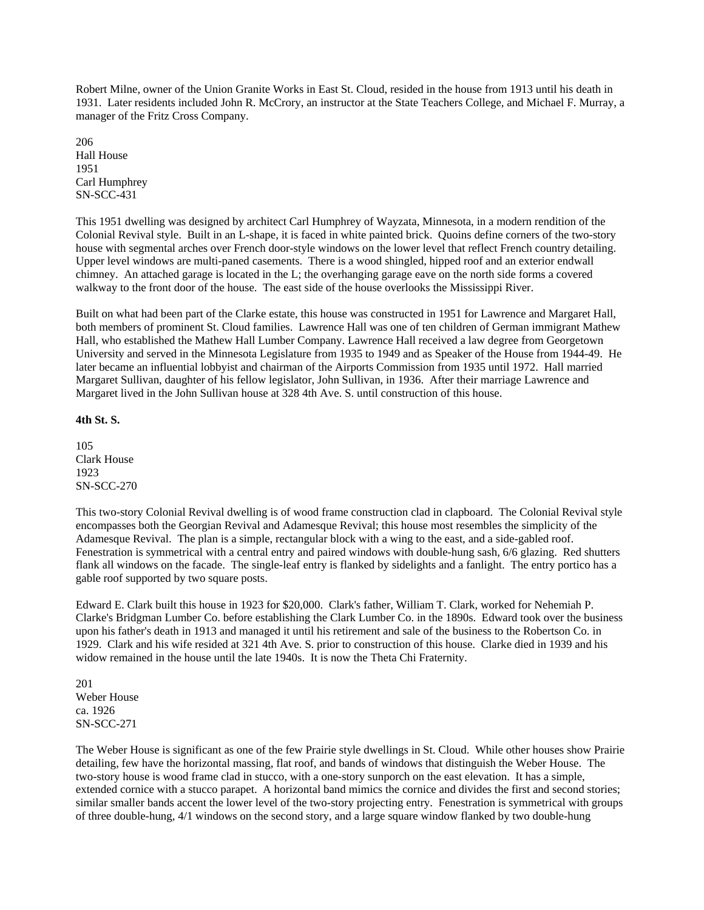Robert Milne, owner of the Union Granite Works in East St. Cloud, resided in the house from 1913 until his death in 1931. Later residents included John R. McCrory, an instructor at the State Teachers College, and Michael F. Murray, a manager of the Fritz Cross Company.

206
Hall House
1951
Carl Humphrey
SN-SCC-431

This 1951 dwelling was designed by architect Carl Humphrey of Wayzata, Minnesota, in a modern rendition of the Colonial Revival style. Built in an L-shape, it is faced in white painted brick. Quoins define corners of the two-story house with segmental arches over French door-style windows on the lower level that reflect French country detailing. Upper level windows are multi-paned casements. There is a wood shingled, hipped roof and an exterior endwall chimney. An attached garage is located in the L; the overhanging garage eave on the north side forms a covered walkway to the front door of the house. The east side of the house overlooks the Mississippi River.

Built on what had been part of the Clarke estate, this house was constructed in 1951 for Lawrence and Margaret Hall, both members of prominent St. Cloud families. Lawrence Hall was one of ten children of German immigrant Mathew Hall, who established the Mathew Hall Lumber Company. Lawrence Hall received a law degree from Georgetown University and served in the Minnesota Legislature from 1935 to 1949 and as Speaker of the House from 1944-49. He later became an influential lobbyist and chairman of the Airports Commission from 1935 until 1972. Hall married Margaret Sullivan, daughter of his fellow legislator, John Sullivan, in 1936. After their marriage Lawrence and Margaret lived in the John Sullivan house at 328 4th Ave. S. until construction of this house.

**4th St. S.**

105
Clark House
1923
SN-SCC-270

This two-story Colonial Revival dwelling is of wood frame construction clad in clapboard. The Colonial Revival style encompasses both the Georgian Revival and Adamesque Revival; this house most resembles the simplicity of the Adamesque Revival. The plan is a simple, rectangular block with a wing to the east, and a side-gabled roof. Fenestration is symmetrical with a central entry and paired windows with double-hung sash, 6/6 glazing. Red shutters flank all windows on the facade. The single-leaf entry is flanked by sidelights and a fanlight. The entry portico has a gable roof supported by two square posts.

Edward E. Clark built this house in 1923 for $20,000. Clark's father, William T. Clark, worked for Nehemiah P. Clarke's Bridgman Lumber Co. before establishing the Clark Lumber Co. in the 1890s. Edward took over the business upon his father's death in 1913 and managed it until his retirement and sale of the business to the Robertson Co. in 1929. Clark and his wife resided at 321 4th Ave. S. prior to construction of this house. Clarke died in 1939 and his widow remained in the house until the late 1940s. It is now the Theta Chi Fraternity.

201
Weber House
ca. 1926
SN-SCC-271

The Weber House is significant as one of the few Prairie style dwellings in St. Cloud. While other houses show Prairie detailing, few have the horizontal massing, flat roof, and bands of windows that distinguish the Weber House. The two-story house is wood frame clad in stucco, with a one-story sunporch on the east elevation. It has a simple, extended cornice with a stucco parapet. A horizontal band mimics the cornice and divides the first and second stories; similar smaller bands accent the lower level of the two-story projecting entry. Fenestration is symmetrical with groups of three double-hung, 4/1 windows on the second story, and a large square window flanked by two double-hung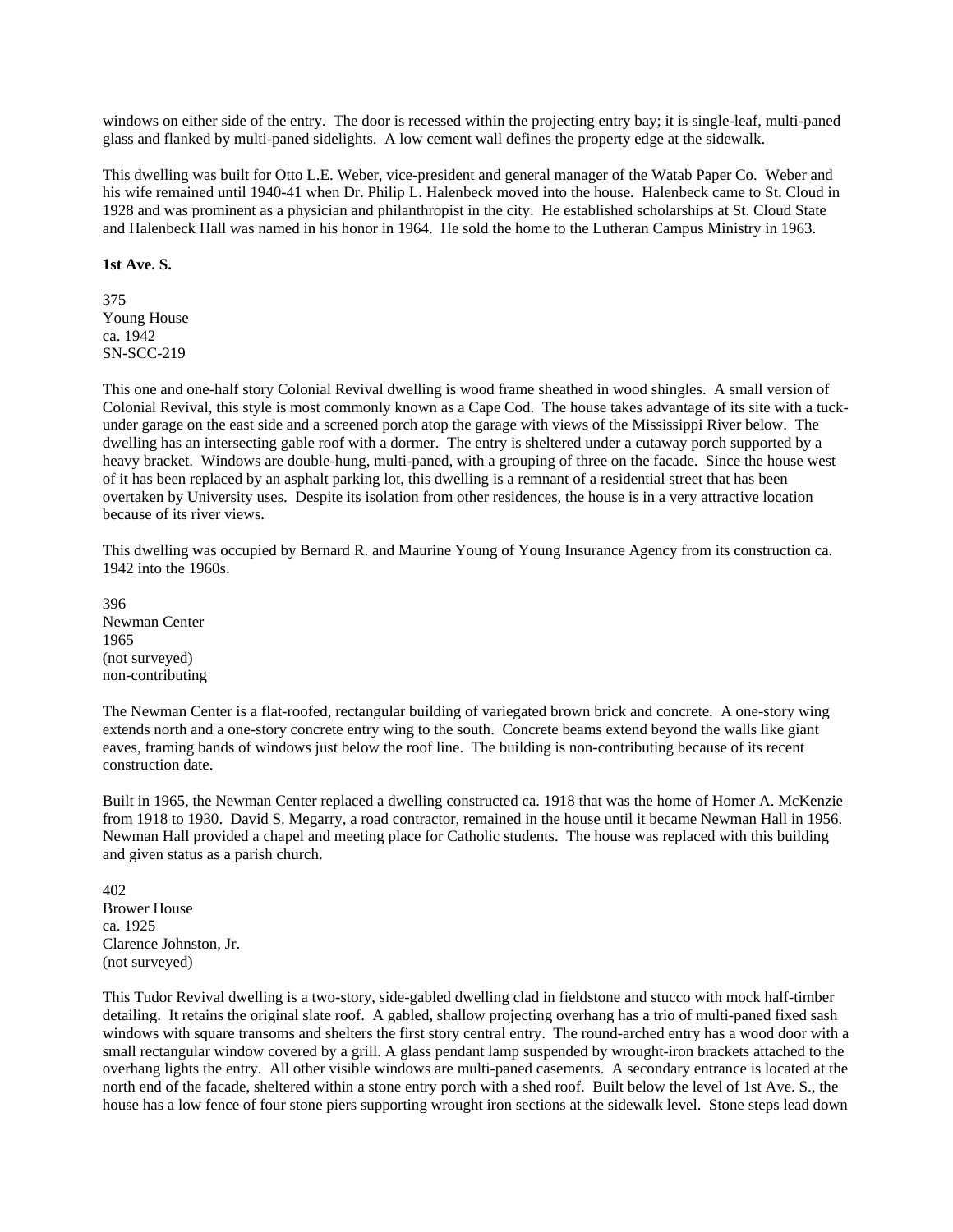windows on either side of the entry. The door is recessed within the projecting entry bay; it is single-leaf, multi-paned glass and flanked by multi-paned sidelights. A low cement wall defines the property edge at the sidewalk.

This dwelling was built for Otto L.E. Weber, vice-president and general manager of the Watab Paper Co. Weber and his wife remained until 1940-41 when Dr. Philip L. Halenbeck moved into the house. Halenbeck came to St. Cloud in 1928 and was prominent as a physician and philanthropist in the city. He established scholarships at St. Cloud State and Halenbeck Hall was named in his honor in 1964. He sold the home to the Lutheran Campus Ministry in 1963.

**1st Ave. S.**

375
Young House
ca. 1942
SN-SCC-219

This one and one-half story Colonial Revival dwelling is wood frame sheathed in wood shingles. A small version of Colonial Revival, this style is most commonly known as a Cape Cod. The house takes advantage of its site with a tuck-under garage on the east side and a screened porch atop the garage with views of the Mississippi River below. The dwelling has an intersecting gable roof with a dormer. The entry is sheltered under a cutaway porch supported by a heavy bracket. Windows are double-hung, multi-paned, with a grouping of three on the facade. Since the house west of it has been replaced by an asphalt parking lot, this dwelling is a remnant of a residential street that has been overtaken by University uses. Despite its isolation from other residences, the house is in a very attractive location because of its river views.

This dwelling was occupied by Bernard R. and Maurine Young of Young Insurance Agency from its construction ca. 1942 into the 1960s.

396
Newman Center
1965
(not surveyed)
non-contributing

The Newman Center is a flat-roofed, rectangular building of variegated brown brick and concrete. A one-story wing extends north and a one-story concrete entry wing to the south. Concrete beams extend beyond the walls like giant eaves, framing bands of windows just below the roof line. The building is non-contributing because of its recent construction date.

Built in 1965, the Newman Center replaced a dwelling constructed ca. 1918 that was the home of Homer A. McKenzie from 1918 to 1930. David S. Megarry, a road contractor, remained in the house until it became Newman Hall in 1956. Newman Hall provided a chapel and meeting place for Catholic students. The house was replaced with this building and given status as a parish church.

402
Brower House
ca. 1925
Clarence Johnston, Jr.
(not surveyed)

This Tudor Revival dwelling is a two-story, side-gabled dwelling clad in fieldstone and stucco with mock half-timber detailing. It retains the original slate roof. A gabled, shallow projecting overhang has a trio of multi-paned fixed sash windows with square transoms and shelters the first story central entry. The round-arched entry has a wood door with a small rectangular window covered by a grill. A glass pendant lamp suspended by wrought-iron brackets attached to the overhang lights the entry. All other visible windows are multi-paned casements. A secondary entrance is located at the north end of the facade, sheltered within a stone entry porch with a shed roof. Built below the level of 1st Ave. S., the house has a low fence of four stone piers supporting wrought iron sections at the sidewalk level. Stone steps lead down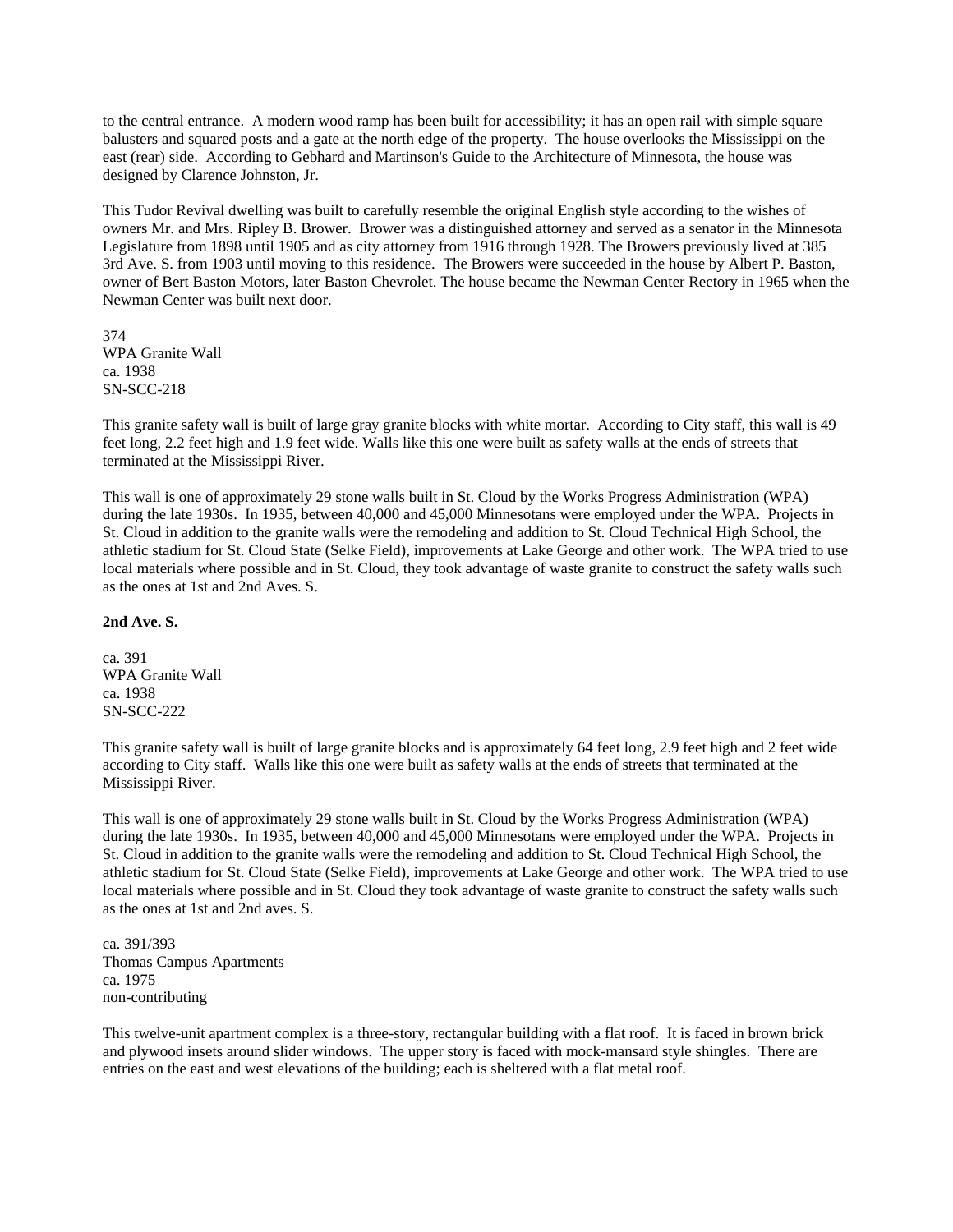to the central entrance. A modern wood ramp has been built for accessibility; it has an open rail with simple square balusters and squared posts and a gate at the north edge of the property. The house overlooks the Mississippi on the east (rear) side. According to Gebhard and Martinson's Guide to the Architecture of Minnesota, the house was designed by Clarence Johnston, Jr.

This Tudor Revival dwelling was built to carefully resemble the original English style according to the wishes of owners Mr. and Mrs. Ripley B. Brower. Brower was a distinguished attorney and served as a senator in the Minnesota Legislature from 1898 until 1905 and as city attorney from 1916 through 1928. The Browers previously lived at 385 3rd Ave. S. from 1903 until moving to this residence. The Browers were succeeded in the house by Albert P. Baston, owner of Bert Baston Motors, later Baston Chevrolet. The house became the Newman Center Rectory in 1965 when the Newman Center was built next door.

374
WPA Granite Wall
ca. 1938
SN-SCC-218

This granite safety wall is built of large gray granite blocks with white mortar. According to City staff, this wall is 49 feet long, 2.2 feet high and 1.9 feet wide. Walls like this one were built as safety walls at the ends of streets that terminated at the Mississippi River.

This wall is one of approximately 29 stone walls built in St. Cloud by the Works Progress Administration (WPA) during the late 1930s. In 1935, between 40,000 and 45,000 Minnesotans were employed under the WPA. Projects in St. Cloud in addition to the granite walls were the remodeling and addition to St. Cloud Technical High School, the athletic stadium for St. Cloud State (Selke Field), improvements at Lake George and other work. The WPA tried to use local materials where possible and in St. Cloud, they took advantage of waste granite to construct the safety walls such as the ones at 1st and 2nd Aves. S.

**2nd Ave. S.**

ca. 391
WPA Granite Wall
ca. 1938
SN-SCC-222

This granite safety wall is built of large granite blocks and is approximately 64 feet long, 2.9 feet high and 2 feet wide according to City staff. Walls like this one were built as safety walls at the ends of streets that terminated at the Mississippi River.

This wall is one of approximately 29 stone walls built in St. Cloud by the Works Progress Administration (WPA) during the late 1930s. In 1935, between 40,000 and 45,000 Minnesotans were employed under the WPA. Projects in St. Cloud in addition to the granite walls were the remodeling and addition to St. Cloud Technical High School, the athletic stadium for St. Cloud State (Selke Field), improvements at Lake George and other work. The WPA tried to use local materials where possible and in St. Cloud they took advantage of waste granite to construct the safety walls such as the ones at 1st and 2nd aves. S.

ca. 391/393
Thomas Campus Apartments
ca. 1975
non-contributing

This twelve-unit apartment complex is a three-story, rectangular building with a flat roof. It is faced in brown brick and plywood insets around slider windows. The upper story is faced with mock-mansard style shingles. There are entries on the east and west elevations of the building; each is sheltered with a flat metal roof.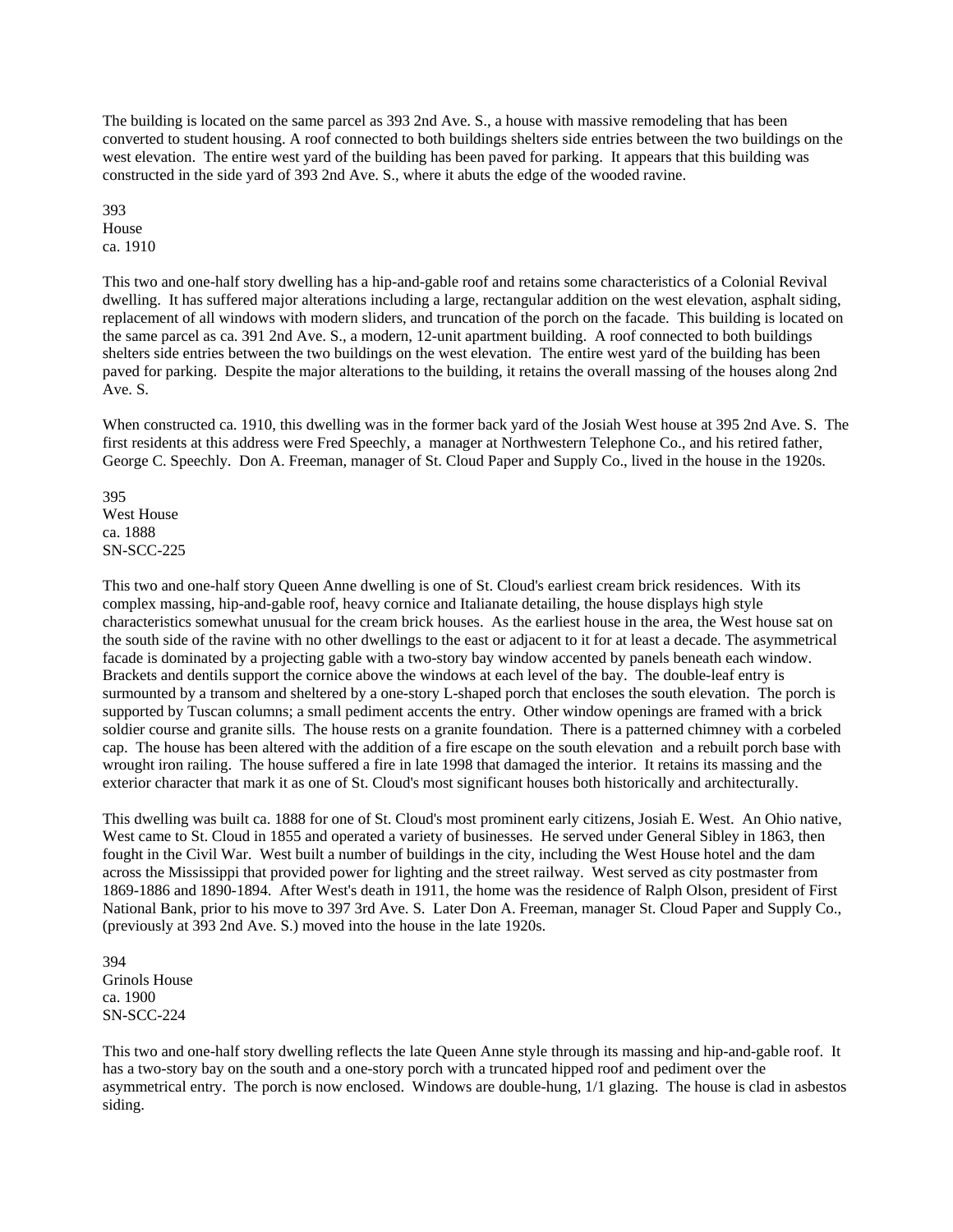The building is located on the same parcel as 393 2nd Ave. S., a house with massive remodeling that has been converted to student housing. A roof connected to both buildings shelters side entries between the two buildings on the west elevation. The entire west yard of the building has been paved for parking. It appears that this building was constructed in the side yard of 393 2nd Ave. S., where it abuts the edge of the wooded ravine.

393
House
ca. 1910

This two and one-half story dwelling has a hip-and-gable roof and retains some characteristics of a Colonial Revival dwelling. It has suffered major alterations including a large, rectangular addition on the west elevation, asphalt siding, replacement of all windows with modern sliders, and truncation of the porch on the facade. This building is located on the same parcel as ca. 391 2nd Ave. S., a modern, 12-unit apartment building. A roof connected to both buildings shelters side entries between the two buildings on the west elevation. The entire west yard of the building has been paved for parking. Despite the major alterations to the building, it retains the overall massing of the houses along 2nd Ave. S.

When constructed ca. 1910, this dwelling was in the former back yard of the Josiah West house at 395 2nd Ave. S. The first residents at this address were Fred Speechly, a manager at Northwestern Telephone Co., and his retired father, George C. Speechly. Don A. Freeman, manager of St. Cloud Paper and Supply Co., lived in the house in the 1920s.

395
West House
ca. 1888
SN-SCC-225

This two and one-half story Queen Anne dwelling is one of St. Cloud's earliest cream brick residences. With its complex massing, hip-and-gable roof, heavy cornice and Italianate detailing, the house displays high style characteristics somewhat unusual for the cream brick houses. As the earliest house in the area, the West house sat on the south side of the ravine with no other dwellings to the east or adjacent to it for at least a decade. The asymmetrical facade is dominated by a projecting gable with a two-story bay window accented by panels beneath each window. Brackets and dentils support the cornice above the windows at each level of the bay. The double-leaf entry is surmounted by a transom and sheltered by a one-story L-shaped porch that encloses the south elevation. The porch is supported by Tuscan columns; a small pediment accents the entry. Other window openings are framed with a brick soldier course and granite sills. The house rests on a granite foundation. There is a patterned chimney with a corbeled cap. The house has been altered with the addition of a fire escape on the south elevation and a rebuilt porch base with wrought iron railing. The house suffered a fire in late 1998 that damaged the interior. It retains its massing and the exterior character that mark it as one of St. Cloud's most significant houses both historically and architecturally.

This dwelling was built ca. 1888 for one of St. Cloud's most prominent early citizens, Josiah E. West. An Ohio native, West came to St. Cloud in 1855 and operated a variety of businesses. He served under General Sibley in 1863, then fought in the Civil War. West built a number of buildings in the city, including the West House hotel and the dam across the Mississippi that provided power for lighting and the street railway. West served as city postmaster from 1869-1886 and 1890-1894. After West's death in 1911, the home was the residence of Ralph Olson, president of First National Bank, prior to his move to 397 3rd Ave. S. Later Don A. Freeman, manager St. Cloud Paper and Supply Co., (previously at 393 2nd Ave. S.) moved into the house in the late 1920s.

394
Grinols House
ca. 1900
SN-SCC-224

This two and one-half story dwelling reflects the late Queen Anne style through its massing and hip-and-gable roof. It has a two-story bay on the south and a one-story porch with a truncated hipped roof and pediment over the asymmetrical entry. The porch is now enclosed. Windows are double-hung, 1/1 glazing. The house is clad in asbestos siding.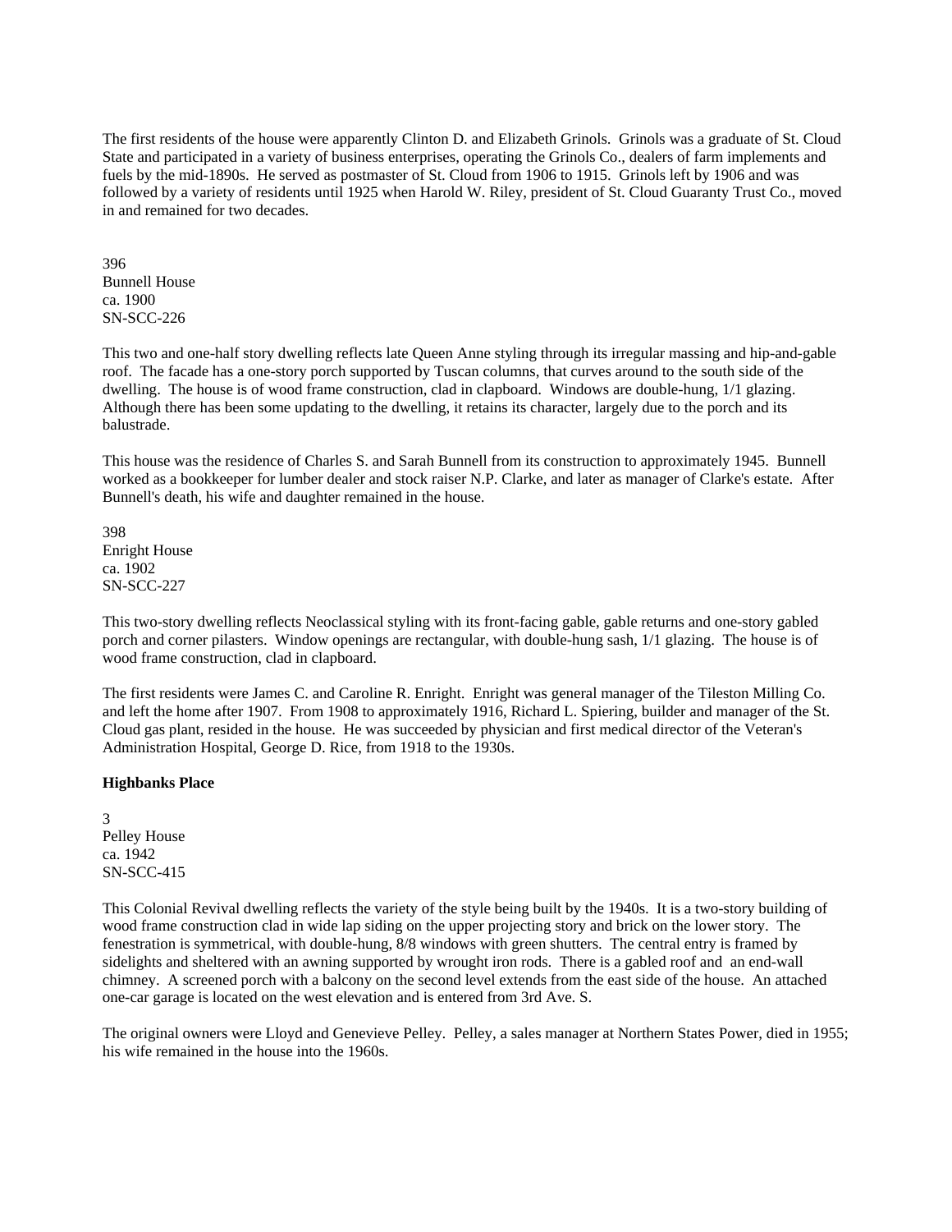The first residents of the house were apparently Clinton D. and Elizabeth Grinols. Grinols was a graduate of St. Cloud State and participated in a variety of business enterprises, operating the Grinols Co., dealers of farm implements and fuels by the mid-1890s. He served as postmaster of St. Cloud from 1906 to 1915. Grinols left by 1906 and was followed by a variety of residents until 1925 when Harold W. Riley, president of St. Cloud Guaranty Trust Co., moved in and remained for two decades.

396
Bunnell House
ca. 1900
SN-SCC-226

This two and one-half story dwelling reflects late Queen Anne styling through its irregular massing and hip-and-gable roof. The facade has a one-story porch supported by Tuscan columns, that curves around to the south side of the dwelling. The house is of wood frame construction, clad in clapboard. Windows are double-hung, 1/1 glazing. Although there has been some updating to the dwelling, it retains its character, largely due to the porch and its balustrade.

This house was the residence of Charles S. and Sarah Bunnell from its construction to approximately 1945. Bunnell worked as a bookkeeper for lumber dealer and stock raiser N.P. Clarke, and later as manager of Clarke's estate. After Bunnell's death, his wife and daughter remained in the house.

398
Enright House
ca. 1902
SN-SCC-227

This two-story dwelling reflects Neoclassical styling with its front-facing gable, gable returns and one-story gabled porch and corner pilasters. Window openings are rectangular, with double-hung sash, 1/1 glazing. The house is of wood frame construction, clad in clapboard.

The first residents were James C. and Caroline R. Enright. Enright was general manager of the Tileston Milling Co. and left the home after 1907. From 1908 to approximately 1916, Richard L. Spiering, builder and manager of the St. Cloud gas plant, resided in the house. He was succeeded by physician and first medical director of the Veteran's Administration Hospital, George D. Rice, from 1918 to the 1930s.

**Highbanks Place**

3
Pelley House
ca. 1942
SN-SCC-415

This Colonial Revival dwelling reflects the variety of the style being built by the 1940s. It is a two-story building of wood frame construction clad in wide lap siding on the upper projecting story and brick on the lower story. The fenestration is symmetrical, with double-hung, 8/8 windows with green shutters. The central entry is framed by sidelights and sheltered with an awning supported by wrought iron rods. There is a gabled roof and an end-wall chimney. A screened porch with a balcony on the second level extends from the east side of the house. An attached one-car garage is located on the west elevation and is entered from 3rd Ave. S.

The original owners were Lloyd and Genevieve Pelley. Pelley, a sales manager at Northern States Power, died in 1955; his wife remained in the house into the 1960s.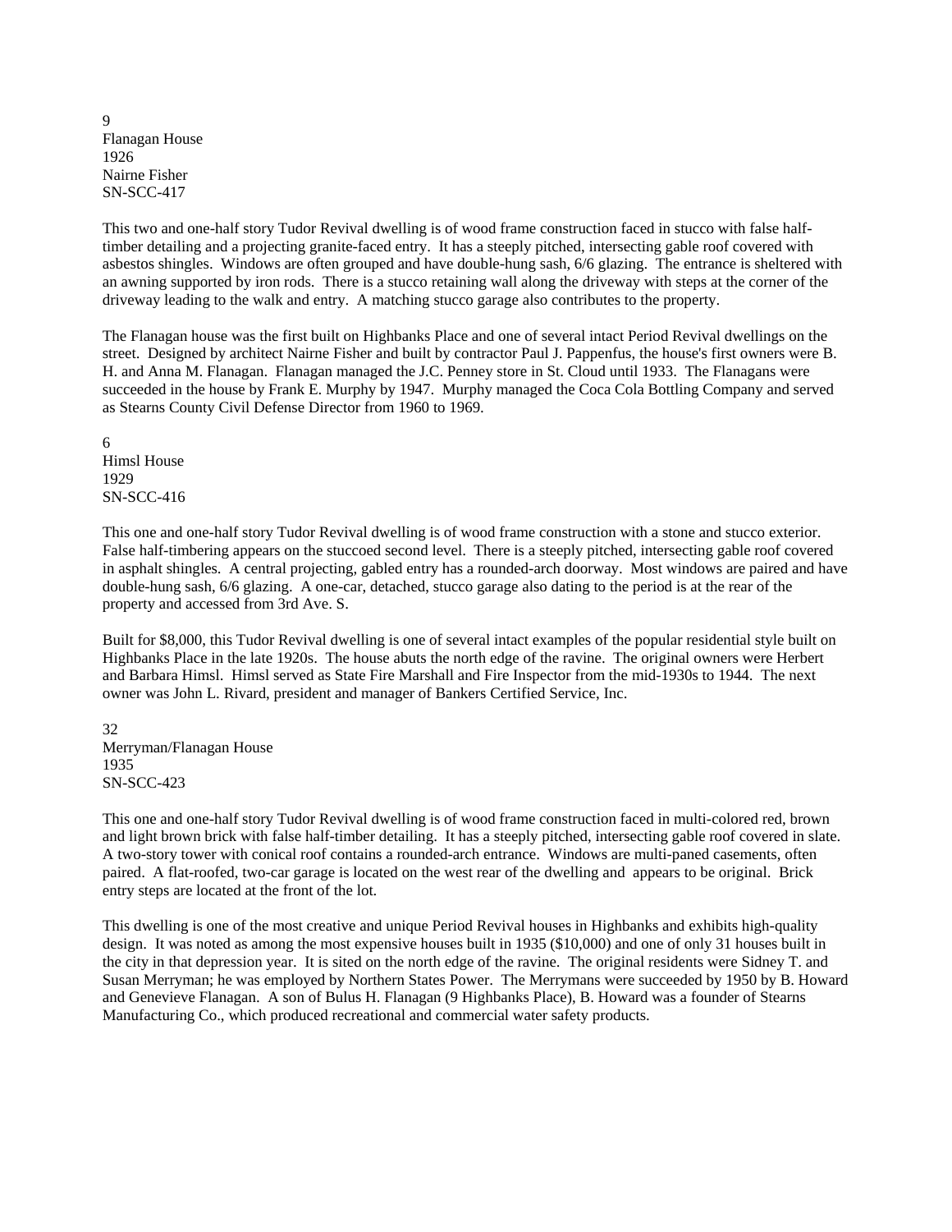9
Flanagan House
1926
Nairne Fisher
SN-SCC-417

This two and one-half story Tudor Revival dwelling is of wood frame construction faced in stucco with false half-timber detailing and a projecting granite-faced entry. It has a steeply pitched, intersecting gable roof covered with asbestos shingles. Windows are often grouped and have double-hung sash, 6/6 glazing. The entrance is sheltered with an awning supported by iron rods. There is a stucco retaining wall along the driveway with steps at the corner of the driveway leading to the walk and entry. A matching stucco garage also contributes to the property.

The Flanagan house was the first built on Highbanks Place and one of several intact Period Revival dwellings on the street. Designed by architect Nairne Fisher and built by contractor Paul J. Pappenfus, the house's first owners were B. H. and Anna M. Flanagan. Flanagan managed the J.C. Penney store in St. Cloud until 1933. The Flanagans were succeeded in the house by Frank E. Murphy by 1947. Murphy managed the Coca Cola Bottling Company and served as Stearns County Civil Defense Director from 1960 to 1969.

6
Himsl House
1929
SN-SCC-416

This one and one-half story Tudor Revival dwelling is of wood frame construction with a stone and stucco exterior. False half-timbering appears on the stuccoed second level. There is a steeply pitched, intersecting gable roof covered in asphalt shingles. A central projecting, gabled entry has a rounded-arch doorway. Most windows are paired and have double-hung sash, 6/6 glazing. A one-car, detached, stucco garage also dating to the period is at the rear of the property and accessed from 3rd Ave. S.

Built for $8,000, this Tudor Revival dwelling is one of several intact examples of the popular residential style built on Highbanks Place in the late 1920s. The house abuts the north edge of the ravine. The original owners were Herbert and Barbara Himsl. Himsl served as State Fire Marshall and Fire Inspector from the mid-1930s to 1944. The next owner was John L. Rivard, president and manager of Bankers Certified Service, Inc.

32
Merryman/Flanagan House
1935
SN-SCC-423

This one and one-half story Tudor Revival dwelling is of wood frame construction faced in multi-colored red, brown and light brown brick with false half-timber detailing. It has a steeply pitched, intersecting gable roof covered in slate. A two-story tower with conical roof contains a rounded-arch entrance. Windows are multi-paned casements, often paired. A flat-roofed, two-car garage is located on the west rear of the dwelling and appears to be original. Brick entry steps are located at the front of the lot.

This dwelling is one of the most creative and unique Period Revival houses in Highbanks and exhibits high-quality design. It was noted as among the most expensive houses built in 1935 ($10,000) and one of only 31 houses built in the city in that depression year. It is sited on the north edge of the ravine. The original residents were Sidney T. and Susan Merryman; he was employed by Northern States Power. The Merrymans were succeeded by 1950 by B. Howard and Genevieve Flanagan. A son of Bulus H. Flanagan (9 Highbanks Place), B. Howard was a founder of Stearns Manufacturing Co., which produced recreational and commercial water safety products.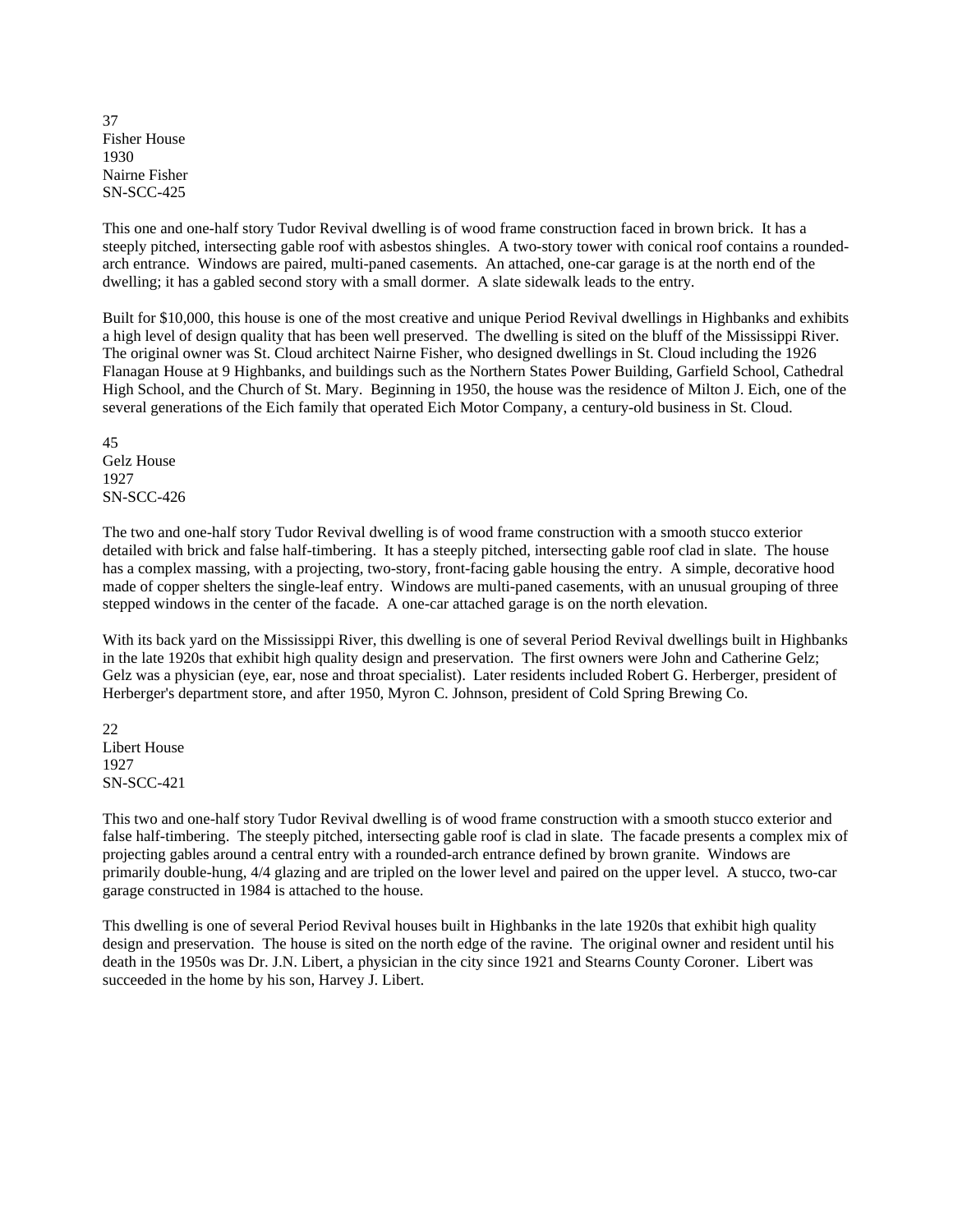37
Fisher House
1930
Nairne Fisher
SN-SCC-425

This one and one-half story Tudor Revival dwelling is of wood frame construction faced in brown brick. It has a steeply pitched, intersecting gable roof with asbestos shingles. A two-story tower with conical roof contains a rounded-arch entrance. Windows are paired, multi-paned casements. An attached, one-car garage is at the north end of the dwelling; it has a gabled second story with a small dormer. A slate sidewalk leads to the entry.

Built for $10,000, this house is one of the most creative and unique Period Revival dwellings in Highbanks and exhibits a high level of design quality that has been well preserved. The dwelling is sited on the bluff of the Mississippi River. The original owner was St. Cloud architect Nairne Fisher, who designed dwellings in St. Cloud including the 1926 Flanagan House at 9 Highbanks, and buildings such as the Northern States Power Building, Garfield School, Cathedral High School, and the Church of St. Mary. Beginning in 1950, the house was the residence of Milton J. Eich, one of the several generations of the Eich family that operated Eich Motor Company, a century-old business in St. Cloud.

45
Gelz House
1927
SN-SCC-426

The two and one-half story Tudor Revival dwelling is of wood frame construction with a smooth stucco exterior detailed with brick and false half-timbering. It has a steeply pitched, intersecting gable roof clad in slate. The house has a complex massing, with a projecting, two-story, front-facing gable housing the entry. A simple, decorative hood made of copper shelters the single-leaf entry. Windows are multi-paned casements, with an unusual grouping of three stepped windows in the center of the facade. A one-car attached garage is on the north elevation.

With its back yard on the Mississippi River, this dwelling is one of several Period Revival dwellings built in Highbanks in the late 1920s that exhibit high quality design and preservation. The first owners were John and Catherine Gelz; Gelz was a physician (eye, ear, nose and throat specialist). Later residents included Robert G. Herberger, president of Herberger's department store, and after 1950, Myron C. Johnson, president of Cold Spring Brewing Co.

22
Libert House
1927
SN-SCC-421

This two and one-half story Tudor Revival dwelling is of wood frame construction with a smooth stucco exterior and false half-timbering. The steeply pitched, intersecting gable roof is clad in slate. The facade presents a complex mix of projecting gables around a central entry with a rounded-arch entrance defined by brown granite. Windows are primarily double-hung, 4/4 glazing and are tripled on the lower level and paired on the upper level. A stucco, two-car garage constructed in 1984 is attached to the house.

This dwelling is one of several Period Revival houses built in Highbanks in the late 1920s that exhibit high quality design and preservation. The house is sited on the north edge of the ravine. The original owner and resident until his death in the 1950s was Dr. J.N. Libert, a physician in the city since 1921 and Stearns County Coroner. Libert was succeeded in the home by his son, Harvey J. Libert.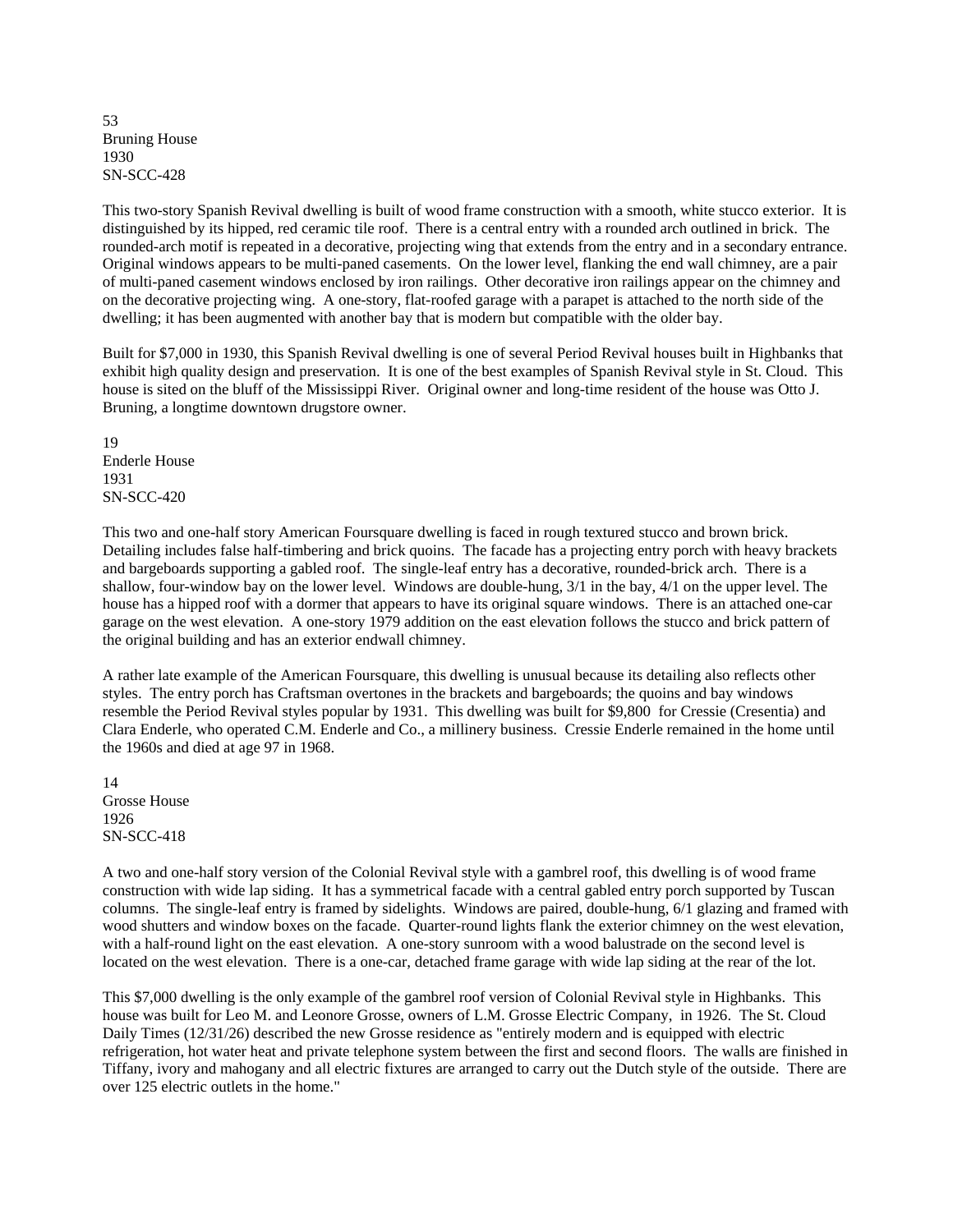53
Bruning House
1930
SN-SCC-428

This two-story Spanish Revival dwelling is built of wood frame construction with a smooth, white stucco exterior. It is distinguished by its hipped, red ceramic tile roof. There is a central entry with a rounded arch outlined in brick. The rounded-arch motif is repeated in a decorative, projecting wing that extends from the entry and in a secondary entrance. Original windows appears to be multi-paned casements. On the lower level, flanking the end wall chimney, are a pair of multi-paned casement windows enclosed by iron railings. Other decorative iron railings appear on the chimney and on the decorative projecting wing. A one-story, flat-roofed garage with a parapet is attached to the north side of the dwelling; it has been augmented with another bay that is modern but compatible with the older bay.

Built for $7,000 in 1930, this Spanish Revival dwelling is one of several Period Revival houses built in Highbanks that exhibit high quality design and preservation. It is one of the best examples of Spanish Revival style in St. Cloud. This house is sited on the bluff of the Mississippi River. Original owner and long-time resident of the house was Otto J. Bruning, a longtime downtown drugstore owner.

19
Enderle House
1931
SN-SCC-420

This two and one-half story American Foursquare dwelling is faced in rough textured stucco and brown brick. Detailing includes false half-timbering and brick quoins. The facade has a projecting entry porch with heavy brackets and bargeboards supporting a gabled roof. The single-leaf entry has a decorative, rounded-brick arch. There is a shallow, four-window bay on the lower level. Windows are double-hung, 3/1 in the bay, 4/1 on the upper level. The house has a hipped roof with a dormer that appears to have its original square windows. There is an attached one-car garage on the west elevation. A one-story 1979 addition on the east elevation follows the stucco and brick pattern of the original building and has an exterior endwall chimney.

A rather late example of the American Foursquare, this dwelling is unusual because its detailing also reflects other styles. The entry porch has Craftsman overtones in the brackets and bargeboards; the quoins and bay windows resemble the Period Revival styles popular by 1931. This dwelling was built for $9,800 for Cressie (Cresentia) and Clara Enderle, who operated C.M. Enderle and Co., a millinery business. Cressie Enderle remained in the home until the 1960s and died at age 97 in 1968.

14
Grosse House
1926
SN-SCC-418

A two and one-half story version of the Colonial Revival style with a gambrel roof, this dwelling is of wood frame construction with wide lap siding. It has a symmetrical facade with a central gabled entry porch supported by Tuscan columns. The single-leaf entry is framed by sidelights. Windows are paired, double-hung, 6/1 glazing and framed with wood shutters and window boxes on the facade. Quarter-round lights flank the exterior chimney on the west elevation, with a half-round light on the east elevation. A one-story sunroom with a wood balustrade on the second level is located on the west elevation. There is a one-car, detached frame garage with wide lap siding at the rear of the lot.

This $7,000 dwelling is the only example of the gambrel roof version of Colonial Revival style in Highbanks. This house was built for Leo M. and Leonore Grosse, owners of L.M. Grosse Electric Company, in 1926. The St. Cloud Daily Times (12/31/26) described the new Grosse residence as "entirely modern and is equipped with electric refrigeration, hot water heat and private telephone system between the first and second floors. The walls are finished in Tiffany, ivory and mahogany and all electric fixtures are arranged to carry out the Dutch style of the outside. There are over 125 electric outlets in the home."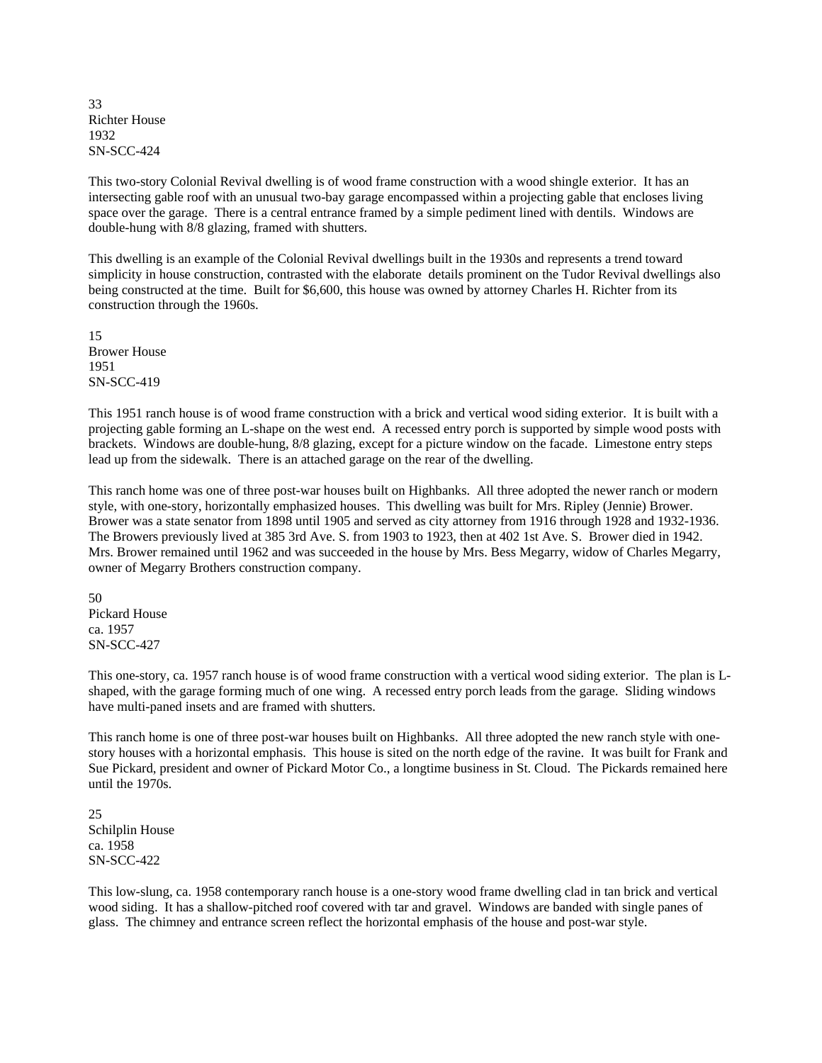33
Richter House
1932
SN-SCC-424

This two-story Colonial Revival dwelling is of wood frame construction with a wood shingle exterior. It has an intersecting gable roof with an unusual two-bay garage encompassed within a projecting gable that encloses living space over the garage. There is a central entrance framed by a simple pediment lined with dentils. Windows are double-hung with 8/8 glazing, framed with shutters.

This dwelling is an example of the Colonial Revival dwellings built in the 1930s and represents a trend toward simplicity in house construction, contrasted with the elaborate details prominent on the Tudor Revival dwellings also being constructed at the time. Built for $6,600, this house was owned by attorney Charles H. Richter from its construction through the 1960s.

15
Brower House
1951
SN-SCC-419

This 1951 ranch house is of wood frame construction with a brick and vertical wood siding exterior. It is built with a projecting gable forming an L-shape on the west end. A recessed entry porch is supported by simple wood posts with brackets. Windows are double-hung, 8/8 glazing, except for a picture window on the facade. Limestone entry steps lead up from the sidewalk. There is an attached garage on the rear of the dwelling.

This ranch home was one of three post-war houses built on Highbanks. All three adopted the newer ranch or modern style, with one-story, horizontally emphasized houses. This dwelling was built for Mrs. Ripley (Jennie) Brower. Brower was a state senator from 1898 until 1905 and served as city attorney from 1916 through 1928 and 1932-1936. The Browers previously lived at 385 3rd Ave. S. from 1903 to 1923, then at 402 1st Ave. S. Brower died in 1942. Mrs. Brower remained until 1962 and was succeeded in the house by Mrs. Bess Megarry, widow of Charles Megarry, owner of Megarry Brothers construction company.

50
Pickard House
ca. 1957
SN-SCC-427

This one-story, ca. 1957 ranch house is of wood frame construction with a vertical wood siding exterior. The plan is L-shaped, with the garage forming much of one wing. A recessed entry porch leads from the garage. Sliding windows have multi-paned insets and are framed with shutters.

This ranch home is one of three post-war houses built on Highbanks. All three adopted the new ranch style with one-story houses with a horizontal emphasis. This house is sited on the north edge of the ravine. It was built for Frank and Sue Pickard, president and owner of Pickard Motor Co., a longtime business in St. Cloud. The Pickards remained here until the 1970s.

25
Schilplin House
ca. 1958
SN-SCC-422

This low-slung, ca. 1958 contemporary ranch house is a one-story wood frame dwelling clad in tan brick and vertical wood siding. It has a shallow-pitched roof covered with tar and gravel. Windows are banded with single panes of glass. The chimney and entrance screen reflect the horizontal emphasis of the house and post-war style.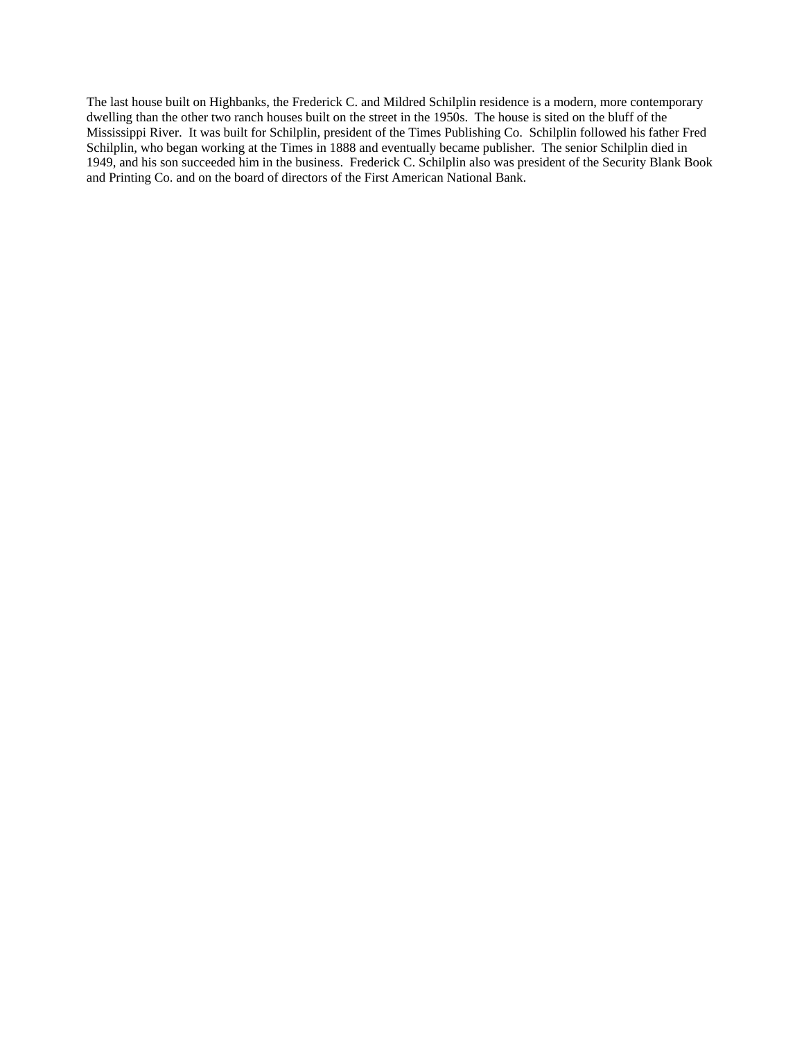The last house built on Highbanks, the Frederick C. and Mildred Schilplin residence is a modern, more contemporary dwelling than the other two ranch houses built on the street in the 1950s. The house is sited on the bluff of the Mississippi River. It was built for Schilplin, president of the Times Publishing Co. Schilplin followed his father Fred Schilplin, who began working at the Times in 1888 and eventually became publisher. The senior Schilplin died in 1949, and his son succeeded him in the business. Frederick C. Schilplin also was president of the Security Blank Book and Printing Co. and on the board of directors of the First American National Bank.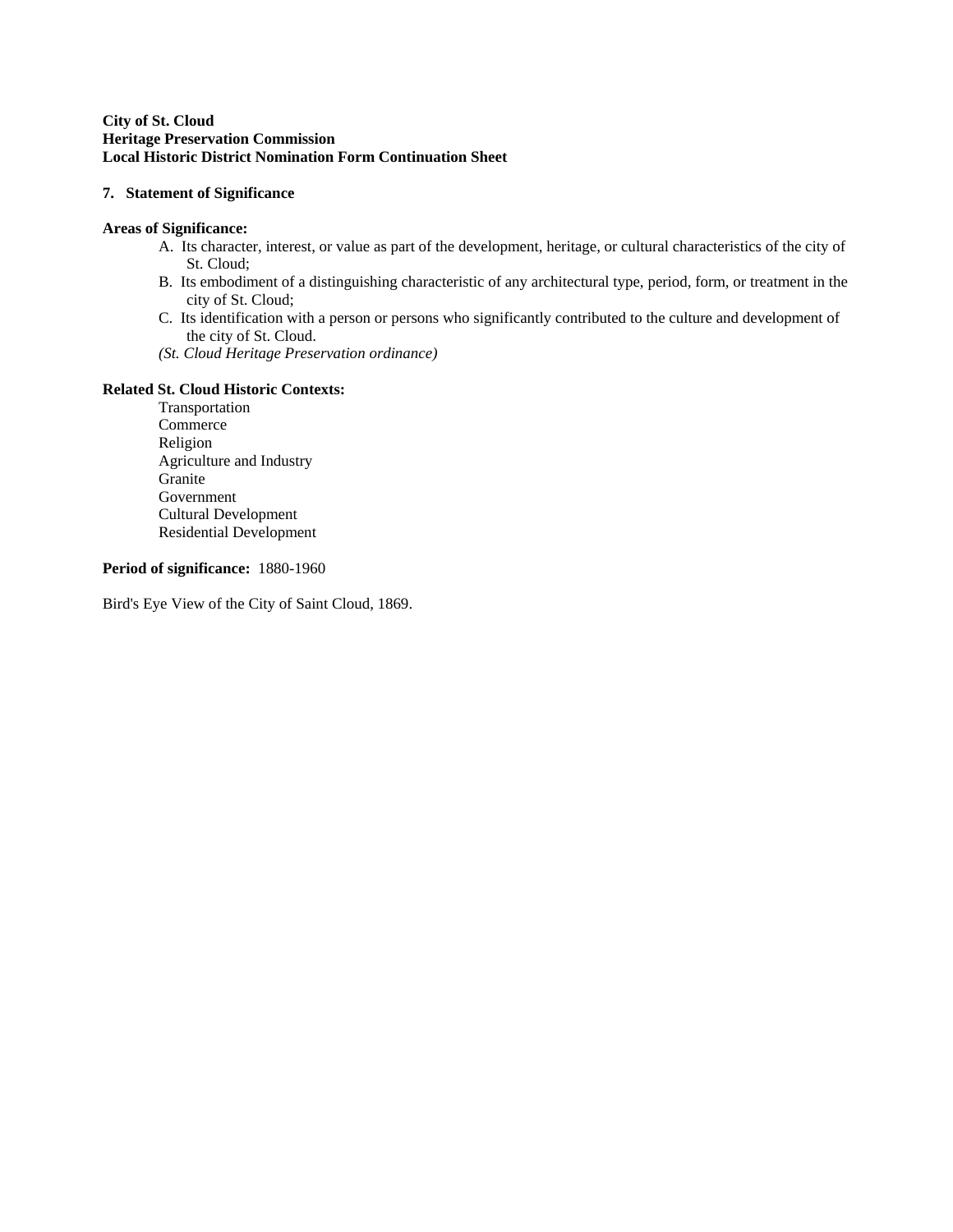**City of St. Cloud**
**Heritage Preservation Commission**
**Local Historic District Nomination Form Continuation Sheet**

**7. Statement of Significance**

**Areas of Significance:**

A. Its character, interest, or value as part of the development, heritage, or cultural characteristics of the city of St. Cloud;
B. Its embodiment of a distinguishing characteristic of any architectural type, period, form, or treatment in the city of St. Cloud;
C. Its identification with a person or persons who significantly contributed to the culture and development of the city of St. Cloud.

*(St. Cloud Heritage Preservation ordinance)*

**Related St. Cloud Historic Contexts:**

Transportation
Commerce
Religion
Agriculture and Industry
Granite
Government
Cultural Development
Residential Development

**Period of significance:** 1880-1960

Bird's Eye View of the City of Saint Cloud, 1869.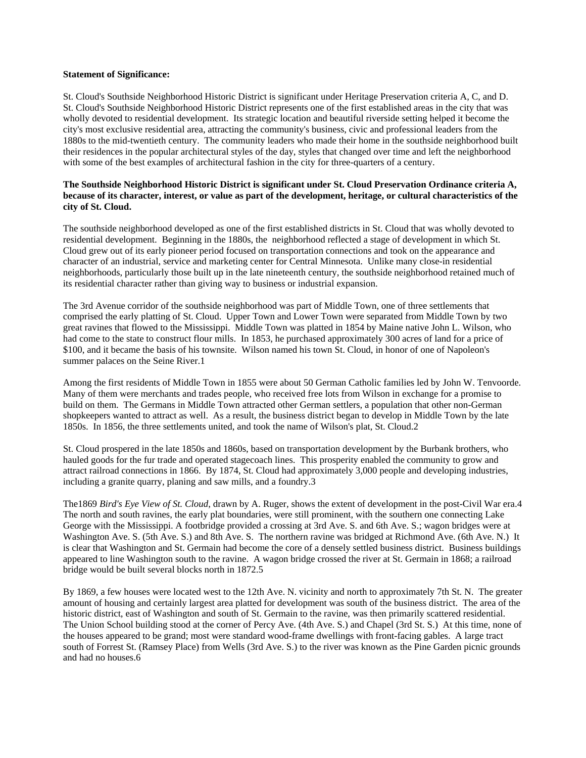**Statement of Significance:**

St. Cloud's Southside Neighborhood Historic District is significant under Heritage Preservation criteria A, C, and D. St. Cloud's Southside Neighborhood Historic District represents one of the first established areas in the city that was wholly devoted to residential development. Its strategic location and beautiful riverside setting helped it become the city's most exclusive residential area, attracting the community's business, civic and professional leaders from the 1880s to the mid-twentieth century. The community leaders who made their home in the southside neighborhood built their residences in the popular architectural styles of the day, styles that changed over time and left the neighborhood with some of the best examples of architectural fashion in the city for three-quarters of a century.

**The Southside Neighborhood Historic District is significant under St. Cloud Preservation Ordinance criteria A, because of its character, interest, or value as part of the development, heritage, or cultural characteristics of the city of St. Cloud.**

The southside neighborhood developed as one of the first established districts in St. Cloud that was wholly devoted to residential development. Beginning in the 1880s, the neighborhood reflected a stage of development in which St. Cloud grew out of its early pioneer period focused on transportation connections and took on the appearance and character of an industrial, service and marketing center for Central Minnesota. Unlike many close-in residential neighborhoods, particularly those built up in the late nineteenth century, the southside neighborhood retained much of its residential character rather than giving way to business or industrial expansion.

The 3rd Avenue corridor of the southside neighborhood was part of Middle Town, one of three settlements that comprised the early platting of St. Cloud. Upper Town and Lower Town were separated from Middle Town by two great ravines that flowed to the Mississippi. Middle Town was platted in 1854 by Maine native John L. Wilson, who had come to the state to construct flour mills. In 1853, he purchased approximately 300 acres of land for a price of $100, and it became the basis of his townsite. Wilson named his town St. Cloud, in honor of one of Napoleon's summer palaces on the Seine River.[1]

Among the first residents of Middle Town in 1855 were about 50 German Catholic families led by John W. Tenvoorde. Many of them were merchants and trades people, who received free lots from Wilson in exchange for a promise to build on them. The Germans in Middle Town attracted other German settlers, a population that other non-German shopkeepers wanted to attract as well. As a result, the business district began to develop in Middle Town by the late 1850s. In 1856, the three settlements united, and took the name of Wilson's plat, St. Cloud.[2]

St. Cloud prospered in the late 1850s and 1860s, based on transportation development by the Burbank brothers, who hauled goods for the fur trade and operated stagecoach lines. This prosperity enabled the community to grow and attract railroad connections in 1866. By 1874, St. Cloud had approximately 3,000 people and developing industries, including a granite quarry, planing and saw mills, and a foundry.[3]

The1869 *Bird's Eye View of St. Cloud*, drawn by A. Ruger, shows the extent of development in the post-Civil War era.[4] The north and south ravines, the early plat boundaries, were still prominent, with the southern one connecting Lake George with the Mississippi. A footbridge provided a crossing at 3rd Ave. S. and 6th Ave. S.; wagon bridges were at Washington Ave. S. (5th Ave. S.) and 8th Ave. S. The northern ravine was bridged at Richmond Ave. (6th Ave. N.) It is clear that Washington and St. Germain had become the core of a densely settled business district. Business buildings appeared to line Washington south to the ravine. A wagon bridge crossed the river at St. Germain in 1868; a railroad bridge would be built several blocks north in 1872.[5]

By 1869, a few houses were located west to the 12th Ave. N. vicinity and north to approximately 7th St. N. The greater amount of housing and certainly largest area platted for development was south of the business district. The area of the historic district, east of Washington and south of St. Germain to the ravine, was then primarily scattered residential. The Union School building stood at the corner of Percy Ave. (4th Ave. S.) and Chapel (3rd St. S.) At this time, none of the houses appeared to be grand; most were standard wood-frame dwellings with front-facing gables. A large tract south of Forrest St. (Ramsey Place) from Wells (3rd Ave. S.) to the river was known as the Pine Garden picnic grounds and had no houses.[6]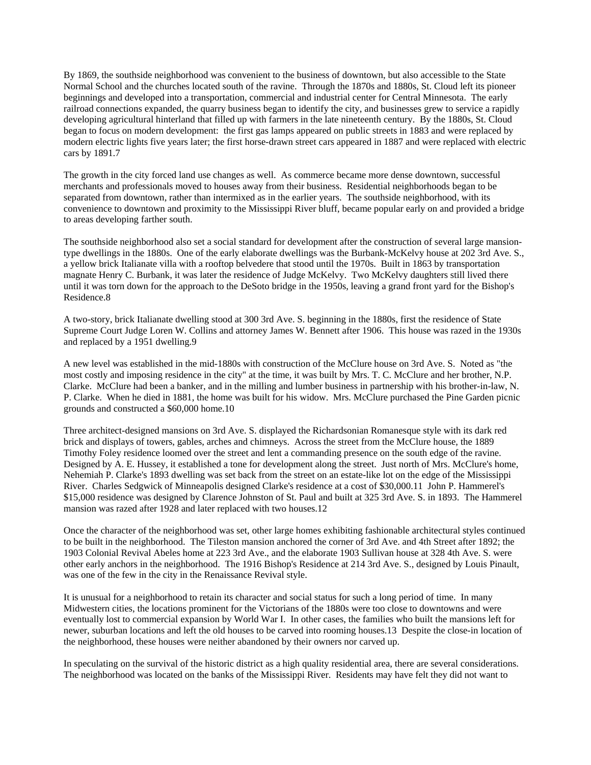By 1869, the southside neighborhood was convenient to the business of downtown, but also accessible to the State Normal School and the churches located south of the ravine. Through the 1870s and 1880s, St. Cloud left its pioneer beginnings and developed into a transportation, commercial and industrial center for Central Minnesota. The early railroad connections expanded, the quarry business began to identify the city, and businesses grew to service a rapidly developing agricultural hinterland that filled up with farmers in the late nineteenth century. By the 1880s, St. Cloud began to focus on modern development: the first gas lamps appeared on public streets in 1883 and were replaced by modern electric lights five years later; the first horse-drawn street cars appeared in 1887 and were replaced with electric cars by 1891.7

The growth in the city forced land use changes as well. As commerce became more dense downtown, successful merchants and professionals moved to houses away from their business. Residential neighborhoods began to be separated from downtown, rather than intermixed as in the earlier years. The southside neighborhood, with its convenience to downtown and proximity to the Mississippi River bluff, became popular early on and provided a bridge to areas developing farther south.

The southside neighborhood also set a social standard for development after the construction of several large mansion-type dwellings in the 1880s. One of the early elaborate dwellings was the Burbank-McKelvy house at 202 3rd Ave. S., a yellow brick Italianate villa with a rooftop belvedere that stood until the 1970s. Built in 1863 by transportation magnate Henry C. Burbank, it was later the residence of Judge McKelvy. Two McKelvy daughters still lived there until it was torn down for the approach to the DeSoto bridge in the 1950s, leaving a grand front yard for the Bishop's Residence.8

A two-story, brick Italianate dwelling stood at 300 3rd Ave. S. beginning in the 1880s, first the residence of State Supreme Court Judge Loren W. Collins and attorney James W. Bennett after 1906. This house was razed in the 1930s and replaced by a 1951 dwelling.9

A new level was established in the mid-1880s with construction of the McClure house on 3rd Ave. S. Noted as "the most costly and imposing residence in the city" at the time, it was built by Mrs. T. C. McClure and her brother, N.P. Clarke. McClure had been a banker, and in the milling and lumber business in partnership with his brother-in-law, N. P. Clarke. When he died in 1881, the home was built for his widow. Mrs. McClure purchased the Pine Garden picnic grounds and constructed a $60,000 home.10

Three architect-designed mansions on 3rd Ave. S. displayed the Richardsonian Romanesque style with its dark red brick and displays of towers, gables, arches and chimneys. Across the street from the McClure house, the 1889 Timothy Foley residence loomed over the street and lent a commanding presence on the south edge of the ravine. Designed by A. E. Hussey, it established a tone for development along the street. Just north of Mrs. McClure's home, Nehemiah P. Clarke's 1893 dwelling was set back from the street on an estate-like lot on the edge of the Mississippi River. Charles Sedgwick of Minneapolis designed Clarke's residence at a cost of $30,000.11 John P. Hammerel's $15,000 residence was designed by Clarence Johnston of St. Paul and built at 325 3rd Ave. S. in 1893. The Hammerel mansion was razed after 1928 and later replaced with two houses.12

Once the character of the neighborhood was set, other large homes exhibiting fashionable architectural styles continued to be built in the neighborhood. The Tileston mansion anchored the corner of 3rd Ave. and 4th Street after 1892; the 1903 Colonial Revival Abeles home at 223 3rd Ave., and the elaborate 1903 Sullivan house at 328 4th Ave. S. were other early anchors in the neighborhood. The 1916 Bishop's Residence at 214 3rd Ave. S., designed by Louis Pinault, was one of the few in the city in the Renaissance Revival style.

It is unusual for a neighborhood to retain its character and social status for such a long period of time. In many Midwestern cities, the locations prominent for the Victorians of the 1880s were too close to downtowns and were eventually lost to commercial expansion by World War I. In other cases, the families who built the mansions left for newer, suburban locations and left the old houses to be carved into rooming houses.13 Despite the close-in location of the neighborhood, these houses were neither abandoned by their owners nor carved up.

In speculating on the survival of the historic district as a high quality residential area, there are several considerations. The neighborhood was located on the banks of the Mississippi River. Residents may have felt they did not want to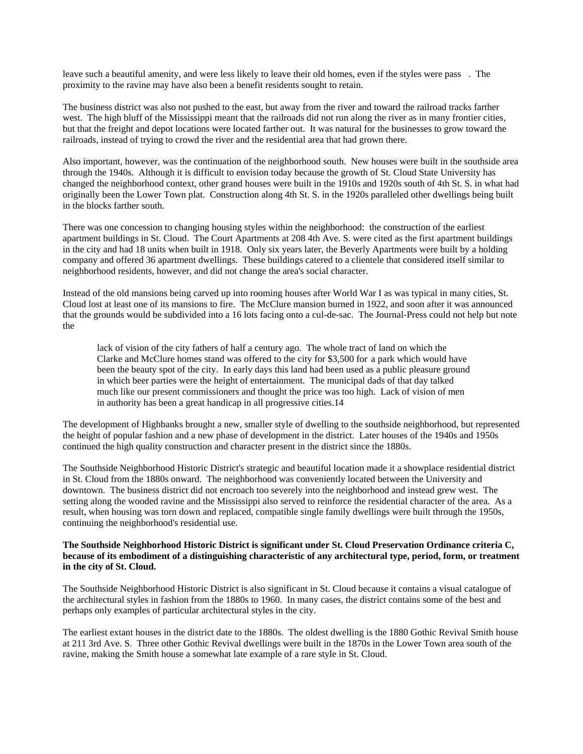leave such a beautiful amenity, and were less likely to leave their old homes, even if the styles were pass . The proximity to the ravine may have also been a benefit residents sought to retain.

The business district was also not pushed to the east, but away from the river and toward the railroad tracks farther west. The high bluff of the Mississippi meant that the railroads did not run along the river as in many frontier cities, but that the freight and depot locations were located farther out. It was natural for the businesses to grow toward the railroads, instead of trying to crowd the river and the residential area that had grown there.

Also important, however, was the continuation of the neighborhood south. New houses were built in the southside area through the 1940s. Although it is difficult to envision today because the growth of St. Cloud State University has changed the neighborhood context, other grand houses were built in the 1910s and 1920s south of 4th St. S. in what had originally been the Lower Town plat. Construction along 4th St. S. in the 1920s paralleled other dwellings being built in the blocks farther south.

There was one concession to changing housing styles within the neighborhood: the construction of the earliest apartment buildings in St. Cloud. The Court Apartments at 208 4th Ave. S. were cited as the first apartment buildings in the city and had 18 units when built in 1918. Only six years later, the Beverly Apartments were built by a holding company and offered 36 apartment dwellings. These buildings catered to a clientele that considered itself similar to neighborhood residents, however, and did not change the area's social character.

Instead of the old mansions being carved up into rooming houses after World War I as was typical in many cities, St. Cloud lost at least one of its mansions to fire. The McClure mansion burned in 1922, and soon after it was announced that the grounds would be subdivided into a 16 lots facing onto a cul-de-sac. The Journal-Press could not help but note the

> lack of vision of the city fathers of half a century ago. The whole tract of land on which the Clarke and McClure homes stand was offered to the city for $3,500 for a park which would have been the beauty spot of the city. In early days this land had been used as a public pleasure ground in which beer parties were the height of entertainment. The municipal dads of that day talked much like our present commissioners and thought the price was too high. Lack of vision of men in authority has been a great handicap in all progressive cities.14

The development of Highbanks brought a new, smaller style of dwelling to the southside neighborhood, but represented the height of popular fashion and a new phase of development in the district. Later houses of the 1940s and 1950s continued the high quality construction and character present in the district since the 1880s.

The Southside Neighborhood Historic District's strategic and beautiful location made it a showplace residential district in St. Cloud from the 1880s onward. The neighborhood was conveniently located between the University and downtown. The business district did not encroach too severely into the neighborhood and instead grew west. The setting along the wooded ravine and the Mississippi also served to reinforce the residential character of the area. As a result, when housing was torn down and replaced, compatible single family dwellings were built through the 1950s, continuing the neighborhood's residential use.

**The Southside Neighborhood Historic District is significant under St. Cloud Preservation Ordinance criteria C, because of its embodiment of a distinguishing characteristic of any architectural type, period, form, or treatment in the city of St. Cloud.**

The Southside Neighborhood Historic District is also significant in St. Cloud because it contains a visual catalogue of the architectural styles in fashion from the 1880s to 1960. In many cases, the district contains some of the best and perhaps only examples of particular architectural styles in the city.

The earliest extant houses in the district date to the 1880s. The oldest dwelling is the 1880 Gothic Revival Smith house at 211 3rd Ave. S. Three other Gothic Revival dwellings were built in the 1870s in the Lower Town area south of the ravine, making the Smith house a somewhat late example of a rare style in St. Cloud.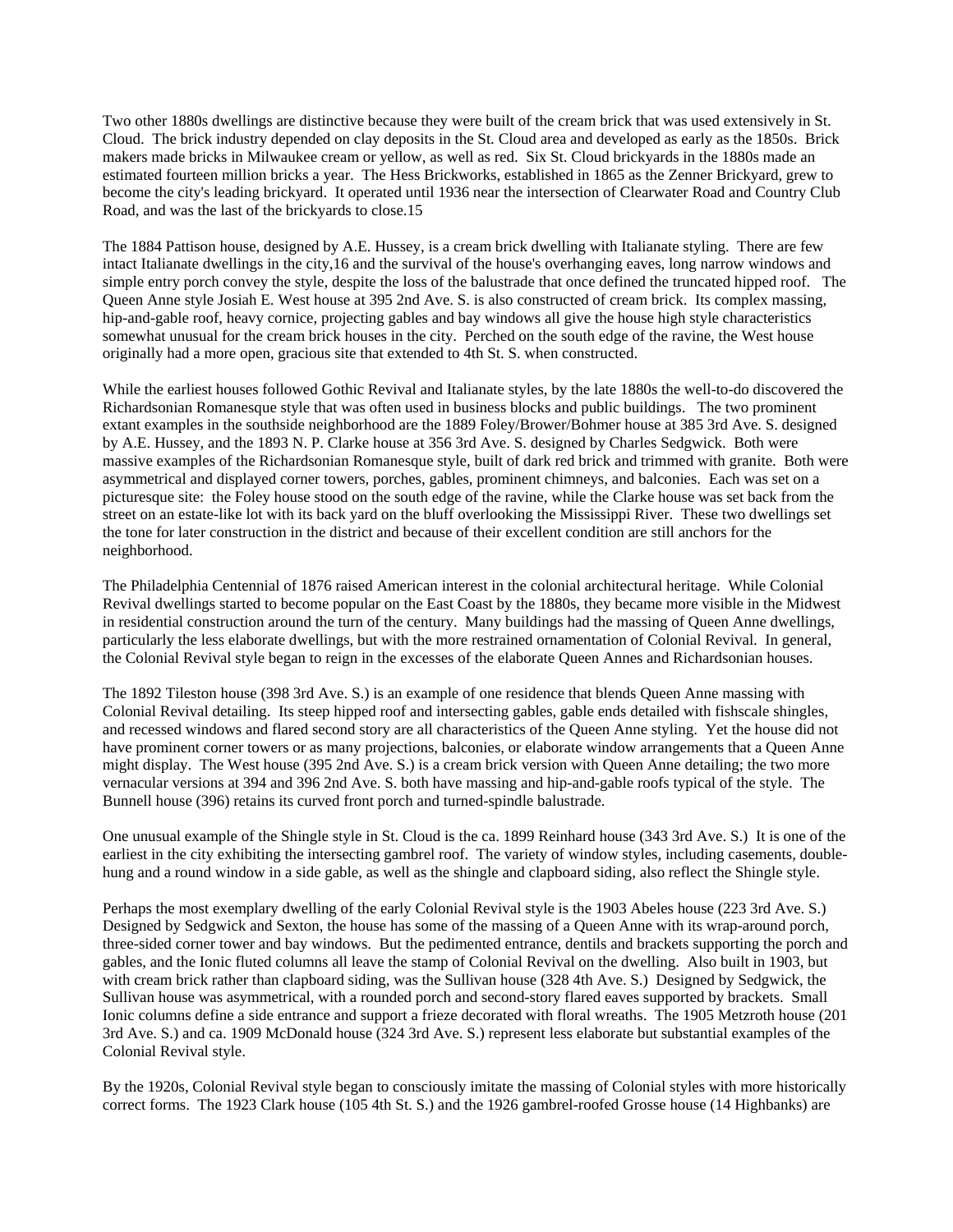Two other 1880s dwellings are distinctive because they were built of the cream brick that was used extensively in St. Cloud. The brick industry depended on clay deposits in the St. Cloud area and developed as early as the 1850s. Brick makers made bricks in Milwaukee cream or yellow, as well as red. Six St. Cloud brickyards in the 1880s made an estimated fourteen million bricks a year. The Hess Brickworks, established in 1865 as the Zenner Brickyard, grew to become the city's leading brickyard. It operated until 1936 near the intersection of Clearwater Road and Country Club Road, and was the last of the brickyards to close.15

The 1884 Pattison house, designed by A.E. Hussey, is a cream brick dwelling with Italianate styling. There are few intact Italianate dwellings in the city,16 and the survival of the house's overhanging eaves, long narrow windows and simple entry porch convey the style, despite the loss of the balustrade that once defined the truncated hipped roof. The Queen Anne style Josiah E. West house at 395 2nd Ave. S. is also constructed of cream brick. Its complex massing, hip-and-gable roof, heavy cornice, projecting gables and bay windows all give the house high style characteristics somewhat unusual for the cream brick houses in the city. Perched on the south edge of the ravine, the West house originally had a more open, gracious site that extended to 4th St. S. when constructed.

While the earliest houses followed Gothic Revival and Italianate styles, by the late 1880s the well-to-do discovered the Richardsonian Romanesque style that was often used in business blocks and public buildings. The two prominent extant examples in the southside neighborhood are the 1889 Foley/Brower/Bohmer house at 385 3rd Ave. S. designed by A.E. Hussey, and the 1893 N. P. Clarke house at 356 3rd Ave. S. designed by Charles Sedgwick. Both were massive examples of the Richardsonian Romanesque style, built of dark red brick and trimmed with granite. Both were asymmetrical and displayed corner towers, porches, gables, prominent chimneys, and balconies. Each was set on a picturesque site: the Foley house stood on the south edge of the ravine, while the Clarke house was set back from the street on an estate-like lot with its back yard on the bluff overlooking the Mississippi River. These two dwellings set the tone for later construction in the district and because of their excellent condition are still anchors for the neighborhood.

The Philadelphia Centennial of 1876 raised American interest in the colonial architectural heritage. While Colonial Revival dwellings started to become popular on the East Coast by the 1880s, they became more visible in the Midwest in residential construction around the turn of the century. Many buildings had the massing of Queen Anne dwellings, particularly the less elaborate dwellings, but with the more restrained ornamentation of Colonial Revival. In general, the Colonial Revival style began to reign in the excesses of the elaborate Queen Annes and Richardsonian houses.

The 1892 Tileston house (398 3rd Ave. S.) is an example of one residence that blends Queen Anne massing with Colonial Revival detailing. Its steep hipped roof and intersecting gables, gable ends detailed with fishscale shingles, and recessed windows and flared second story are all characteristics of the Queen Anne styling. Yet the house did not have prominent corner towers or as many projections, balconies, or elaborate window arrangements that a Queen Anne might display. The West house (395 2nd Ave. S.) is a cream brick version with Queen Anne detailing; the two more vernacular versions at 394 and 396 2nd Ave. S. both have massing and hip-and-gable roofs typical of the style. The Bunnell house (396) retains its curved front porch and turned-spindle balustrade.

One unusual example of the Shingle style in St. Cloud is the ca. 1899 Reinhard house (343 3rd Ave. S.) It is one of the earliest in the city exhibiting the intersecting gambrel roof. The variety of window styles, including casements, double-hung and a round window in a side gable, as well as the shingle and clapboard siding, also reflect the Shingle style.

Perhaps the most exemplary dwelling of the early Colonial Revival style is the 1903 Abeles house (223 3rd Ave. S.) Designed by Sedgwick and Sexton, the house has some of the massing of a Queen Anne with its wrap-around porch, three-sided corner tower and bay windows. But the pedimented entrance, dentils and brackets supporting the porch and gables, and the Ionic fluted columns all leave the stamp of Colonial Revival on the dwelling. Also built in 1903, but with cream brick rather than clapboard siding, was the Sullivan house (328 4th Ave. S.) Designed by Sedgwick, the Sullivan house was asymmetrical, with a rounded porch and second-story flared eaves supported by brackets. Small Ionic columns define a side entrance and support a frieze decorated with floral wreaths. The 1905 Metzroth house (201 3rd Ave. S.) and ca. 1909 McDonald house (324 3rd Ave. S.) represent less elaborate but substantial examples of the Colonial Revival style.

By the 1920s, Colonial Revival style began to consciously imitate the massing of Colonial styles with more historically correct forms. The 1923 Clark house (105 4th St. S.) and the 1926 gambrel-roofed Grosse house (14 Highbanks) are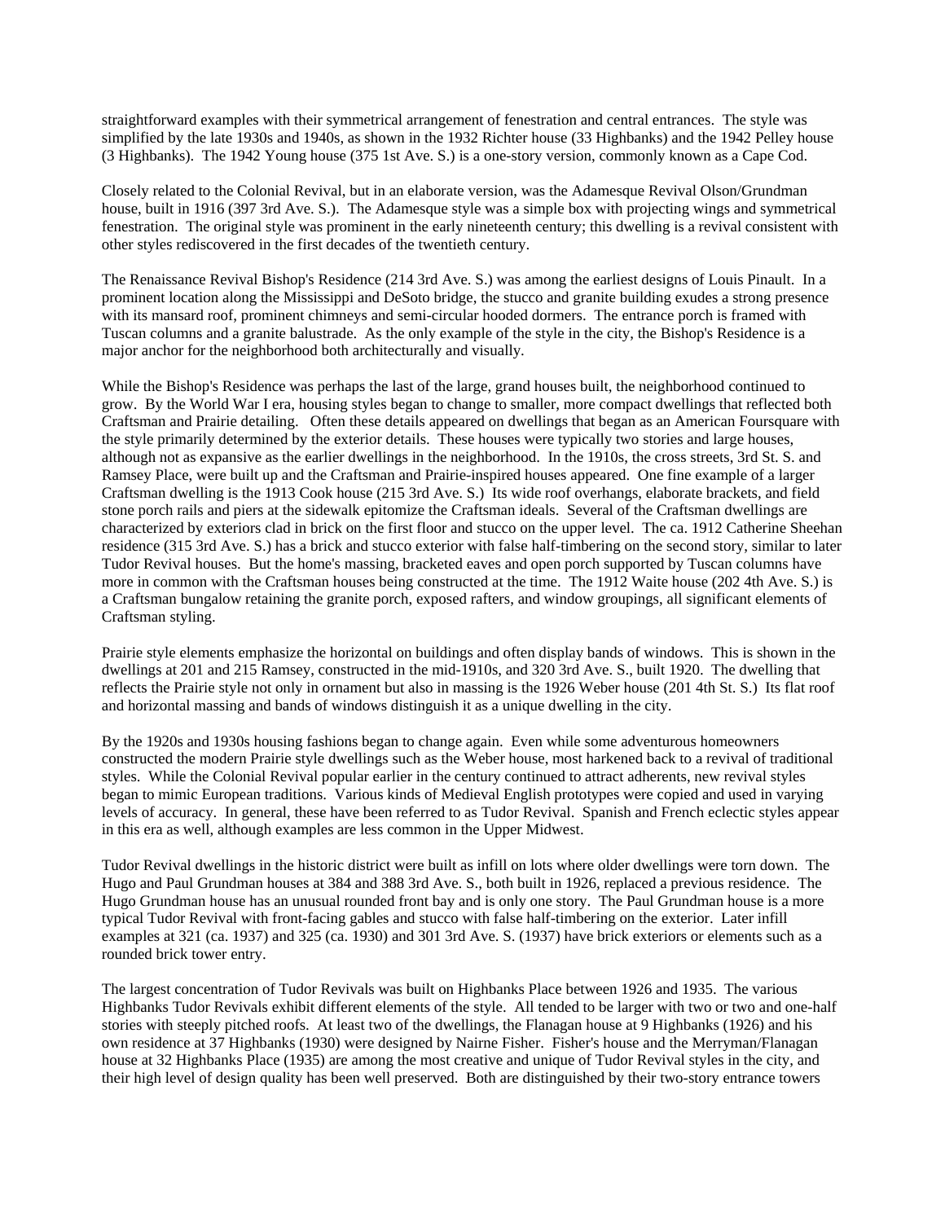straightforward examples with their symmetrical arrangement of fenestration and central entrances. The style was simplified by the late 1930s and 1940s, as shown in the 1932 Richter house (33 Highbanks) and the 1942 Pelley house (3 Highbanks). The 1942 Young house (375 1st Ave. S.) is a one-story version, commonly known as a Cape Cod.

Closely related to the Colonial Revival, but in an elaborate version, was the Adamesque Revival Olson/Grundman house, built in 1916 (397 3rd Ave. S.). The Adamesque style was a simple box with projecting wings and symmetrical fenestration. The original style was prominent in the early nineteenth century; this dwelling is a revival consistent with other styles rediscovered in the first decades of the twentieth century.

The Renaissance Revival Bishop's Residence (214 3rd Ave. S.) was among the earliest designs of Louis Pinault. In a prominent location along the Mississippi and DeSoto bridge, the stucco and granite building exudes a strong presence with its mansard roof, prominent chimneys and semi-circular hooded dormers. The entrance porch is framed with Tuscan columns and a granite balustrade. As the only example of the style in the city, the Bishop's Residence is a major anchor for the neighborhood both architecturally and visually.

While the Bishop's Residence was perhaps the last of the large, grand houses built, the neighborhood continued to grow. By the World War I era, housing styles began to change to smaller, more compact dwellings that reflected both Craftsman and Prairie detailing. Often these details appeared on dwellings that began as an American Foursquare with the style primarily determined by the exterior details. These houses were typically two stories and large houses, although not as expansive as the earlier dwellings in the neighborhood. In the 1910s, the cross streets, 3rd St. S. and Ramsey Place, were built up and the Craftsman and Prairie-inspired houses appeared. One fine example of a larger Craftsman dwelling is the 1913 Cook house (215 3rd Ave. S.) Its wide roof overhangs, elaborate brackets, and field stone porch rails and piers at the sidewalk epitomize the Craftsman ideals. Several of the Craftsman dwellings are characterized by exteriors clad in brick on the first floor and stucco on the upper level. The ca. 1912 Catherine Sheehan residence (315 3rd Ave. S.) has a brick and stucco exterior with false half-timbering on the second story, similar to later Tudor Revival houses. But the home's massing, bracketed eaves and open porch supported by Tuscan columns have more in common with the Craftsman houses being constructed at the time. The 1912 Waite house (202 4th Ave. S.) is a Craftsman bungalow retaining the granite porch, exposed rafters, and window groupings, all significant elements of Craftsman styling.

Prairie style elements emphasize the horizontal on buildings and often display bands of windows. This is shown in the dwellings at 201 and 215 Ramsey, constructed in the mid-1910s, and 320 3rd Ave. S., built 1920. The dwelling that reflects the Prairie style not only in ornament but also in massing is the 1926 Weber house (201 4th St. S.) Its flat roof and horizontal massing and bands of windows distinguish it as a unique dwelling in the city.

By the 1920s and 1930s housing fashions began to change again. Even while some adventurous homeowners constructed the modern Prairie style dwellings such as the Weber house, most harkened back to a revival of traditional styles. While the Colonial Revival popular earlier in the century continued to attract adherents, new revival styles began to mimic European traditions. Various kinds of Medieval English prototypes were copied and used in varying levels of accuracy. In general, these have been referred to as Tudor Revival. Spanish and French eclectic styles appear in this era as well, although examples are less common in the Upper Midwest.

Tudor Revival dwellings in the historic district were built as infill on lots where older dwellings were torn down. The Hugo and Paul Grundman houses at 384 and 388 3rd Ave. S., both built in 1926, replaced a previous residence. The Hugo Grundman house has an unusual rounded front bay and is only one story. The Paul Grundman house is a more typical Tudor Revival with front-facing gables and stucco with false half-timbering on the exterior. Later infill examples at 321 (ca. 1937) and 325 (ca. 1930) and 301 3rd Ave. S. (1937) have brick exteriors or elements such as a rounded brick tower entry.

The largest concentration of Tudor Revivals was built on Highbanks Place between 1926 and 1935. The various Highbanks Tudor Revivals exhibit different elements of the style. All tended to be larger with two or two and one-half stories with steeply pitched roofs. At least two of the dwellings, the Flanagan house at 9 Highbanks (1926) and his own residence at 37 Highbanks (1930) were designed by Nairne Fisher. Fisher's house and the Merryman/Flanagan house at 32 Highbanks Place (1935) are among the most creative and unique of Tudor Revival styles in the city, and their high level of design quality has been well preserved. Both are distinguished by their two-story entrance towers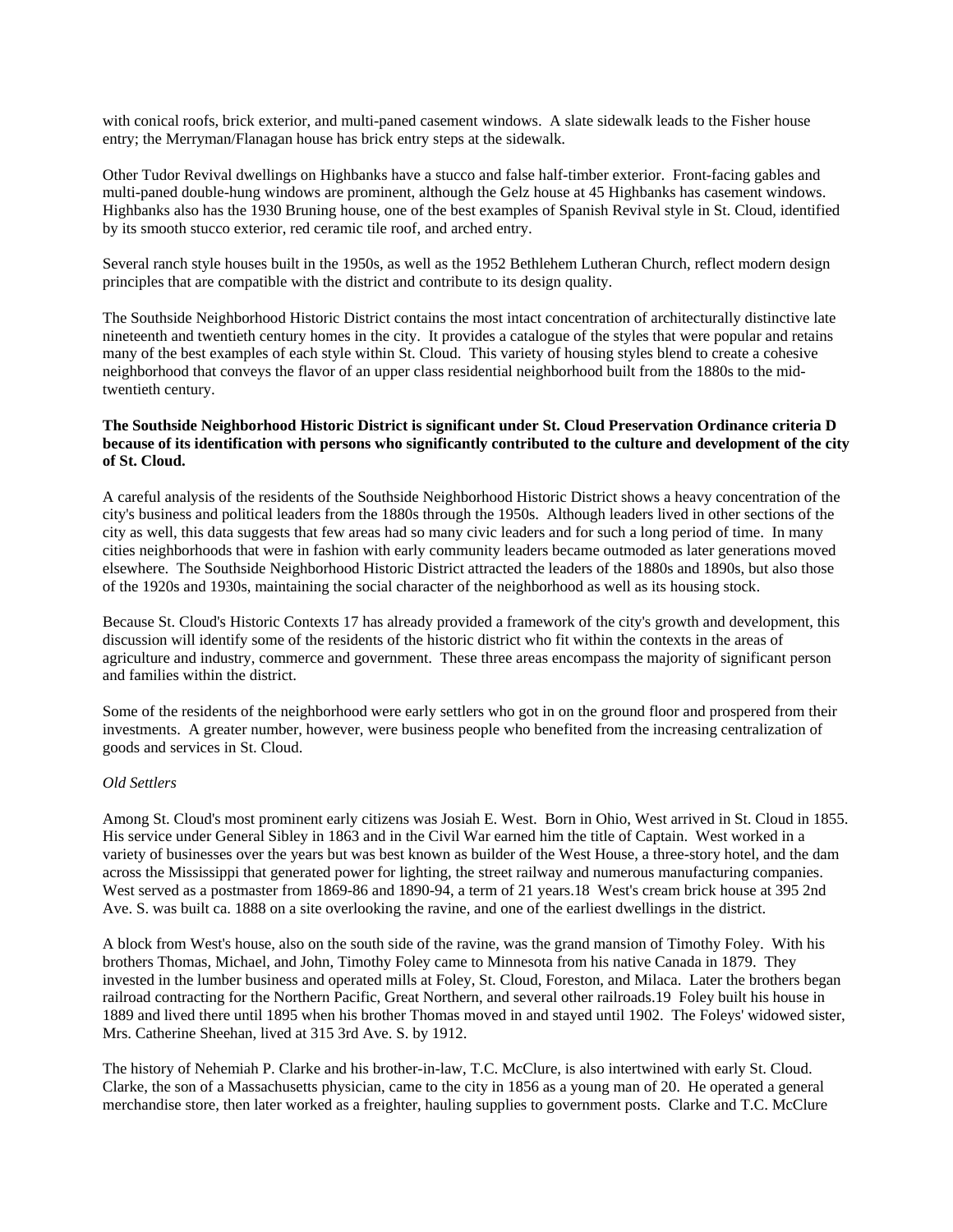with conical roofs, brick exterior, and multi-paned casement windows. A slate sidewalk leads to the Fisher house entry; the Merryman/Flanagan house has brick entry steps at the sidewalk.

Other Tudor Revival dwellings on Highbanks have a stucco and false half-timber exterior. Front-facing gables and multi-paned double-hung windows are prominent, although the Gelz house at 45 Highbanks has casement windows. Highbanks also has the 1930 Bruning house, one of the best examples of Spanish Revival style in St. Cloud, identified by its smooth stucco exterior, red ceramic tile roof, and arched entry.

Several ranch style houses built in the 1950s, as well as the 1952 Bethlehem Lutheran Church, reflect modern design principles that are compatible with the district and contribute to its design quality.

The Southside Neighborhood Historic District contains the most intact concentration of architecturally distinctive late nineteenth and twentieth century homes in the city. It provides a catalogue of the styles that were popular and retains many of the best examples of each style within St. Cloud. This variety of housing styles blend to create a cohesive neighborhood that conveys the flavor of an upper class residential neighborhood built from the 1880s to the mid-twentieth century.

**The Southside Neighborhood Historic District is significant under St. Cloud Preservation Ordinance criteria D because of its identification with persons who significantly contributed to the culture and development of the city of St. Cloud.**

A careful analysis of the residents of the Southside Neighborhood Historic District shows a heavy concentration of the city's business and political leaders from the 1880s through the 1950s. Although leaders lived in other sections of the city as well, this data suggests that few areas had so many civic leaders and for such a long period of time. In many cities neighborhoods that were in fashion with early community leaders became outmoded as later generations moved elsewhere. The Southside Neighborhood Historic District attracted the leaders of the 1880s and 1890s, but also those of the 1920s and 1930s, maintaining the social character of the neighborhood as well as its housing stock.

Because St. Cloud's Historic Contexts [17] has already provided a framework of the city's growth and development, this discussion will identify some of the residents of the historic district who fit within the contexts in the areas of agriculture and industry, commerce and government. These three areas encompass the majority of significant person and families within the district.

Some of the residents of the neighborhood were early settlers who got in on the ground floor and prospered from their investments. A greater number, however, were business people who benefited from the increasing centralization of goods and services in St. Cloud.

*Old Settlers*

Among St. Cloud's most prominent early citizens was Josiah E. West. Born in Ohio, West arrived in St. Cloud in 1855. His service under General Sibley in 1863 and in the Civil War earned him the title of Captain. West worked in a variety of businesses over the years but was best known as builder of the West House, a three-story hotel, and the dam across the Mississippi that generated power for lighting, the street railway and numerous manufacturing companies. West served as a postmaster from 1869-86 and 1890-94, a term of 21 years.[18] West's cream brick house at 395 2nd Ave. S. was built ca. 1888 on a site overlooking the ravine, and one of the earliest dwellings in the district.

A block from West's house, also on the south side of the ravine, was the grand mansion of Timothy Foley. With his brothers Thomas, Michael, and John, Timothy Foley came to Minnesota from his native Canada in 1879. They invested in the lumber business and operated mills at Foley, St. Cloud, Foreston, and Milaca. Later the brothers began railroad contracting for the Northern Pacific, Great Northern, and several other railroads.[19] Foley built his house in 1889 and lived there until 1895 when his brother Thomas moved in and stayed until 1902. The Foleys' widowed sister, Mrs. Catherine Sheehan, lived at 315 3rd Ave. S. by 1912.

The history of Nehemiah P. Clarke and his brother-in-law, T.C. McClure, is also intertwined with early St. Cloud. Clarke, the son of a Massachusetts physician, came to the city in 1856 as a young man of 20. He operated a general merchandise store, then later worked as a freighter, hauling supplies to government posts. Clarke and T.C. McClure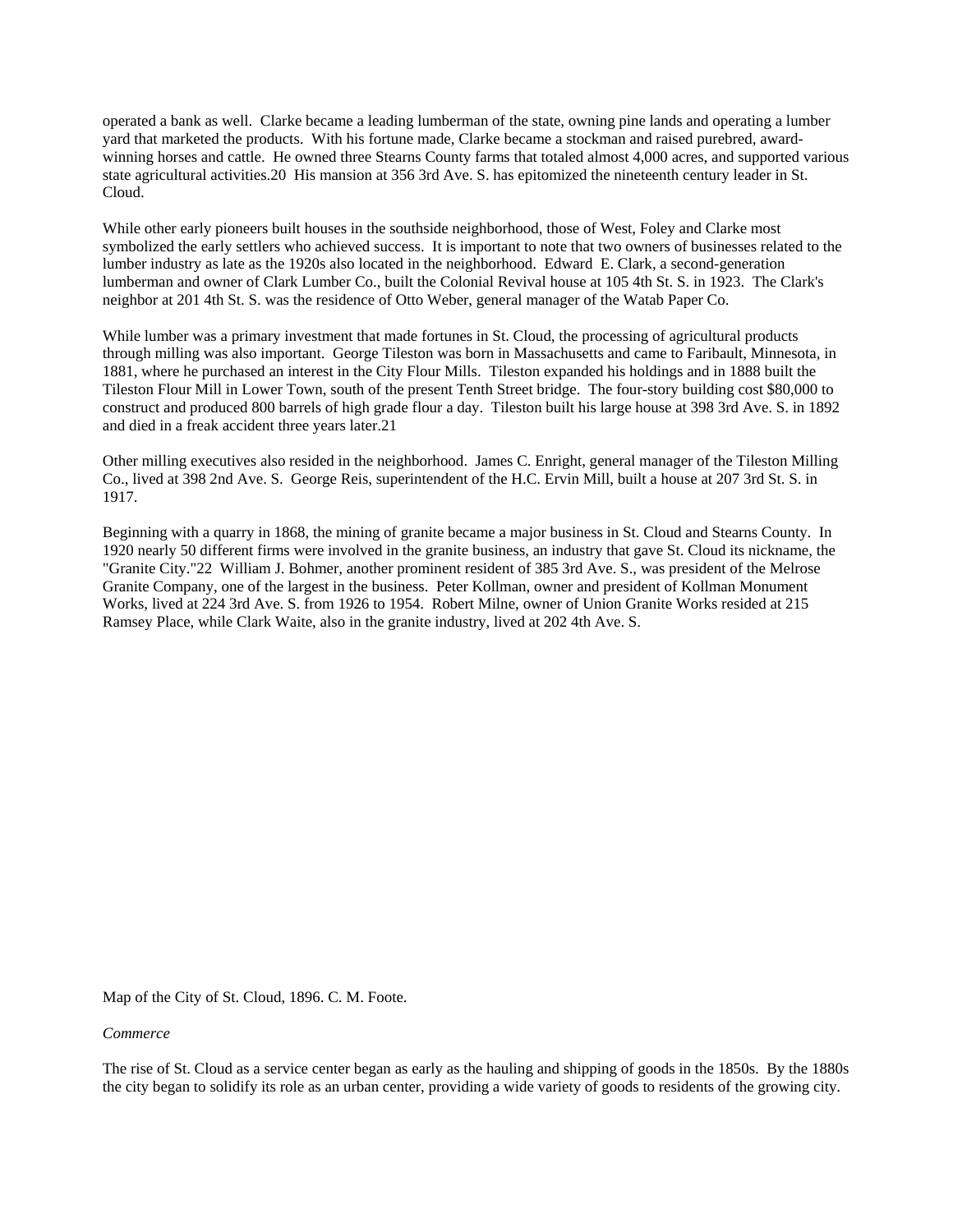operated a bank as well. Clarke became a leading lumberman of the state, owning pine lands and operating a lumber yard that marketed the products. With his fortune made, Clarke became a stockman and raised purebred, award-winning horses and cattle. He owned three Stearns County farms that totaled almost 4,000 acres, and supported various state agricultural activities.[20] His mansion at 356 3rd Ave. S. has epitomized the nineteenth century leader in St. Cloud.

While other early pioneers built houses in the southside neighborhood, those of West, Foley and Clarke most symbolized the early settlers who achieved success. It is important to note that two owners of businesses related to the lumber industry as late as the 1920s also located in the neighborhood. Edward E. Clark, a second-generation lumberman and owner of Clark Lumber Co., built the Colonial Revival house at 105 4th St. S. in 1923. The Clark's neighbor at 201 4th St. S. was the residence of Otto Weber, general manager of the Watab Paper Co.

While lumber was a primary investment that made fortunes in St. Cloud, the processing of agricultural products through milling was also important. George Tileston was born in Massachusetts and came to Faribault, Minnesota, in 1881, where he purchased an interest in the City Flour Mills. Tileston expanded his holdings and in 1888 built the Tileston Flour Mill in Lower Town, south of the present Tenth Street bridge. The four-story building cost $80,000 to construct and produced 800 barrels of high grade flour a day. Tileston built his large house at 398 3rd Ave. S. in 1892 and died in a freak accident three years later.[21]

Other milling executives also resided in the neighborhood. James C. Enright, general manager of the Tileston Milling Co., lived at 398 2nd Ave. S. George Reis, superintendent of the H.C. Ervin Mill, built a house at 207 3rd St. S. in 1917.

Beginning with a quarry in 1868, the mining of granite became a major business in St. Cloud and Stearns County. In 1920 nearly 50 different firms were involved in the granite business, an industry that gave St. Cloud its nickname, the "Granite City."[22] William J. Bohmer, another prominent resident of 385 3rd Ave. S., was president of the Melrose Granite Company, one of the largest in the business. Peter Kollman, owner and president of Kollman Monument Works, lived at 224 3rd Ave. S. from 1926 to 1954. Robert Milne, owner of Union Granite Works resided at 215 Ramsey Place, while Clark Waite, also in the granite industry, lived at 202 4th Ave. S.

Map of the City of St. Cloud, 1896. C. M. Foote.

*Commerce*

The rise of St. Cloud as a service center began as early as the hauling and shipping of goods in the 1850s. By the 1880s the city began to solidify its role as an urban center, providing a wide variety of goods to residents of the growing city.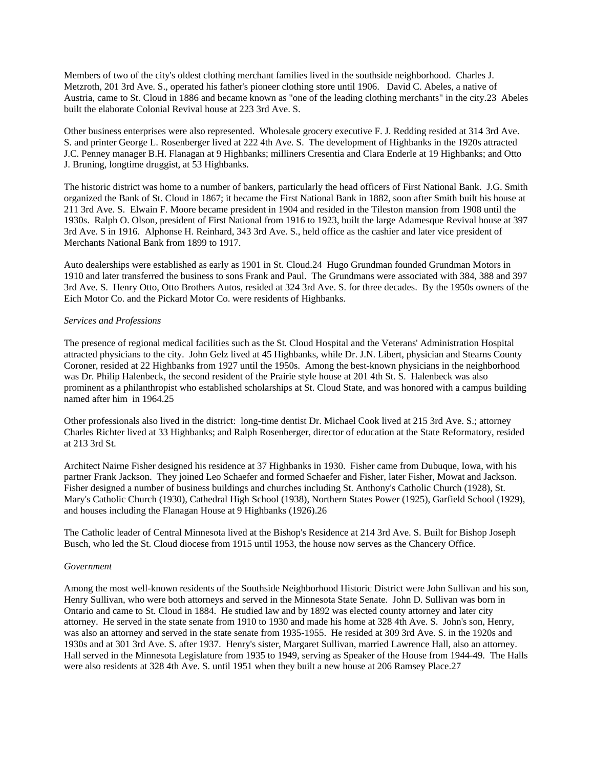Members of two of the city's oldest clothing merchant families lived in the southside neighborhood. Charles J. Metzroth, 201 3rd Ave. S., operated his father's pioneer clothing store until 1906. David C. Abeles, a native of Austria, came to St. Cloud in 1886 and became known as "one of the leading clothing merchants" in the city.[23] Abeles built the elaborate Colonial Revival house at 223 3rd Ave. S.

Other business enterprises were also represented. Wholesale grocery executive F. J. Redding resided at 314 3rd Ave. S. and printer George L. Rosenberger lived at 222 4th Ave. S. The development of Highbanks in the 1920s attracted J.C. Penney manager B.H. Flanagan at 9 Highbanks; milliners Cresentia and Clara Enderle at 19 Highbanks; and Otto J. Bruning, longtime druggist, at 53 Highbanks.

The historic district was home to a number of bankers, particularly the head officers of First National Bank. J.G. Smith organized the Bank of St. Cloud in 1867; it became the First National Bank in 1882, soon after Smith built his house at 211 3rd Ave. S. Elwain F. Moore became president in 1904 and resided in the Tileston mansion from 1908 until the 1930s. Ralph O. Olson, president of First National from 1916 to 1923, built the large Adamesque Revival house at 397 3rd Ave. S in 1916. Alphonse H. Reinhard, 343 3rd Ave. S., held office as the cashier and later vice president of Merchants National Bank from 1899 to 1917.

Auto dealerships were established as early as 1901 in St. Cloud.[24] Hugo Grundman founded Grundman Motors in 1910 and later transferred the business to sons Frank and Paul. The Grundmans were associated with 384, 388 and 397 3rd Ave. S. Henry Otto, Otto Brothers Autos, resided at 324 3rd Ave. S. for three decades. By the 1950s owners of the Eich Motor Co. and the Pickard Motor Co. were residents of Highbanks.

*Services and Professions*

The presence of regional medical facilities such as the St. Cloud Hospital and the Veterans' Administration Hospital attracted physicians to the city. John Gelz lived at 45 Highbanks, while Dr. J.N. Libert, physician and Stearns County Coroner, resided at 22 Highbanks from 1927 until the 1950s. Among the best-known physicians in the neighborhood was Dr. Philip Halenbeck, the second resident of the Prairie style house at 201 4th St. S. Halenbeck was also prominent as a philanthropist who established scholarships at St. Cloud State, and was honored with a campus building named after him in 1964.[25]

Other professionals also lived in the district: long-time dentist Dr. Michael Cook lived at 215 3rd Ave. S.; attorney Charles Richter lived at 33 Highbanks; and Ralph Rosenberger, director of education at the State Reformatory, resided at 213 3rd St.

Architect Nairne Fisher designed his residence at 37 Highbanks in 1930. Fisher came from Dubuque, Iowa, with his partner Frank Jackson. They joined Leo Schaefer and formed Schaefer and Fisher, later Fisher, Mowat and Jackson. Fisher designed a number of business buildings and churches including St. Anthony's Catholic Church (1928), St. Mary's Catholic Church (1930), Cathedral High School (1938), Northern States Power (1925), Garfield School (1929), and houses including the Flanagan House at 9 Highbanks (1926).[26]

The Catholic leader of Central Minnesota lived at the Bishop's Residence at 214 3rd Ave. S. Built for Bishop Joseph Busch, who led the St. Cloud diocese from 1915 until 1953, the house now serves as the Chancery Office.

*Government*

Among the most well-known residents of the Southside Neighborhood Historic District were John Sullivan and his son, Henry Sullivan, who were both attorneys and served in the Minnesota State Senate. John D. Sullivan was born in Ontario and came to St. Cloud in 1884. He studied law and by 1892 was elected county attorney and later city attorney. He served in the state senate from 1910 to 1930 and made his home at 328 4th Ave. S. John's son, Henry, was also an attorney and served in the state senate from 1935-1955. He resided at 309 3rd Ave. S. in the 1920s and 1930s and at 301 3rd Ave. S. after 1937. Henry's sister, Margaret Sullivan, married Lawrence Hall, also an attorney. Hall served in the Minnesota Legislature from 1935 to 1949, serving as Speaker of the House from 1944-49. The Halls were also residents at 328 4th Ave. S. until 1951 when they built a new house at 206 Ramsey Place.[27]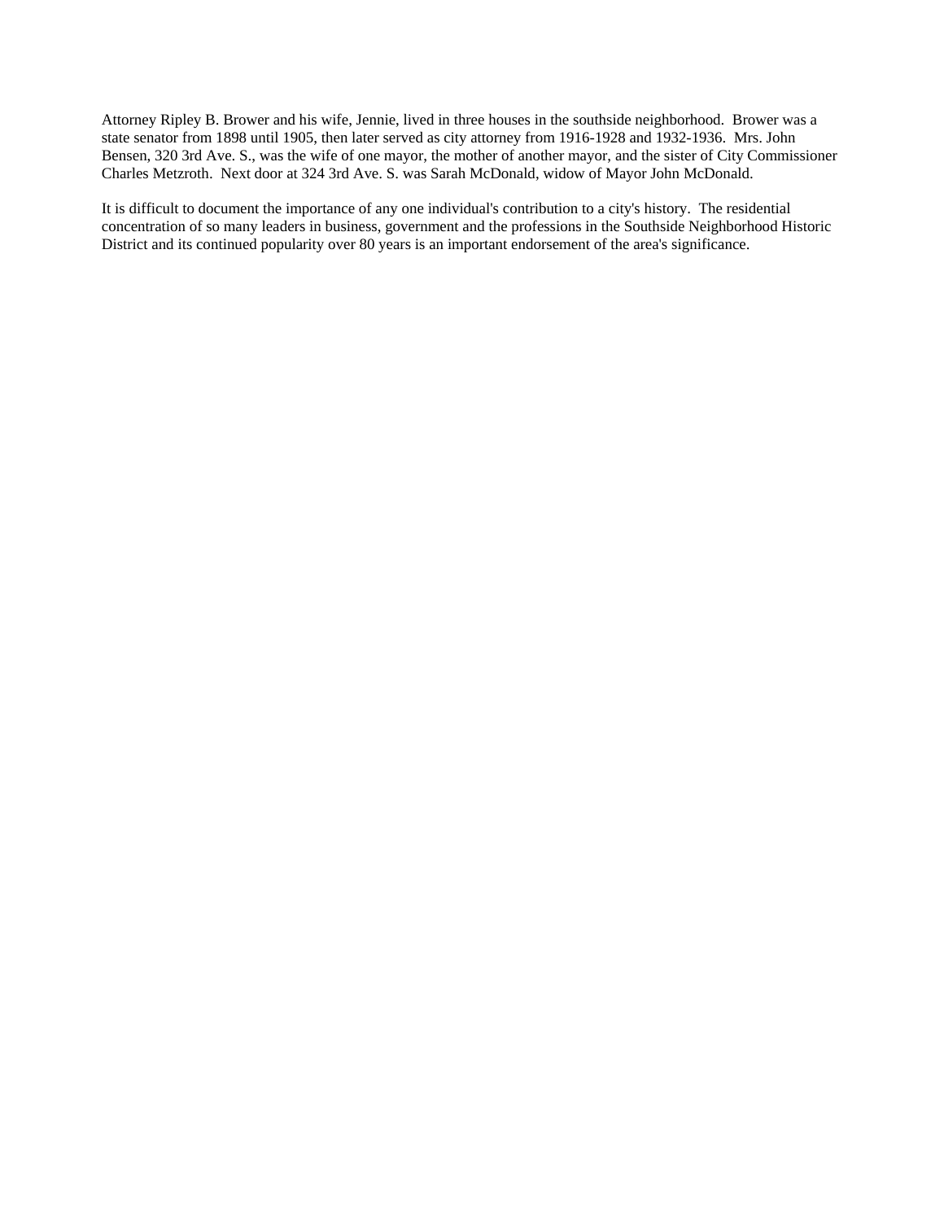Attorney Ripley B. Brower and his wife, Jennie, lived in three houses in the southside neighborhood. Brower was a state senator from 1898 until 1905, then later served as city attorney from 1916-1928 and 1932-1936. Mrs. John Bensen, 320 3rd Ave. S., was the wife of one mayor, the mother of another mayor, and the sister of City Commissioner Charles Metzroth. Next door at 324 3rd Ave. S. was Sarah McDonald, widow of Mayor John McDonald.

It is difficult to document the importance of any one individual's contribution to a city's history. The residential concentration of so many leaders in business, government and the professions in the Southside Neighborhood Historic District and its continued popularity over 80 years is an important endorsement of the area's significance.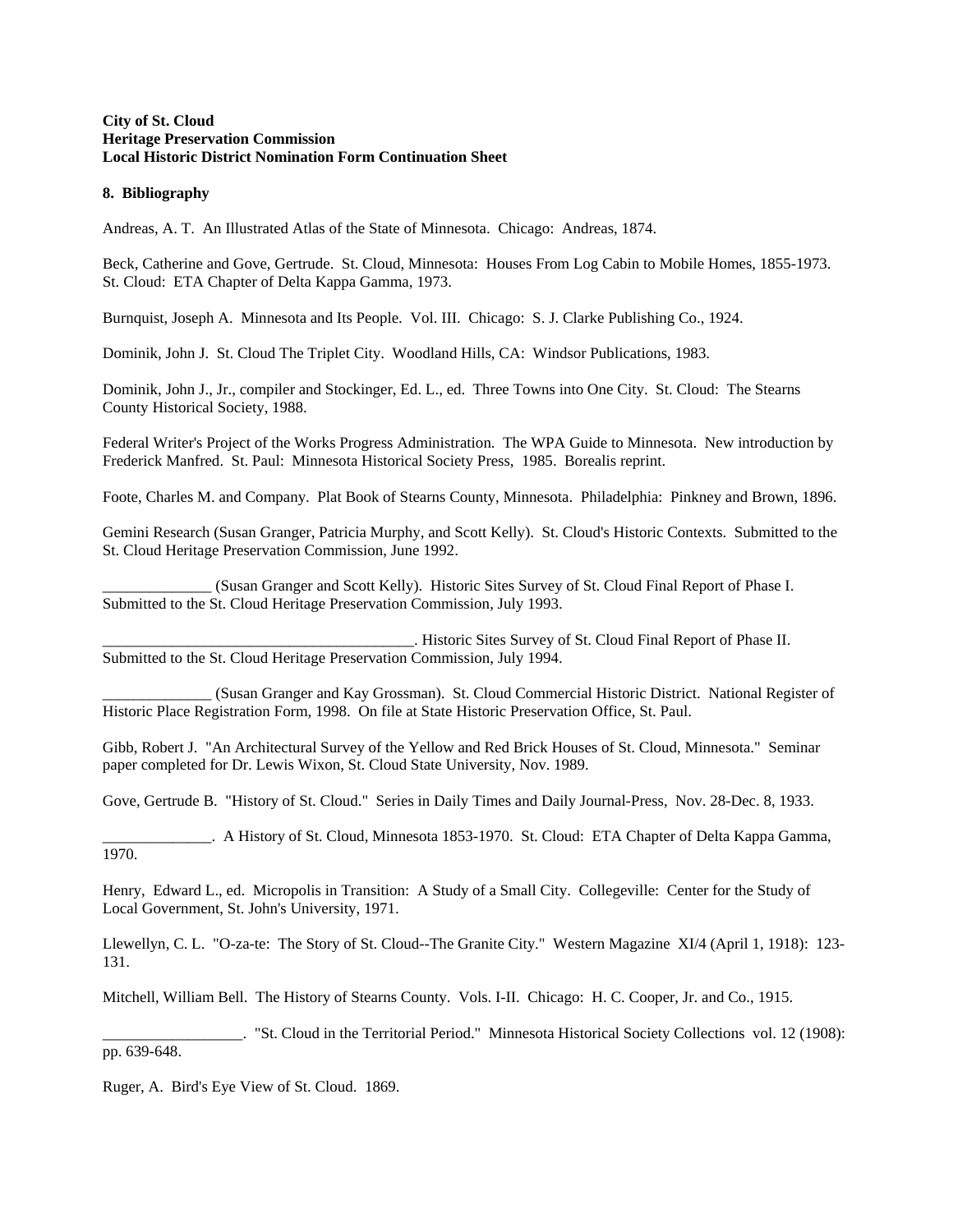**City of St. Cloud**
**Heritage Preservation Commission**
**Local Historic District Nomination Form Continuation Sheet**

**8. Bibliography**

Andreas, A. T. An Illustrated Atlas of the State of Minnesota. Chicago: Andreas, 1874.

Beck, Catherine and Gove, Gertrude. St. Cloud, Minnesota: Houses From Log Cabin to Mobile Homes, 1855-1973. St. Cloud: ETA Chapter of Delta Kappa Gamma, 1973.

Burnquist, Joseph A. Minnesota and Its People. Vol. III. Chicago: S. J. Clarke Publishing Co., 1924.

Dominik, John J. St. Cloud The Triplet City. Woodland Hills, CA: Windsor Publications, 1983.

Dominik, John J., Jr., compiler and Stockinger, Ed. L., ed. Three Towns into One City. St. Cloud: The Stearns County Historical Society, 1988.

Federal Writer's Project of the Works Progress Administration. The WPA Guide to Minnesota. New introduction by Frederick Manfred. St. Paul: Minnesota Historical Society Press, 1985. Borealis reprint.

Foote, Charles M. and Company. Plat Book of Stearns County, Minnesota. Philadelphia: Pinkney and Brown, 1896.

Gemini Research (Susan Granger, Patricia Murphy, and Scott Kelly). St. Cloud's Historic Contexts. Submitted to the St. Cloud Heritage Preservation Commission, June 1992.

______________ (Susan Granger and Scott Kelly). Historic Sites Survey of St. Cloud Final Report of Phase I. Submitted to the St. Cloud Heritage Preservation Commission, July 1993.

_________________________________________. Historic Sites Survey of St. Cloud Final Report of Phase II. Submitted to the St. Cloud Heritage Preservation Commission, July 1994.

______________ (Susan Granger and Kay Grossman). St. Cloud Commercial Historic District. National Register of Historic Place Registration Form, 1998. On file at State Historic Preservation Office, St. Paul.

Gibb, Robert J. "An Architectural Survey of the Yellow and Red Brick Houses of St. Cloud, Minnesota." Seminar paper completed for Dr. Lewis Wixon, St. Cloud State University, Nov. 1989.

Gove, Gertrude B. "History of St. Cloud." Series in Daily Times and Daily Journal-Press, Nov. 28-Dec. 8, 1933.

______________. A History of St. Cloud, Minnesota 1853-1970. St. Cloud: ETA Chapter of Delta Kappa Gamma, 1970.

Henry, Edward L., ed. Micropolis in Transition: A Study of a Small City. Collegeville: Center for the Study of Local Government, St. John's University, 1971.

Llewellyn, C. L. "O-za-te: The Story of St. Cloud--The Granite City." Western Magazine XI/4 (April 1, 1918): 123-131.

Mitchell, William Bell. The History of Stearns County. Vols. I-II. Chicago: H. C. Cooper, Jr. and Co., 1915.

__________________. "St. Cloud in the Territorial Period." Minnesota Historical Society Collections vol. 12 (1908): pp. 639-648.

Ruger, A. Bird's Eye View of St. Cloud. 1869.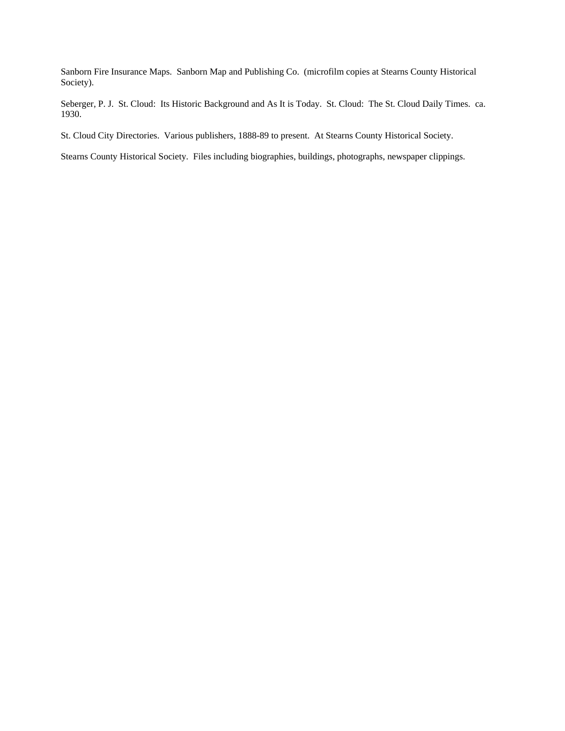Sanborn Fire Insurance Maps.  Sanborn Map and Publishing Co.  (microfilm copies at Stearns County Historical Society).

Seberger, P. J.  St. Cloud:  Its Historic Background and As It is Today.  St. Cloud:  The St. Cloud Daily Times.  ca. 1930.

St. Cloud City Directories.  Various publishers, 1888-89 to present.  At Stearns County Historical Society.

Stearns County Historical Society.  Files including biographies, buildings, photographs, newspaper clippings.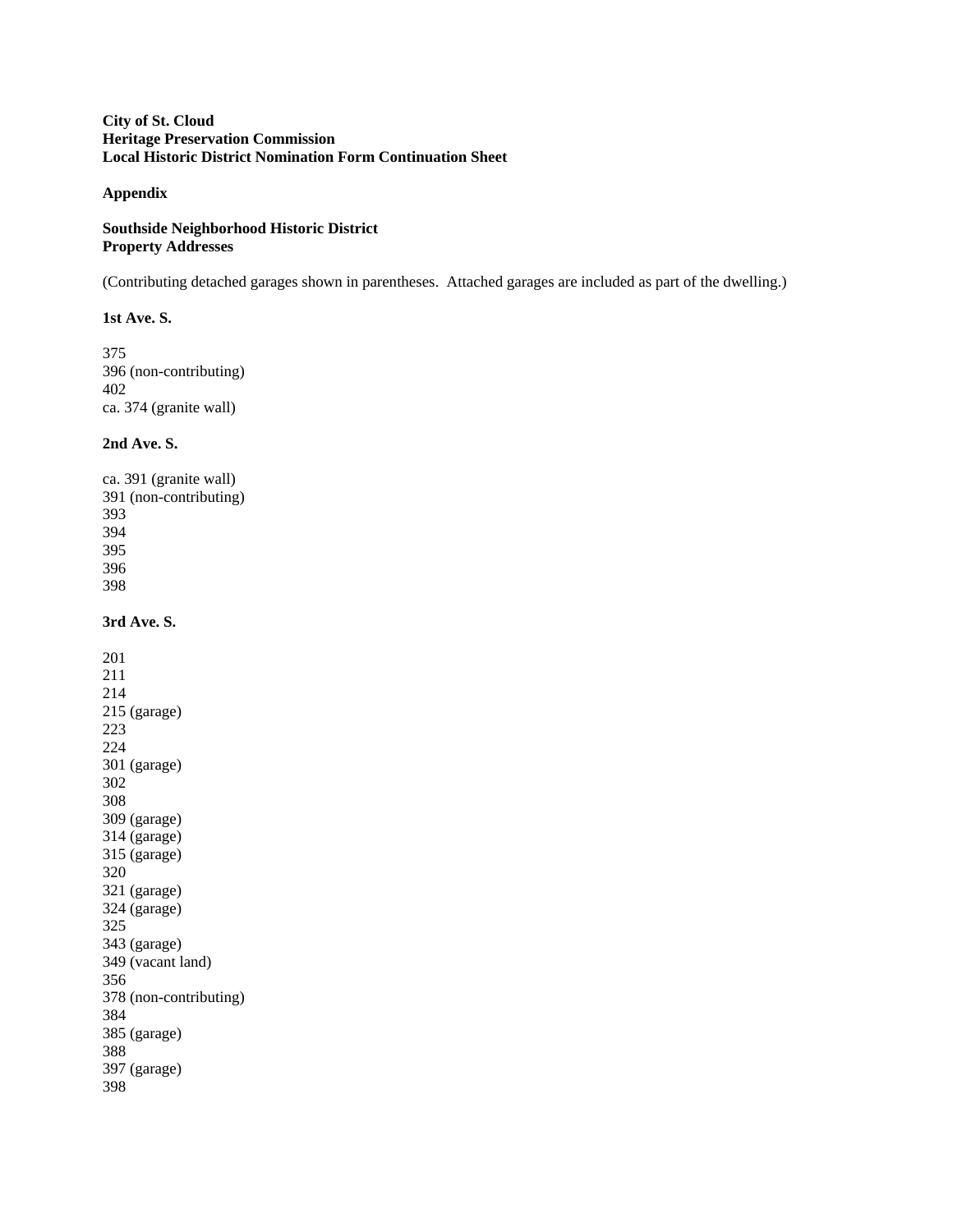**City of St. Cloud**
**Heritage Preservation Commission**
**Local Historic District Nomination Form Continuation Sheet**

**Appendix**

**Southside Neighborhood Historic District**
**Property Addresses**

(Contributing detached garages shown in parentheses. Attached garages are included as part of the dwelling.)

**1st Ave. S.**

375
396 (non-contributing)
402
ca. 374 (granite wall)

**2nd Ave. S.**

ca. 391 (granite wall)
391 (non-contributing)
393
394
395
396
398

**3rd Ave. S.**

201
211
214
215 (garage)
223
224
301 (garage)
302
308
309 (garage)
314 (garage)
315 (garage)
320
321 (garage)
324 (garage)
325
343 (garage)
349 (vacant land)
356
378 (non-contributing)
384
385 (garage)
388
397 (garage)
398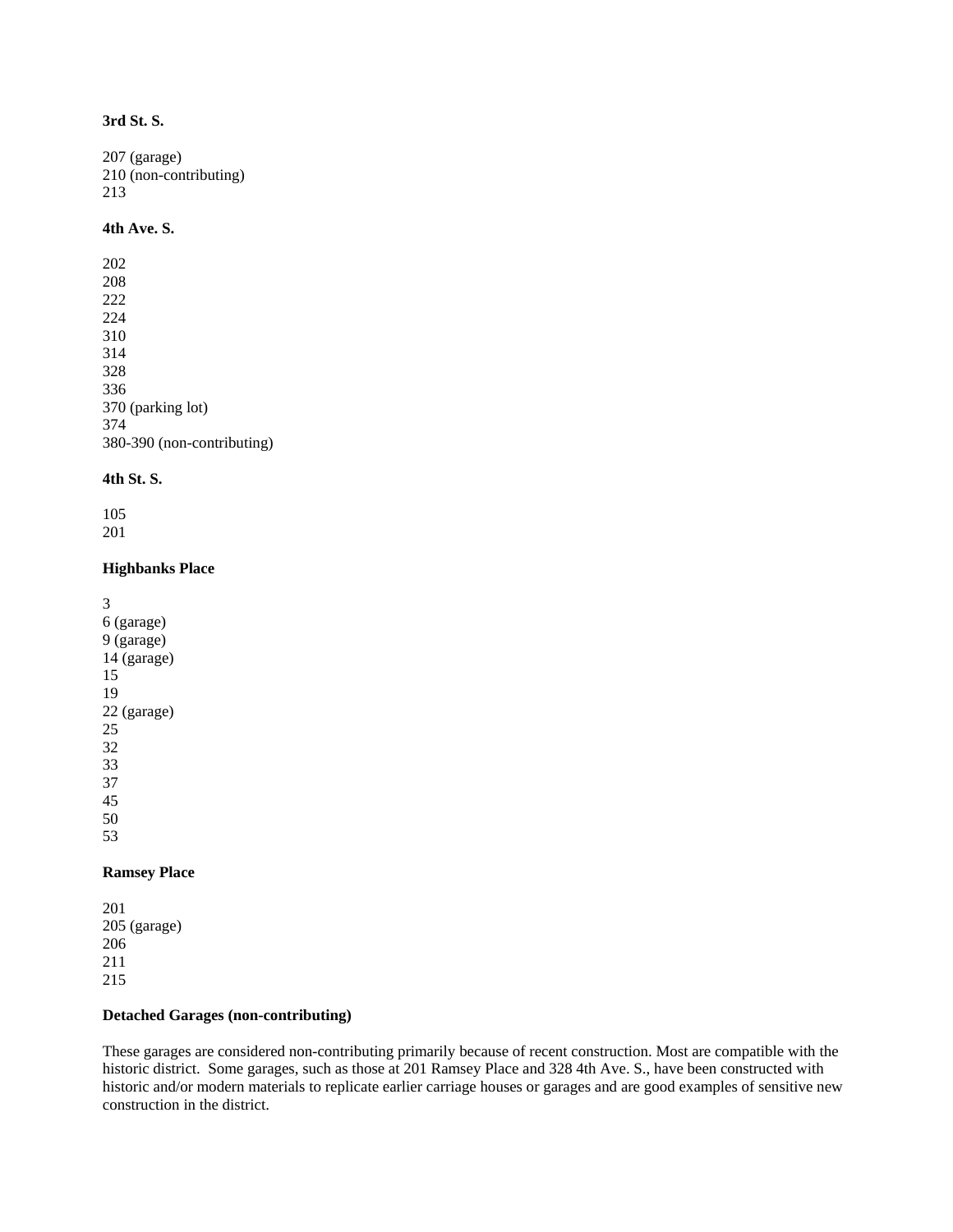**3rd St. S.**

207 (garage)
210 (non-contributing)
213

**4th Ave. S.**

202
208
222
224
310
314
328
336
370 (parking lot)
374
380-390 (non-contributing)

**4th St. S.**

105
201

**Highbanks Place**

3
6 (garage)
9 (garage)
14 (garage)
15
19
22 (garage)
25
32
33
37
45
50
53

**Ramsey Place**

201
205 (garage)
206
211
215

**Detached Garages (non-contributing)**

These garages are considered non-contributing primarily because of recent construction. Most are compatible with the historic district. Some garages, such as those at 201 Ramsey Place and 328 4th Ave. S., have been constructed with historic and/or modern materials to replicate earlier carriage houses or garages and are good examples of sensitive new construction in the district.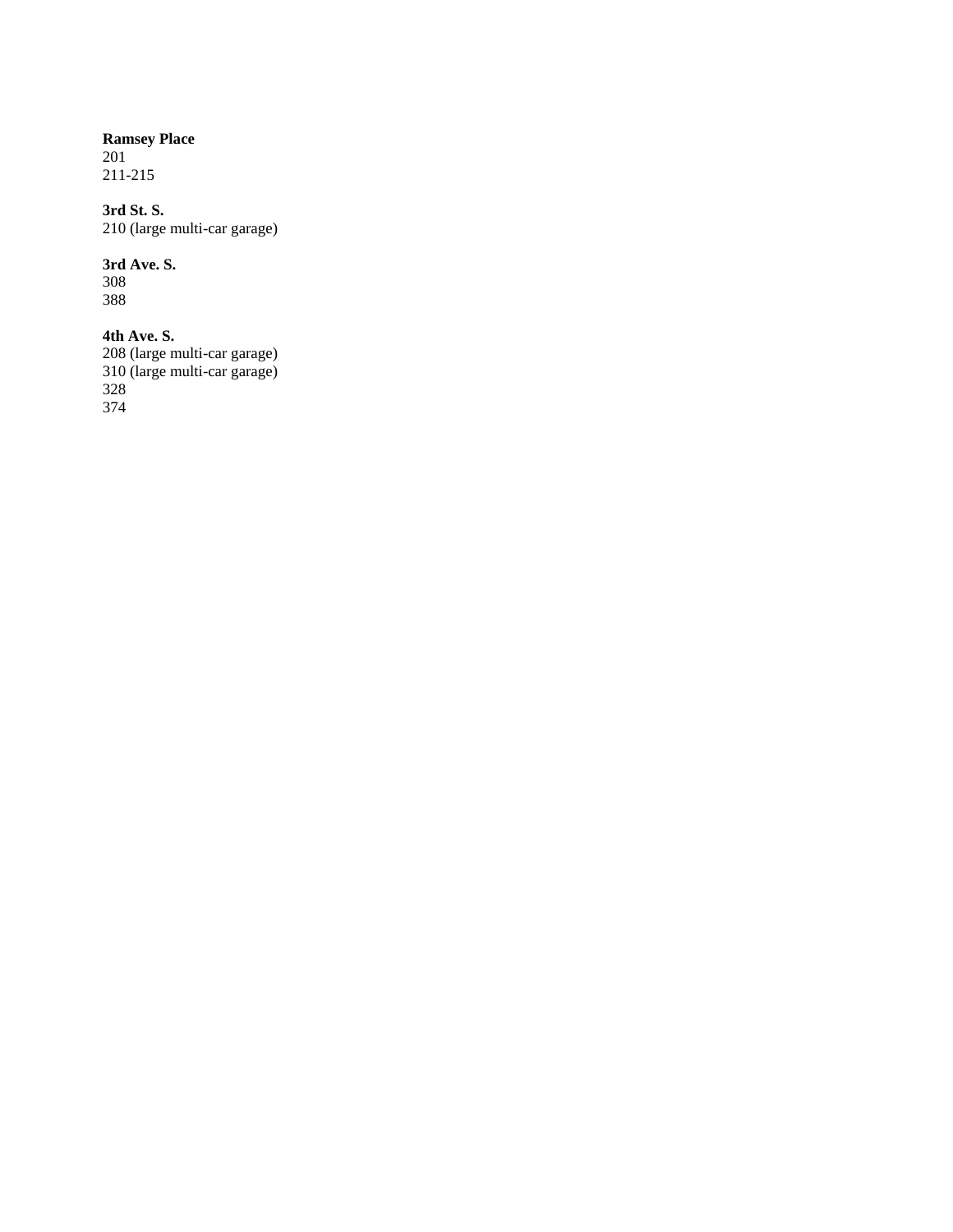**Ramsey Place**
201
211-215

**3rd St. S.**
210 (large multi-car garage)

**3rd Ave. S.**
308
388

**4th Ave. S.**
208 (large multi-car garage)
310 (large multi-car garage)
328
374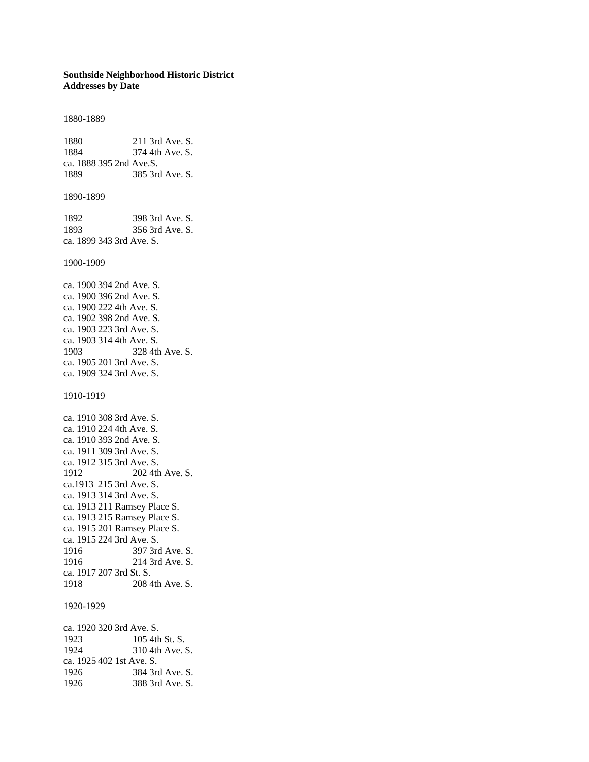**Southside Neighborhood Historic District**
**Addresses by Date**

1880-1889

1880 211 3rd Ave. S.
1884 374 4th Ave. S.
ca. 1888 395 2nd Ave.S.
1889 385 3rd Ave. S.

1890-1899

1892 398 3rd Ave. S.
1893 356 3rd Ave. S.
ca. 1899 343 3rd Ave. S.

1900-1909

ca. 1900 394 2nd Ave. S.
ca. 1900 396 2nd Ave. S.
ca. 1900 222 4th Ave. S.
ca. 1902 398 2nd Ave. S.
ca. 1903 223 3rd Ave. S.
ca. 1903 314 4th Ave. S.
1903 328 4th Ave. S.
ca. 1905 201 3rd Ave. S.
ca. 1909 324 3rd Ave. S.

1910-1919

ca. 1910 308 3rd Ave. S.
ca. 1910 224 4th Ave. S.
ca. 1910 393 2nd Ave. S.
ca. 1911 309 3rd Ave. S.
ca. 1912 315 3rd Ave. S.
1912 202 4th Ave. S.
ca.1913 215 3rd Ave. S.
ca. 1913 314 3rd Ave. S.
ca. 1913 211 Ramsey Place S.
ca. 1913 215 Ramsey Place S.
ca. 1915 201 Ramsey Place S.
ca. 1915 224 3rd Ave. S.
1916 397 3rd Ave. S.
1916 214 3rd Ave. S.
ca. 1917 207 3rd St. S.
1918 208 4th Ave. S.

1920-1929

ca. 1920 320 3rd Ave. S.
1923 105 4th St. S.
1924 310 4th Ave. S.
ca. 1925 402 1st Ave. S.
1926 384 3rd Ave. S.
1926 388 3rd Ave. S.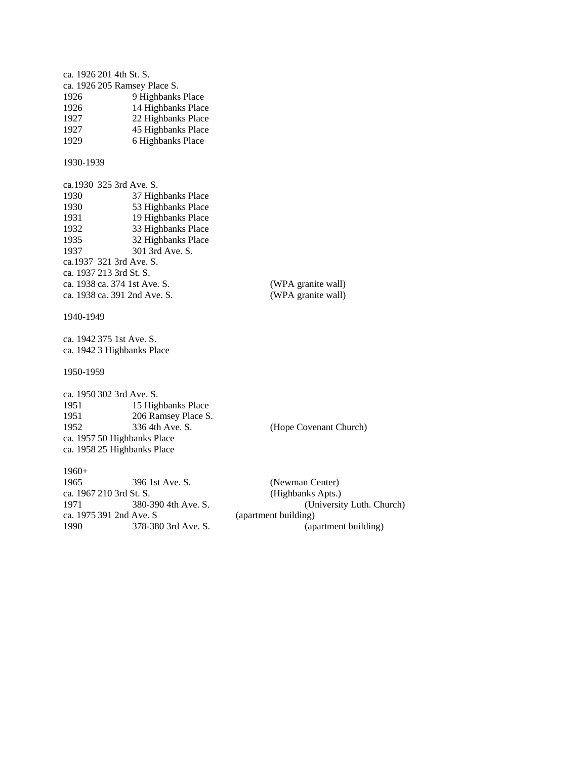ca. 1926 201 4th St. S.
ca. 1926 205 Ramsey Place S.
1926 9 Highbanks Place
1926 14 Highbanks Place
1927 22 Highbanks Place
1927 45 Highbanks Place
1929 6 Highbanks Place

1930-1939

ca.1930 325 3rd Ave. S.
1930 37 Highbanks Place
1930 53 Highbanks Place
1931 19 Highbanks Place
1932 33 Highbanks Place
1935 32 Highbanks Place
1937 301 3rd Ave. S.
ca.1937 321 3rd Ave. S.
ca. 1937 213 3rd St. S.
ca. 1938 ca. 374 1st Ave. S. (WPA granite wall)
ca. 1938 ca. 391 2nd Ave. S. (WPA granite wall)

1940-1949

ca. 1942 375 1st Ave. S.
ca. 1942 3 Highbanks Place

1950-1959

ca. 1950 302 3rd Ave. S.
1951 15 Highbanks Place
1951 206 Ramsey Place S.
1952 336 4th Ave. S. (Hope Covenant Church)
ca. 1957 50 Highbanks Place
ca. 1958 25 Highbanks Place

1960+
1965 396 1st Ave. S. (Newman Center)
ca. 1967 210 3rd St. S. (Highbanks Apts.)
1971 380-390 4th Ave. S. (University Luth. Church)
ca. 1975 391 2nd Ave. S (apartment building)
1990 378-380 3rd Ave. S. (apartment building)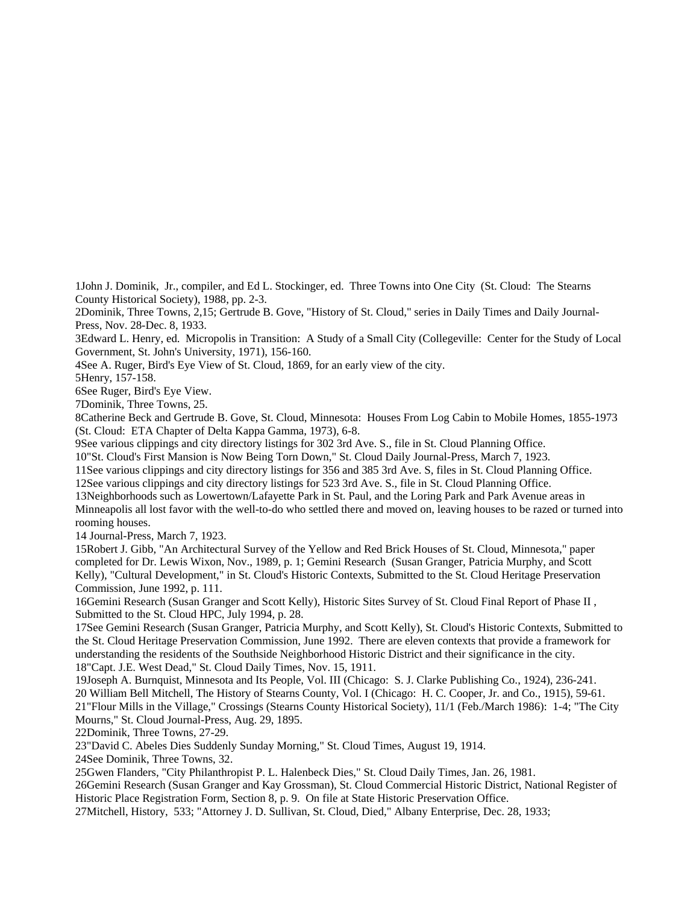1John J. Dominik, Jr., compiler, and Ed L. Stockinger, ed. Three Towns into One City (St. Cloud: The Stearns County Historical Society), 1988, pp. 2-3.

2Dominik, Three Towns, 2,15; Gertrude B. Gove, "History of St. Cloud," series in Daily Times and Daily Journal-Press, Nov. 28-Dec. 8, 1933.

3Edward L. Henry, ed. Micropolis in Transition: A Study of a Small City (Collegeville: Center for the Study of Local Government, St. John's University, 1971), 156-160.

4See A. Ruger, Bird's Eye View of St. Cloud, 1869, for an early view of the city.

5Henry, 157-158.

6See Ruger, Bird's Eye View.

7Dominik, Three Towns, 25.

8Catherine Beck and Gertrude B. Gove, St. Cloud, Minnesota: Houses From Log Cabin to Mobile Homes, 1855-1973 (St. Cloud: ETA Chapter of Delta Kappa Gamma, 1973), 6-8.

9See various clippings and city directory listings for 302 3rd Ave. S., file in St. Cloud Planning Office.

10"St. Cloud's First Mansion is Now Being Torn Down," St. Cloud Daily Journal-Press, March 7, 1923.

11See various clippings and city directory listings for 356 and 385 3rd Ave. S, files in St. Cloud Planning Office.

12See various clippings and city directory listings for 523 3rd Ave. S., file in St. Cloud Planning Office.

13Neighborhoods such as Lowertown/Lafayette Park in St. Paul, and the Loring Park and Park Avenue areas in Minneapolis all lost favor with the well-to-do who settled there and moved on, leaving houses to be razed or turned into rooming houses.

14 Journal-Press, March 7, 1923.

15Robert J. Gibb, "An Architectural Survey of the Yellow and Red Brick Houses of St. Cloud, Minnesota," paper completed for Dr. Lewis Wixon, Nov., 1989, p. 1; Gemini Research (Susan Granger, Patricia Murphy, and Scott Kelly), "Cultural Development," in St. Cloud's Historic Contexts, Submitted to the St. Cloud Heritage Preservation Commission, June 1992, p. 111.

16Gemini Research (Susan Granger and Scott Kelly), Historic Sites Survey of St. Cloud Final Report of Phase II , Submitted to the St. Cloud HPC, July 1994, p. 28.

17See Gemini Research (Susan Granger, Patricia Murphy, and Scott Kelly), St. Cloud's Historic Contexts, Submitted to the St. Cloud Heritage Preservation Commission, June 1992. There are eleven contexts that provide a framework for understanding the residents of the Southside Neighborhood Historic District and their significance in the city.

18"Capt. J.E. West Dead," St. Cloud Daily Times, Nov. 15, 1911.

19Joseph A. Burnquist, Minnesota and Its People, Vol. III (Chicago: S. J. Clarke Publishing Co., 1924), 236-241.

20 William Bell Mitchell, The History of Stearns County, Vol. I (Chicago: H. C. Cooper, Jr. and Co., 1915), 59-61.

21"Flour Mills in the Village," Crossings (Stearns County Historical Society), 11/1 (Feb./March 1986): 1-4; "The City Mourns," St. Cloud Journal-Press, Aug. 29, 1895.

22Dominik, Three Towns, 27-29.

23"David C. Abeles Dies Suddenly Sunday Morning," St. Cloud Times, August 19, 1914.

24See Dominik, Three Towns, 32.

25Gwen Flanders, "City Philanthropist P. L. Halenbeck Dies," St. Cloud Daily Times, Jan. 26, 1981.

26Gemini Research (Susan Granger and Kay Grossman), St. Cloud Commercial Historic District, National Register of Historic Place Registration Form, Section 8, p. 9. On file at State Historic Preservation Office.

27Mitchell, History, 533; "Attorney J. D. Sullivan, St. Cloud, Died," Albany Enterprise, Dec. 28, 1933;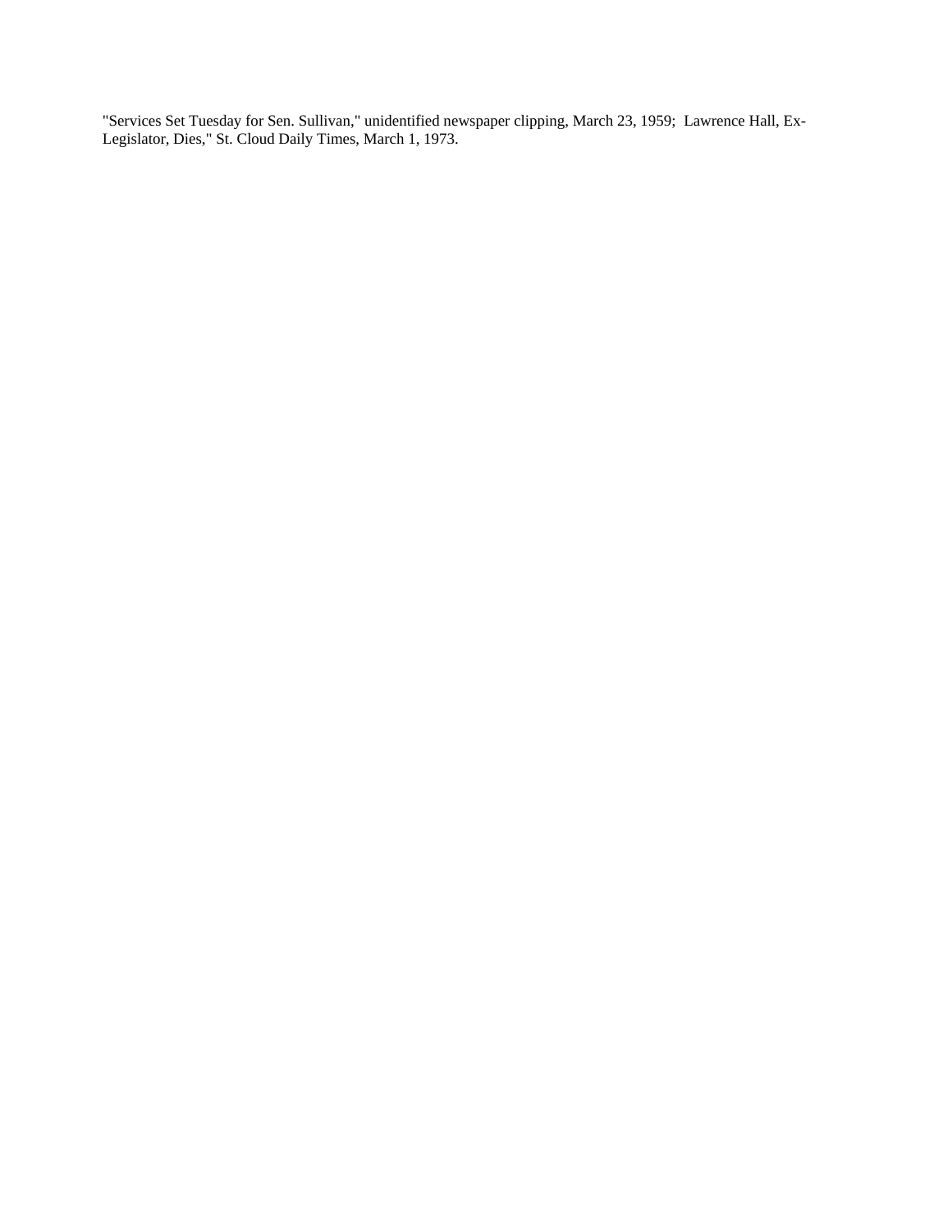"Services Set Tuesday for Sen. Sullivan," unidentified newspaper clipping, March 23, 1959;  Lawrence Hall, Ex-Legislator, Dies," St. Cloud Daily Times, March 1, 1973.